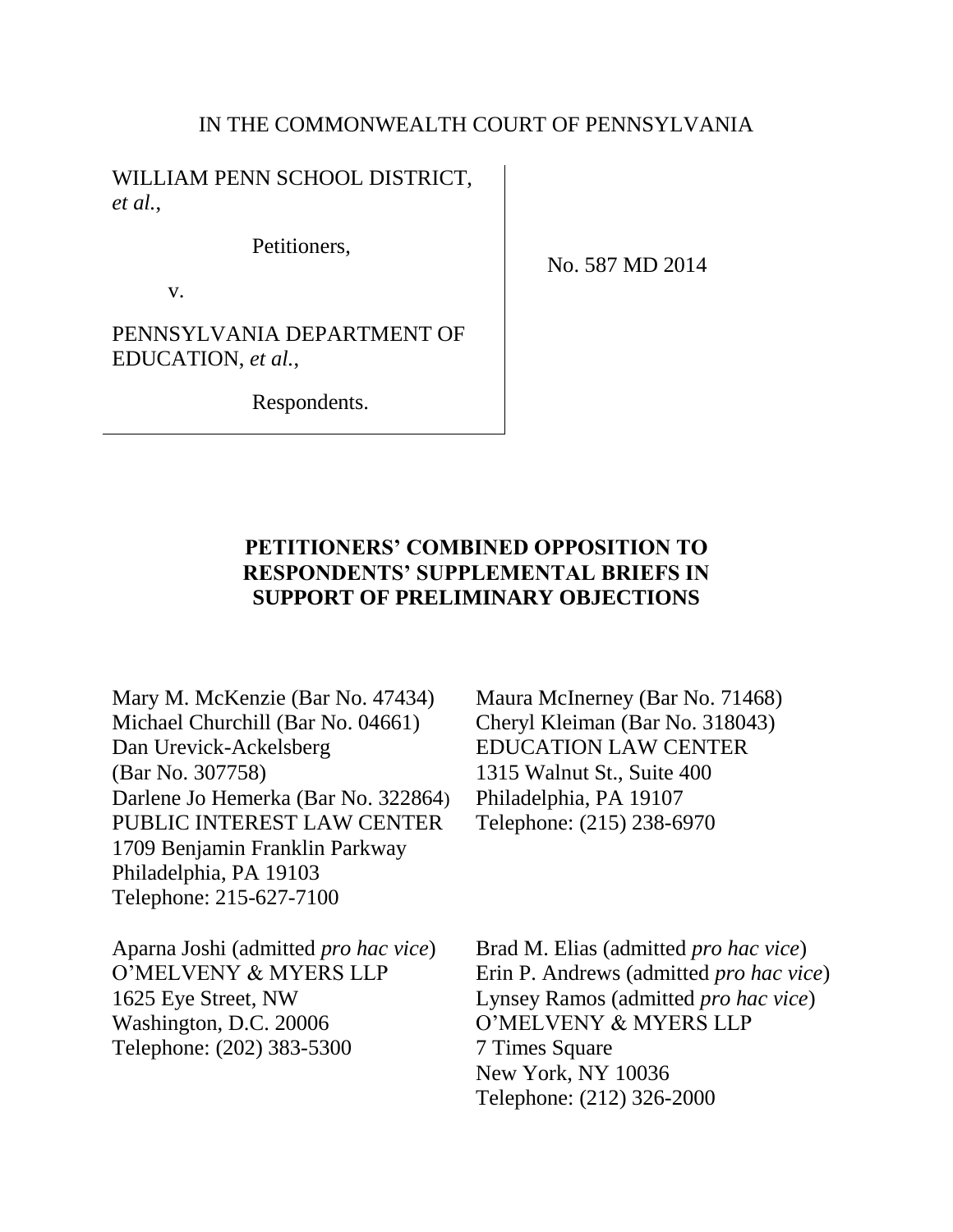IN THE COMMONWEALTH COURT OF PENNSYLVANIA

| | |
|---|---|
| WILLIAM PENN SCHOOL DISTRICT, *et al.*,<br><br>Petitioners,<br><br>v.<br><br>PENNSYLVANIA DEPARTMENT OF EDUCATION, *et al.*,<br><br>Respondents. | No. 587 MD 2014 |

**PETITIONERS' COMBINED OPPOSITION TO RESPONDENTS' SUPPLEMENTAL BRIEFS IN SUPPORT OF PRELIMINARY OBJECTIONS**

Mary M. McKenzie (Bar No. 47434)
Michael Churchill (Bar No. 04661)
Dan Urevick-Ackelsberg
(Bar No. 307758)
Darlene Jo Hemerka (Bar No. 322864)
PUBLIC INTEREST LAW CENTER
1709 Benjamin Franklin Parkway
Philadelphia, PA 19103
Telephone: 215-627-7100

Maura McInerney (Bar No. 71468)
Cheryl Kleiman (Bar No. 318043)
EDUCATION LAW CENTER
1315 Walnut St., Suite 400
Philadelphia, PA 19107
Telephone: (215) 238-6970

Aparna Joshi (admitted *pro hac vice*)
O'MELVENY & MYERS LLP
1625 Eye Street, NW
Washington, D.C. 20006
Telephone: (202) 383-5300

Brad M. Elias (admitted *pro hac vice*)
Erin P. Andrews (admitted *pro hac vice*)
Lynsey Ramos (admitted *pro hac vice*)
O'MELVENY & MYERS LLP
7 Times Square
New York, NY 10036
Telephone: (212) 326-2000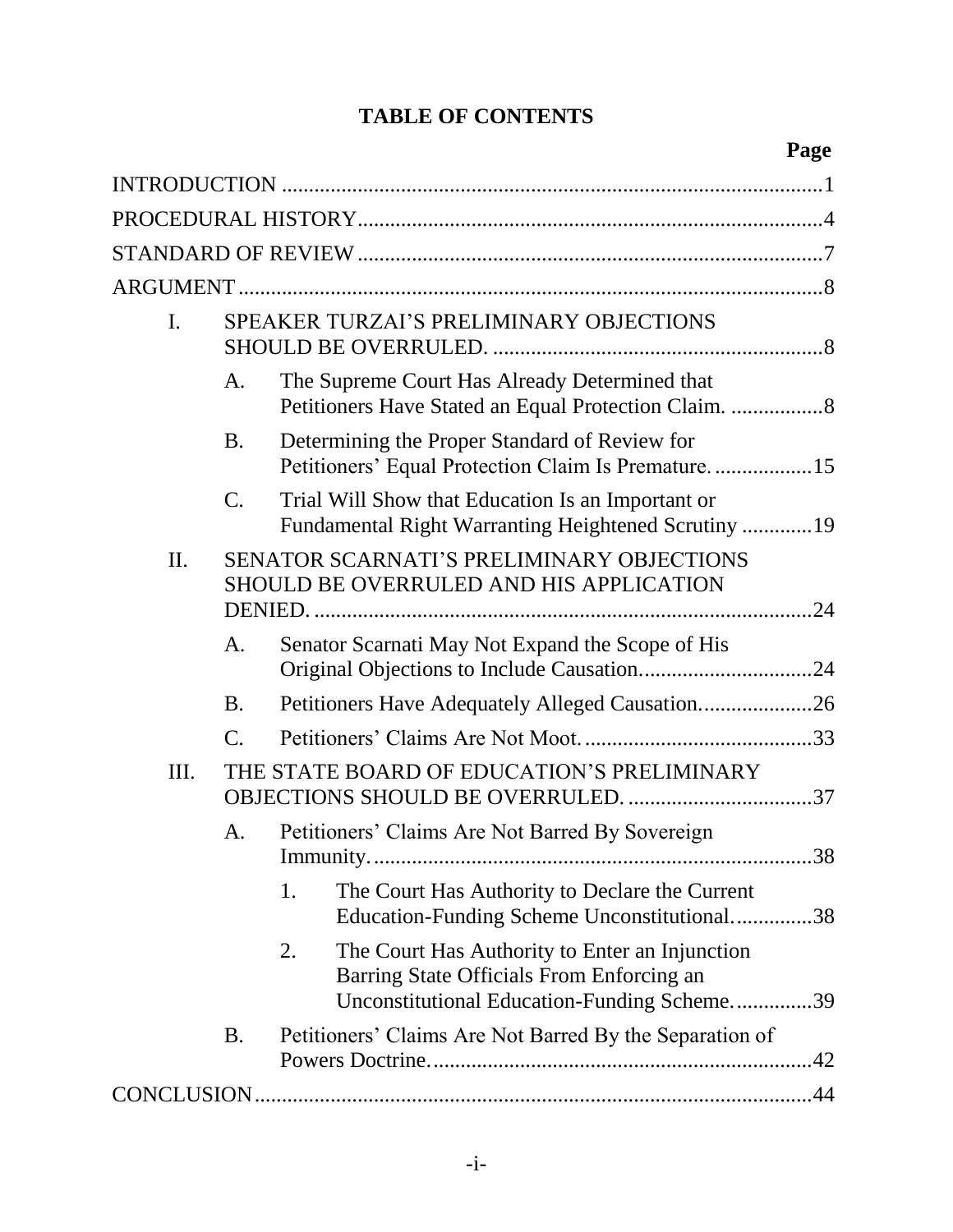# TABLE OF CONTENTS

| | Page |
|---|---|
| INTRODUCTION | 1 |
| PROCEDURAL HISTORY | 4 |
| STANDARD OF REVIEW | 7 |
| ARGUMENT | 8 |
| I. SPEAKER TURZAI'S PRELIMINARY OBJECTIONS SHOULD BE OVERRULED. | 8 |
| A. The Supreme Court Has Already Determined that Petitioners Have Stated an Equal Protection Claim. | 8 |
| B. Determining the Proper Standard of Review for Petitioners' Equal Protection Claim Is Premature. | 15 |
| C. Trial Will Show that Education Is an Important or Fundamental Right Warranting Heightened Scrutiny | 19 |
| II. SENATOR SCARNATI'S PRELIMINARY OBJECTIONS SHOULD BE OVERRULED AND HIS APPLICATION DENIED. | 24 |
| A. Senator Scarnati May Not Expand the Scope of His Original Objections to Include Causation. | 24 |
| B. Petitioners Have Adequately Alleged Causation. | 26 |
| C. Petitioners' Claims Are Not Moot. | 33 |
| III. THE STATE BOARD OF EDUCATION'S PRELIMINARY OBJECTIONS SHOULD BE OVERRULED. | 37 |
| A. Petitioners' Claims Are Not Barred By Sovereign Immunity. | 38 |
| 1. The Court Has Authority to Declare the Current Education-Funding Scheme Unconstitutional. | 38 |
| 2. The Court Has Authority to Enter an Injunction Barring State Officials From Enforcing an Unconstitutional Education-Funding Scheme. | 39 |
| B. Petitioners' Claims Are Not Barred By the Separation of Powers Doctrine. | 42 |
| CONCLUSION | 44 |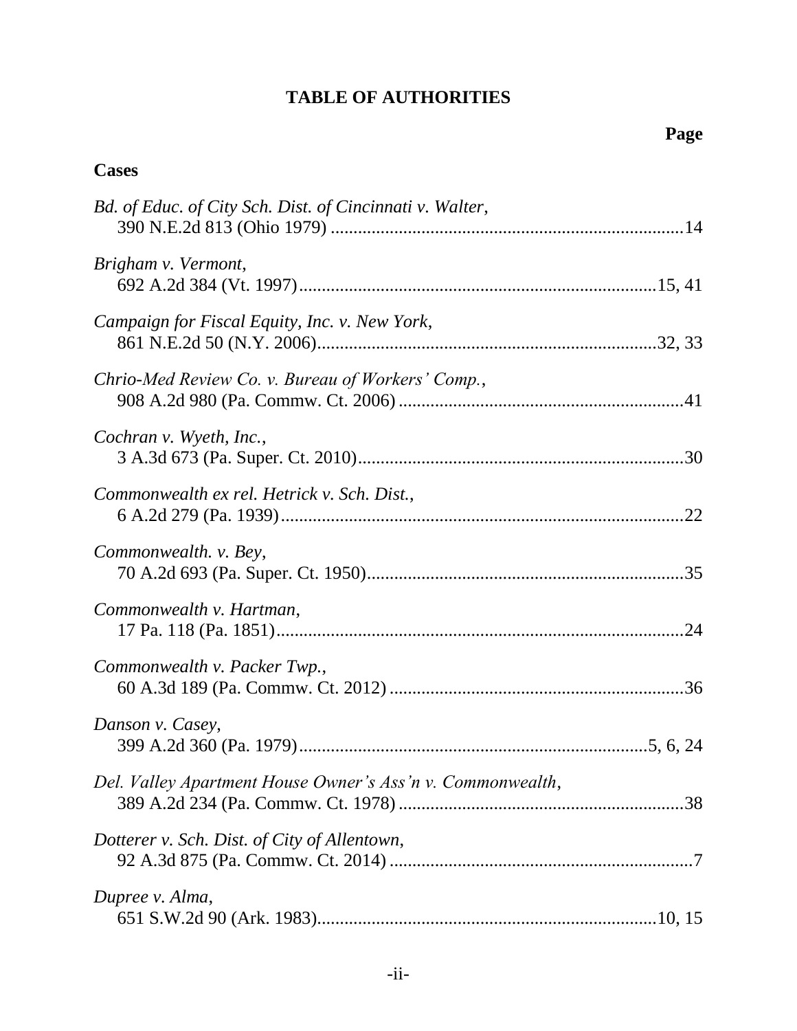# TABLE OF AUTHORITIES

**Page**

## Cases

*Bd. of Educ. of City Sch. Dist. of Cincinnati v. Walter*,
390 N.E.2d 813 (Ohio 1979) ..............................................................................14

*Brigham v. Vermont*,
692 A.2d 384 (Vt. 1997)...............................................................................15, 41

*Campaign for Fiscal Equity, Inc. v. New York*,
861 N.E.2d 50 (N.Y. 2006)...........................................................................32, 33

*Chrio-Med Review Co. v. Bureau of Workers' Comp.*,
908 A.2d 980 (Pa. Commw. Ct. 2006) ...............................................................41

*Cochran v. Wyeth, Inc.*,
3 A.3d 673 (Pa. Super. Ct. 2010).........................................................................30

*Commonwealth ex rel. Hetrick v. Sch. Dist.*,
6 A.2d 279 (Pa. 1939).........................................................................................22

*Commonwealth. v. Bey*,
70 A.2d 693 (Pa. Super. Ct. 1950)......................................................................35

*Commonwealth v. Hartman*,
17 Pa. 118 (Pa. 1851)...........................................................................................24

*Commonwealth v. Packer Twp.*,
60 A.3d 189 (Pa. Commw. Ct. 2012) .................................................................36

*Danson v. Casey*,
399 A.2d 360 (Pa. 1979).............................................................................5, 6, 24

*Del. Valley Apartment House Owner's Ass'n v. Commonwealth*,
389 A.2d 234 (Pa. Commw. Ct. 1978) ...............................................................38

*Dotterer v. Sch. Dist. of City of Allentown*,
92 A.3d 875 (Pa. Commw. Ct. 2014) ...................................................................7

*Dupree v. Alma*,
651 S.W.2d 90 (Ark. 1983)...........................................................................10, 15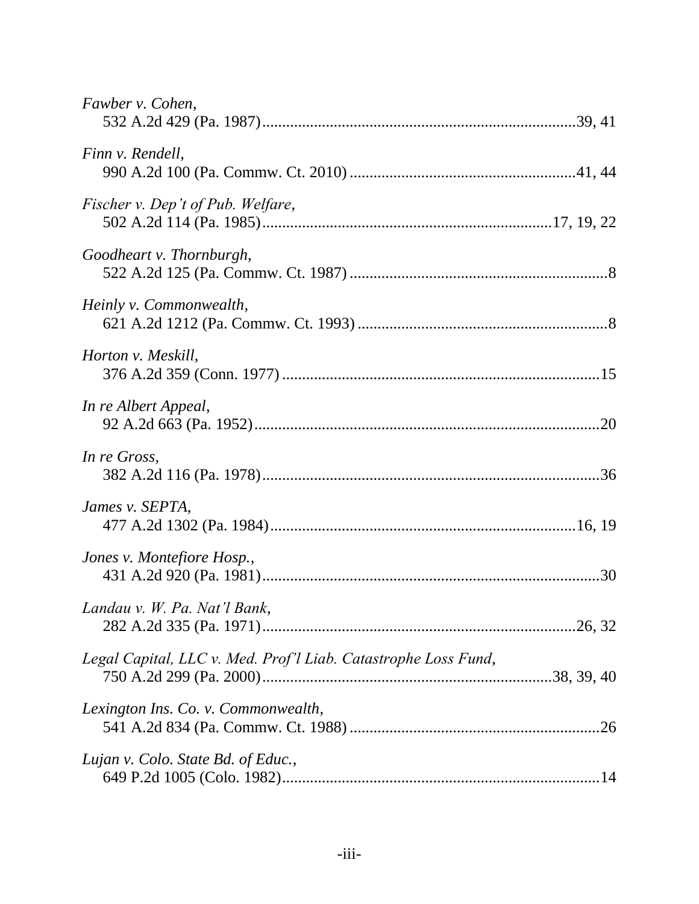*Fawber v. Cohen*,
532 A.2d 429 (Pa. 1987)........................................................................39, 41

*Finn v. Rendell*,
990 A.2d 100 (Pa. Commw. Ct. 2010)..................................................41, 44

*Fischer v. Dep't of Pub. Welfare*,
502 A.2d 114 (Pa. 1985).................................................................17, 19, 22

*Goodheart v. Thornburgh*,
522 A.2d 125 (Pa. Commw. Ct. 1987)..........................................................8

*Heinly v. Commonwealth*,
621 A.2d 1212 (Pa. Commw. Ct. 1993)........................................................8

*Horton v. Meskill*,
376 A.2d 359 (Conn. 1977).........................................................................15

*In re Albert Appeal*,
92 A.2d 663 (Pa. 1952)...............................................................................20

*In re Gross*,
382 A.2d 116 (Pa. 1978).............................................................................36

*James v. SEPTA*,
477 A.2d 1302 (Pa. 1984)......................................................................16, 19

*Jones v. Montefiore Hosp.*,
431 A.2d 920 (Pa. 1981).............................................................................30

*Landau v. W. Pa. Nat'l Bank*,
282 A.2d 335 (Pa. 1971)........................................................................26, 32

*Legal Capital, LLC v. Med. Prof'l Liab. Catastrophe Loss Fund*,
750 A.2d 299 (Pa. 2000).................................................................38, 39, 40

*Lexington Ins. Co. v. Commonwealth*,
541 A.2d 834 (Pa. Commw. Ct. 1988)........................................................26

*Lujan v. Colo. State Bd. of Educ.*,
649 P.2d 1005 (Colo. 1982).........................................................................14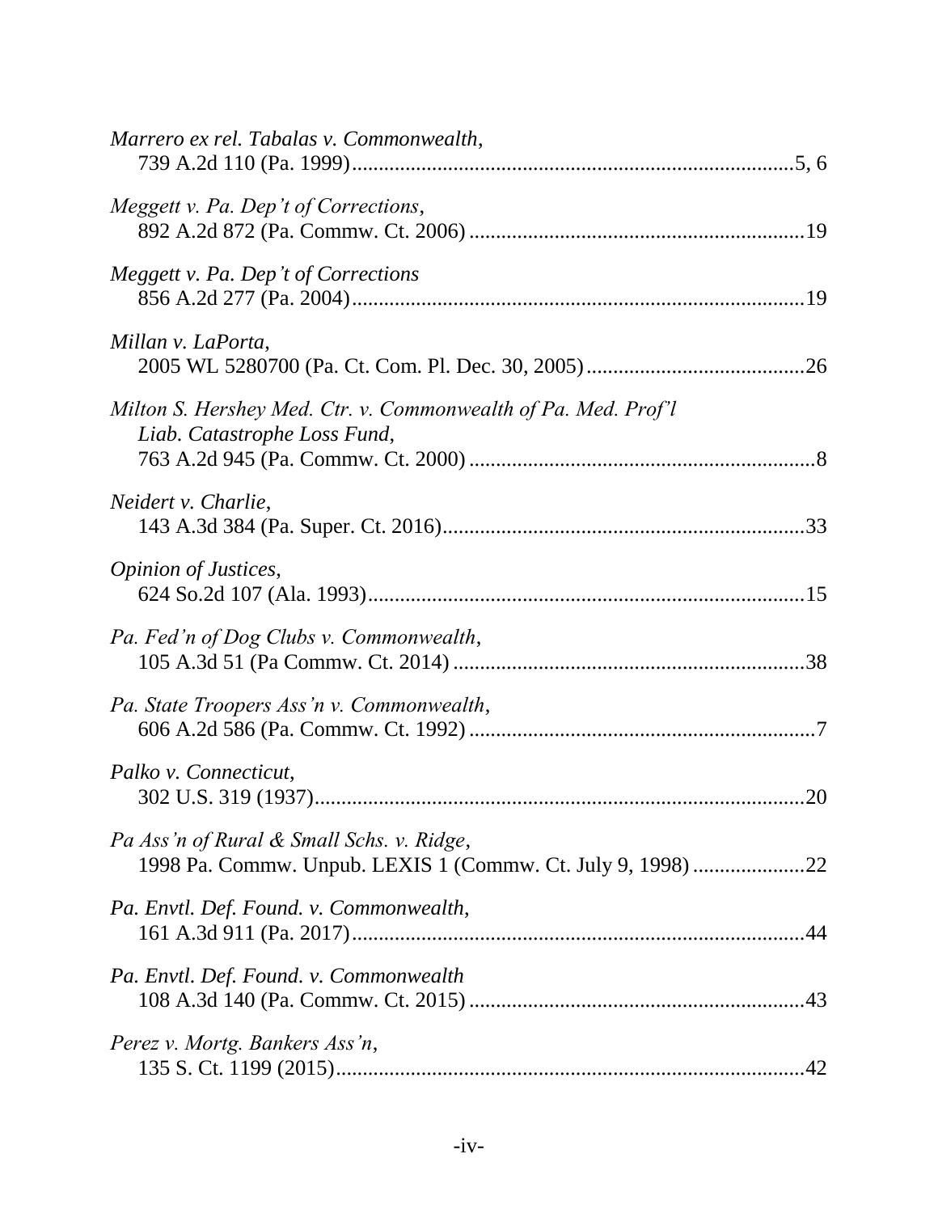*Marrero ex rel. Tabalas v. Commonwealth*,
739 A.2d 110 (Pa. 1999)....................................................................................5, 6

*Meggett v. Pa. Dep't of Corrections*,
892 A.2d 872 (Pa. Commw. Ct. 2006) ...............................................................19

*Meggett v. Pa. Dep't of Corrections*
856 A.2d 277 (Pa. 2004)....................................................................................19

*Millan v. LaPorta*,
2005 WL 5280700 (Pa. Ct. Com. Pl. Dec. 30, 2005).........................................26

*Milton S. Hershey Med. Ctr. v. Commonwealth of Pa. Med. Prof'l Liab. Catastrophe Loss Fund*,
763 A.2d 945 (Pa. Commw. Ct. 2000) .................................................................8

*Neidert v. Charlie*,
143 A.3d 384 (Pa. Super. Ct. 2016)....................................................................33

*Opinion of Justices*,
624 So.2d 107 (Ala. 1993)..................................................................................15

*Pa. Fed'n of Dog Clubs v. Commonwealth*,
105 A.3d 51 (Pa Commw. Ct. 2014) ..................................................................38

*Pa. State Troopers Ass'n v. Commonwealth*,
606 A.2d 586 (Pa. Commw. Ct. 1992) .................................................................7

*Palko v. Connecticut*,
302 U.S. 319 (1937)............................................................................................20

*Pa Ass'n of Rural & Small Schs. v. Ridge*,
1998 Pa. Commw. Unpub. LEXIS 1 (Commw. Ct. July 9, 1998) .....................22

*Pa. Envtl. Def. Found. v. Commonwealth*,
161 A.3d 911 (Pa. 2017).....................................................................................44

*Pa. Envtl. Def. Found. v. Commonwealth*
108 A.3d 140 (Pa. Commw. Ct. 2015) ...............................................................43

*Perez v. Mortg. Bankers Ass'n*,
135 S. Ct. 1199 (2015).......................................................................................42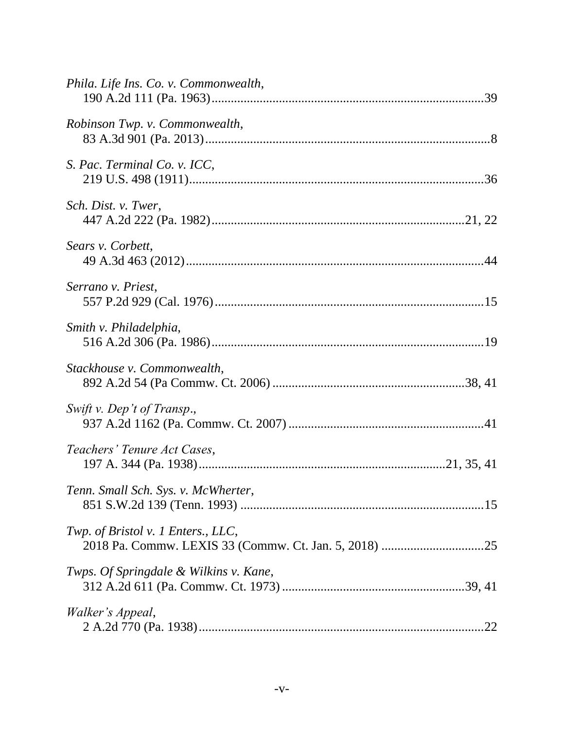*Phila. Life Ins. Co. v. Commonwealth*,
190 A.2d 111 (Pa. 1963) ....................................................................................39

*Robinson Twp. v. Commonwealth*,
83 A.3d 901 (Pa. 2013) ........................................................................................8

*S. Pac. Terminal Co. v. ICC*,
219 U.S. 498 (1911) ............................................................................................36

*Sch. Dist. v. Twer*,
447 A.2d 222 (Pa. 1982) ...............................................................................21, 22

*Sears v. Corbett*,
49 A.3d 463 (2012) .............................................................................................44

*Serrano v. Priest*,
557 P.2d 929 (Cal. 1976) ....................................................................................15

*Smith v. Philadelphia*,
516 A.2d 306 (Pa. 1986) .....................................................................................19

*Stackhouse v. Commonwealth*,
892 A.2d 54 (Pa Commw. Ct. 2006) ............................................................38, 41

*Swift v. Dep't of Transp.*,
937 A.2d 1162 (Pa. Commw. Ct. 2007) .............................................................41

*Teachers' Tenure Act Cases*,
197 A. 344 (Pa. 1938) ...........................................................................21, 35, 41

*Tenn. Small Sch. Sys. v. McWherter*,
851 S.W.2d 139 (Tenn. 1993) ............................................................................15

*Twp. of Bristol v. 1 Enters., LLC*,
2018 Pa. Commw. LEXIS 33 (Commw. Ct. Jan. 5, 2018) ................................25

*Twps. Of Springdale & Wilkins v. Kane*,
312 A.2d 611 (Pa. Commw. Ct. 1973) .........................................................39, 41

*Walker's Appeal*,
2 A.2d 770 (Pa. 1938) .........................................................................................22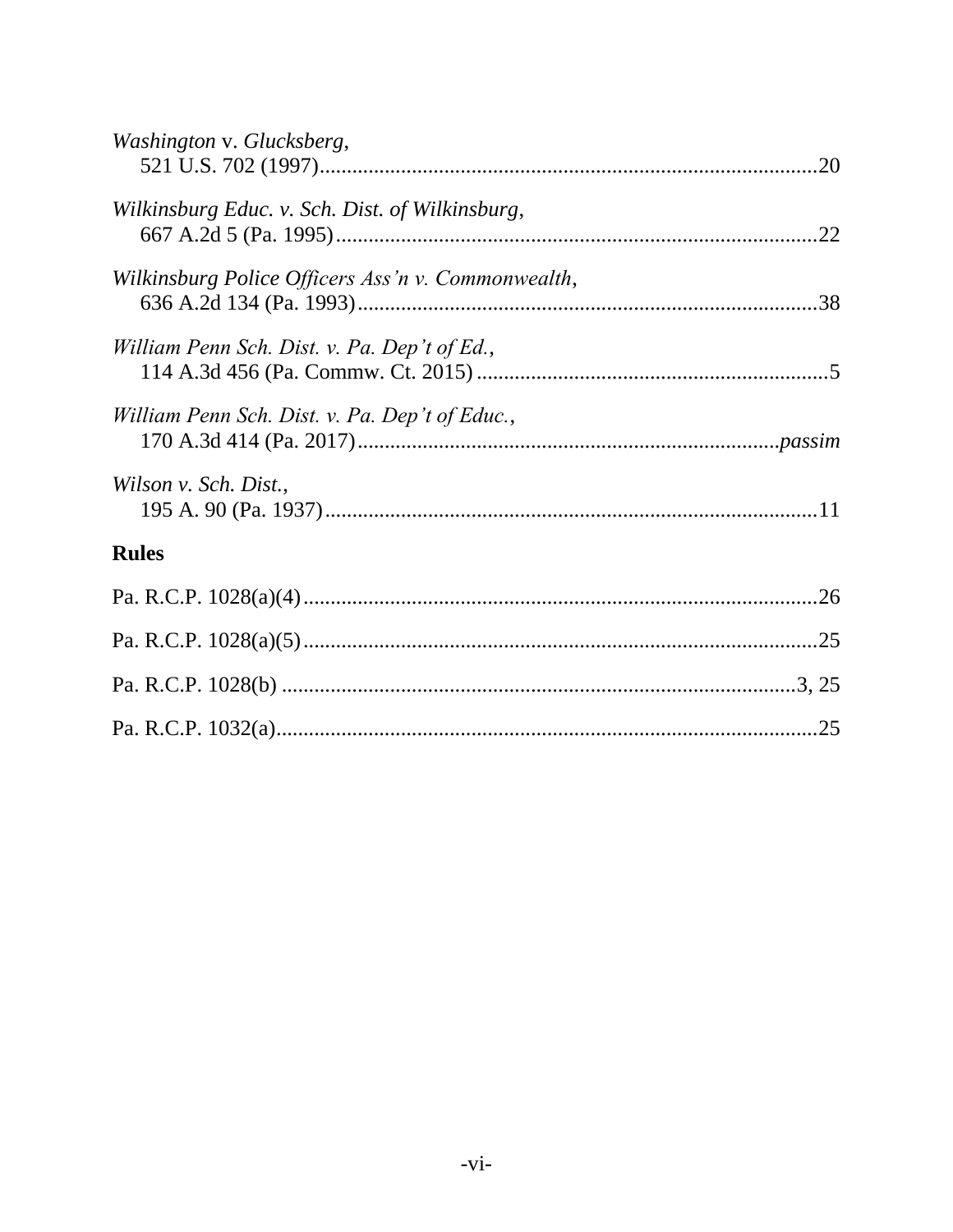*Washington* v. *Glucksberg*,
521 U.S. 702 (1997)........................................................................................20

*Wilkinsburg Educ. v. Sch. Dist. of Wilkinsburg*,
667 A.2d 5 (Pa. 1995)......................................................................................22

*Wilkinsburg Police Officers Ass'n v. Commonwealth*,
636 A.2d 134 (Pa. 1993)..................................................................................38

*William Penn Sch. Dist. v. Pa. Dep't of Ed.*,
114 A.3d 456 (Pa. Commw. Ct. 2015)..............................................................5

*William Penn Sch. Dist. v. Pa. Dep't of Educ.*,
170 A.3d 414 (Pa. 2017)............................................................................*passim*

*Wilson v. Sch. Dist.*,
195 A. 90 (Pa. 1937)........................................................................................11

## Rules

Pa. R.C.P. 1028(a)(4)............................................................................................26

Pa. R.C.P. 1028(a)(5)............................................................................................25

Pa. R.C.P. 1028(b)..............................................................................................3, 25

Pa. R.C.P. 1032(a)................................................................................................25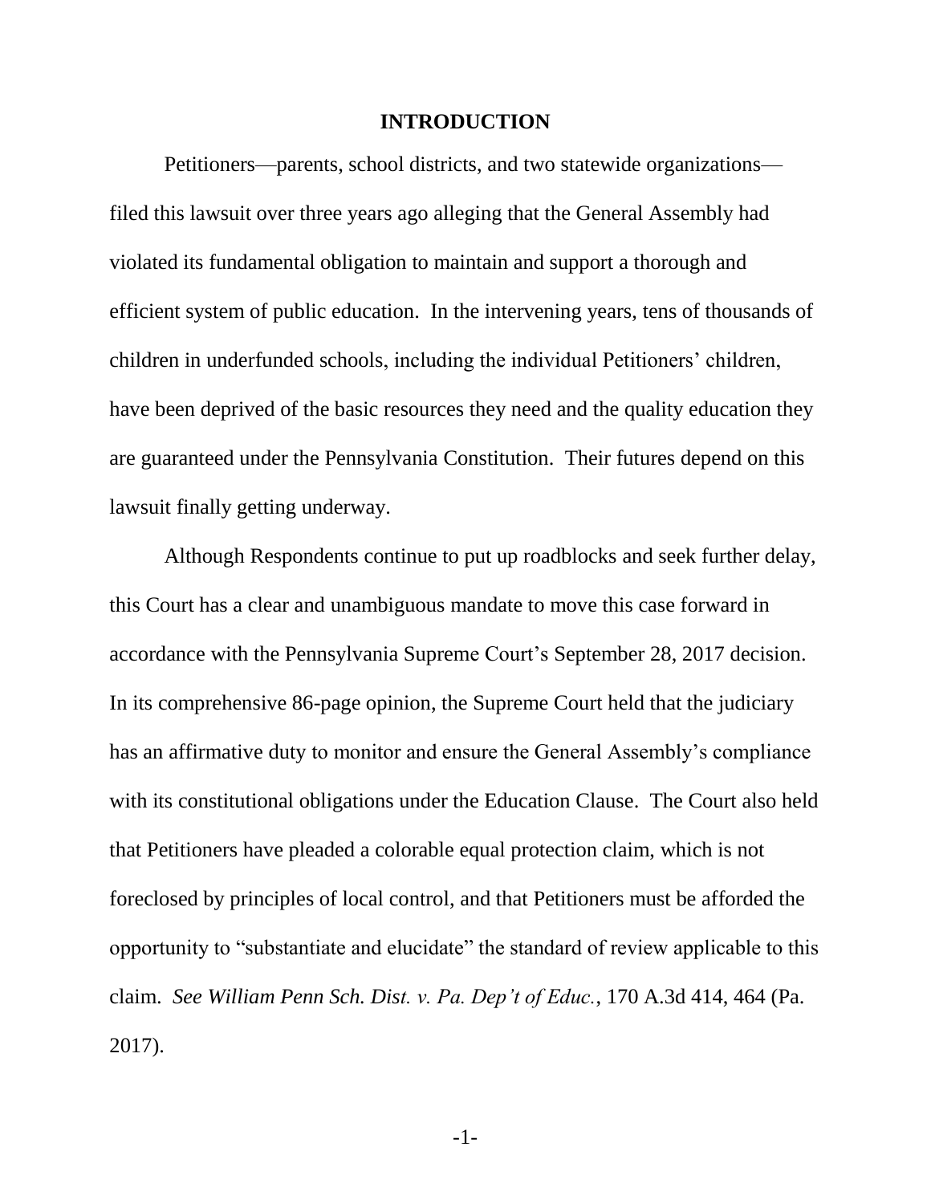# INTRODUCTION

Petitioners—parents, school districts, and two statewide organizations—filed this lawsuit over three years ago alleging that the General Assembly had violated its fundamental obligation to maintain and support a thorough and efficient system of public education. In the intervening years, tens of thousands of children in underfunded schools, including the individual Petitioners' children, have been deprived of the basic resources they need and the quality education they are guaranteed under the Pennsylvania Constitution. Their futures depend on this lawsuit finally getting underway.

Although Respondents continue to put up roadblocks and seek further delay, this Court has a clear and unambiguous mandate to move this case forward in accordance with the Pennsylvania Supreme Court's September 28, 2017 decision. In its comprehensive 86-page opinion, the Supreme Court held that the judiciary has an affirmative duty to monitor and ensure the General Assembly's compliance with its constitutional obligations under the Education Clause. The Court also held that Petitioners have pleaded a colorable equal protection claim, which is not foreclosed by principles of local control, and that Petitioners must be afforded the opportunity to "substantiate and elucidate" the standard of review applicable to this claim. *See William Penn Sch. Dist. v. Pa. Dep't of Educ.*, 170 A.3d 414, 464 (Pa. 2017).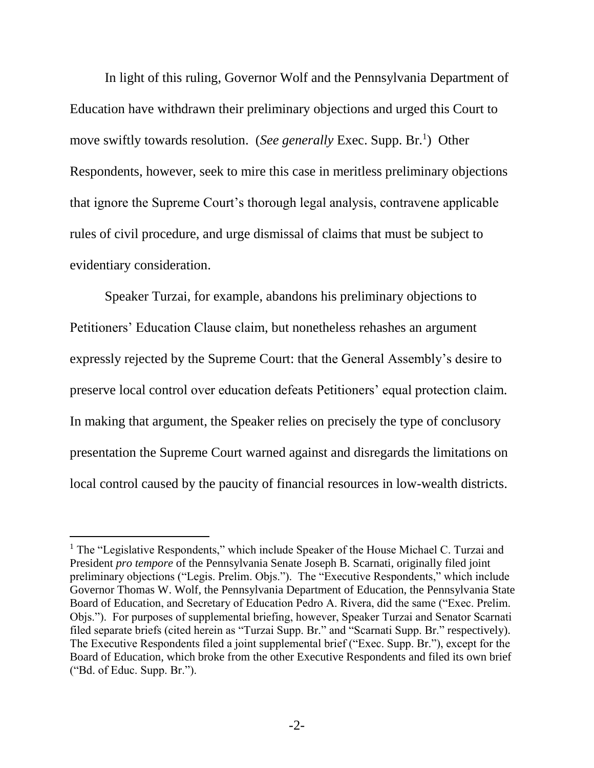In light of this ruling, Governor Wolf and the Pennsylvania Department of Education have withdrawn their preliminary objections and urged this Court to move swiftly towards resolution. (*See generally* Exec. Supp. Br.[1]) Other Respondents, however, seek to mire this case in meritless preliminary objections that ignore the Supreme Court's thorough legal analysis, contravene applicable rules of civil procedure, and urge dismissal of claims that must be subject to evidentiary consideration.

Speaker Turzai, for example, abandons his preliminary objections to Petitioners' Education Clause claim, but nonetheless rehashes an argument expressly rejected by the Supreme Court: that the General Assembly's desire to preserve local control over education defeats Petitioners' equal protection claim. In making that argument, the Speaker relies on precisely the type of conclusory presentation the Supreme Court warned against and disregards the limitations on local control caused by the paucity of financial resources in low-wealth districts.

[1] The "Legislative Respondents," which include Speaker of the House Michael C. Turzai and President *pro tempore* of the Pennsylvania Senate Joseph B. Scarnati, originally filed joint preliminary objections ("Legis. Prelim. Objs."). The "Executive Respondents," which include Governor Thomas W. Wolf, the Pennsylvania Department of Education, the Pennsylvania State Board of Education, and Secretary of Education Pedro A. Rivera, did the same ("Exec. Prelim. Objs."). For purposes of supplemental briefing, however, Speaker Turzai and Senator Scarnati filed separate briefs (cited herein as "Turzai Supp. Br." and "Scarnati Supp. Br." respectively). The Executive Respondents filed a joint supplemental brief ("Exec. Supp. Br."), except for the Board of Education, which broke from the other Executive Respondents and filed its own brief ("Bd. of Educ. Supp. Br.").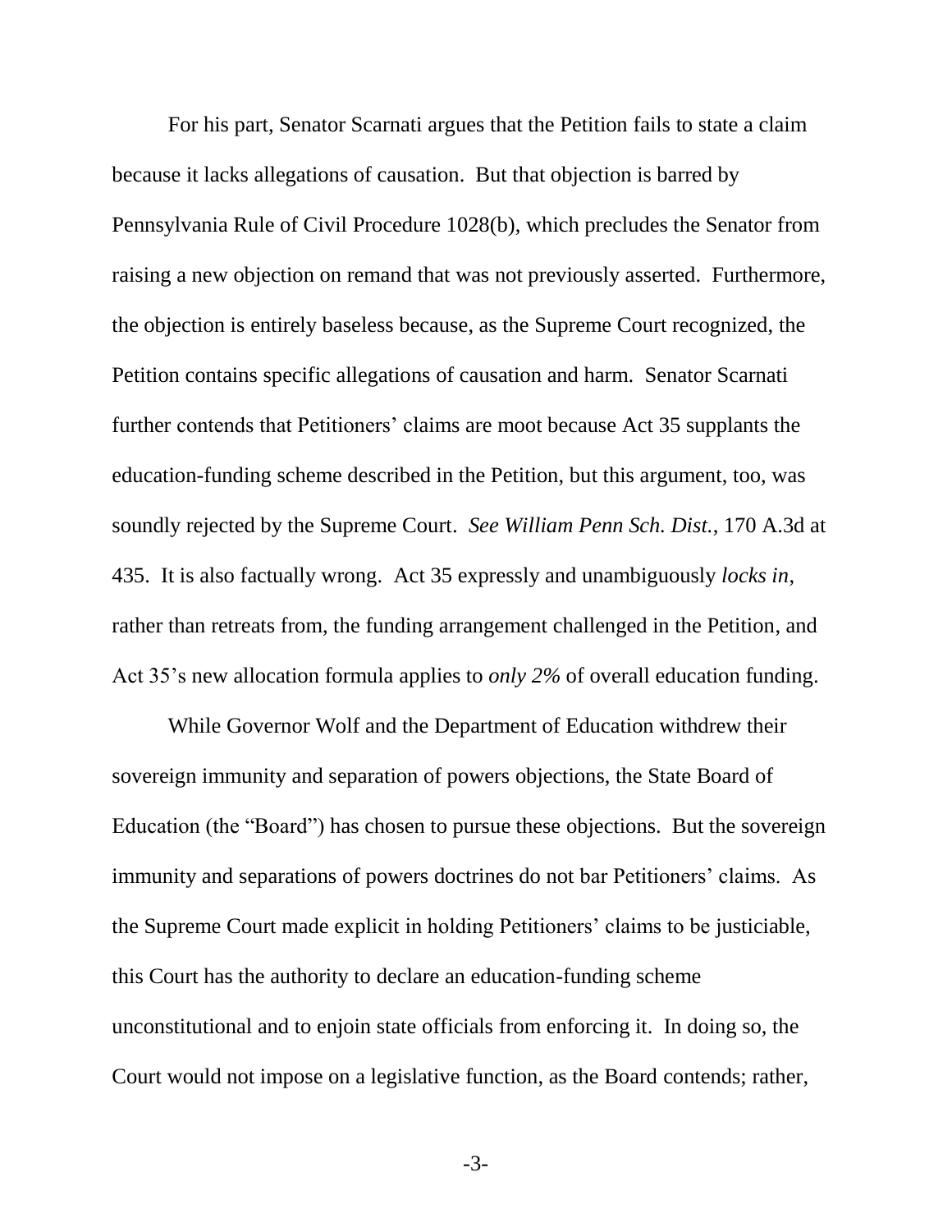For his part, Senator Scarnati argues that the Petition fails to state a claim because it lacks allegations of causation. But that objection is barred by Pennsylvania Rule of Civil Procedure 1028(b), which precludes the Senator from raising a new objection on remand that was not previously asserted. Furthermore, the objection is entirely baseless because, as the Supreme Court recognized, the Petition contains specific allegations of causation and harm. Senator Scarnati further contends that Petitioners' claims are moot because Act 35 supplants the education-funding scheme described in the Petition, but this argument, too, was soundly rejected by the Supreme Court. *See William Penn Sch. Dist.*, 170 A.3d at 435. It is also factually wrong. Act 35 expressly and unambiguously *locks in*, rather than retreats from, the funding arrangement challenged in the Petition, and Act 35's new allocation formula applies to *only 2%* of overall education funding.

While Governor Wolf and the Department of Education withdrew their sovereign immunity and separation of powers objections, the State Board of Education (the "Board") has chosen to pursue these objections. But the sovereign immunity and separations of powers doctrines do not bar Petitioners' claims. As the Supreme Court made explicit in holding Petitioners' claims to be justiciable, this Court has the authority to declare an education-funding scheme unconstitutional and to enjoin state officials from enforcing it. In doing so, the Court would not impose on a legislative function, as the Board contends; rather,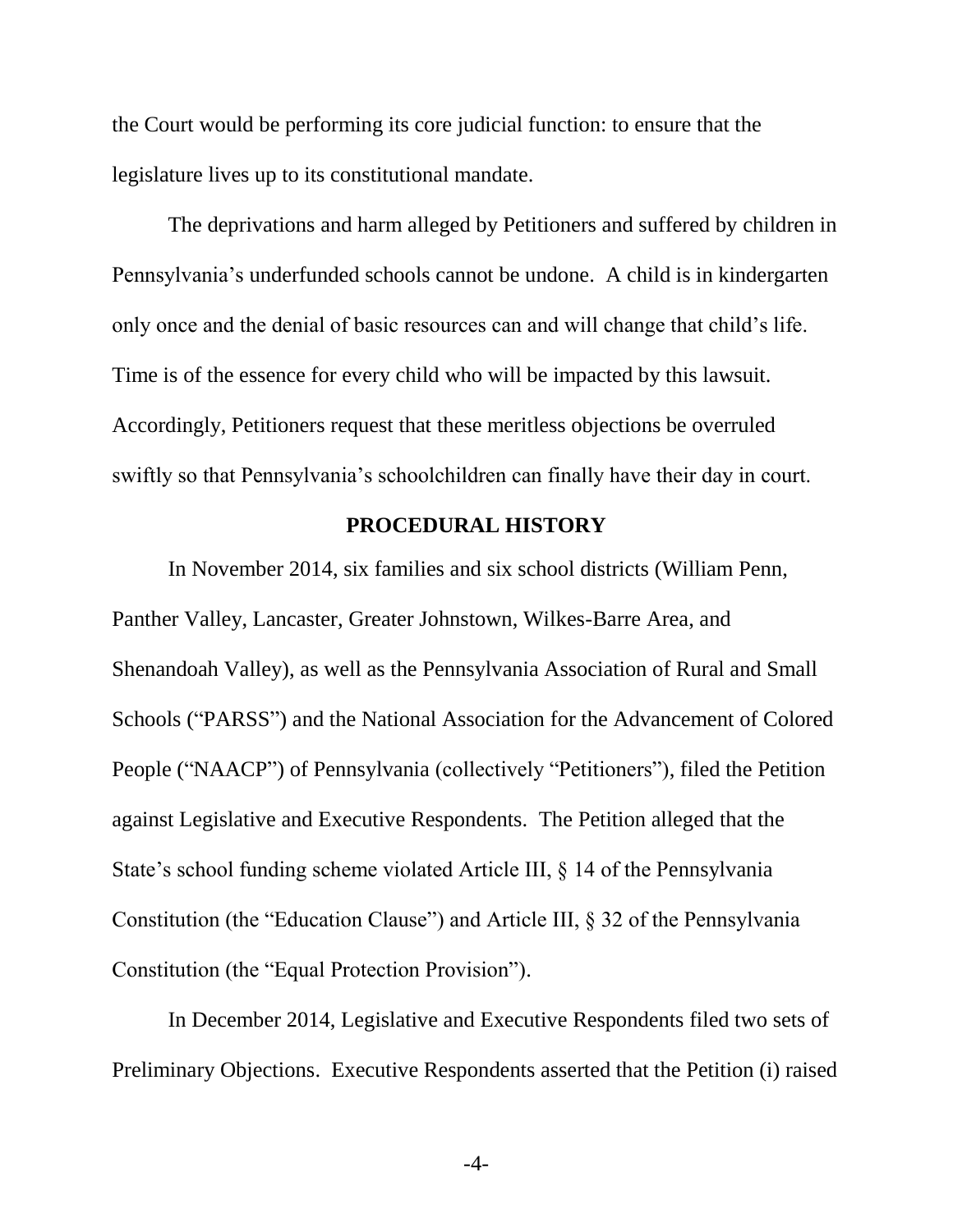the Court would be performing its core judicial function: to ensure that the legislature lives up to its constitutional mandate.

The deprivations and harm alleged by Petitioners and suffered by children in Pennsylvania's underfunded schools cannot be undone. A child is in kindergarten only once and the denial of basic resources can and will change that child's life. Time is of the essence for every child who will be impacted by this lawsuit. Accordingly, Petitioners request that these meritless objections be overruled swiftly so that Pennsylvania's schoolchildren can finally have their day in court.

## PROCEDURAL HISTORY

In November 2014, six families and six school districts (William Penn, Panther Valley, Lancaster, Greater Johnstown, Wilkes-Barre Area, and Shenandoah Valley), as well as the Pennsylvania Association of Rural and Small Schools ("PARSS") and the National Association for the Advancement of Colored People ("NAACP") of Pennsylvania (collectively "Petitioners"), filed the Petition against Legislative and Executive Respondents. The Petition alleged that the State's school funding scheme violated Article III, § 14 of the Pennsylvania Constitution (the "Education Clause") and Article III, § 32 of the Pennsylvania Constitution (the "Equal Protection Provision").

In December 2014, Legislative and Executive Respondents filed two sets of Preliminary Objections. Executive Respondents asserted that the Petition (i) raised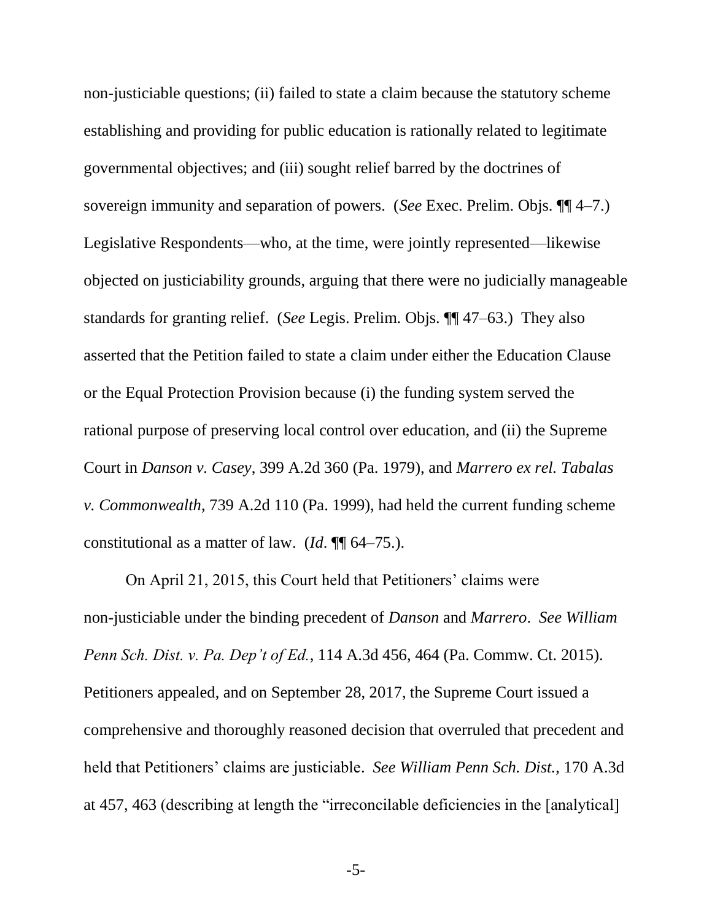non-justiciable questions; (ii) failed to state a claim because the statutory scheme establishing and providing for public education is rationally related to legitimate governmental objectives; and (iii) sought relief barred by the doctrines of sovereign immunity and separation of powers. (*See* Exec. Prelim. Objs. ¶¶ 4–7.) Legislative Respondents—who, at the time, were jointly represented—likewise objected on justiciability grounds, arguing that there were no judicially manageable standards for granting relief. (*See* Legis. Prelim. Objs. ¶¶ 47–63.) They also asserted that the Petition failed to state a claim under either the Education Clause or the Equal Protection Provision because (i) the funding system served the rational purpose of preserving local control over education, and (ii) the Supreme Court in *Danson v. Casey*, 399 A.2d 360 (Pa. 1979), and *Marrero ex rel. Tabalas v. Commonwealth*, 739 A.2d 110 (Pa. 1999), had held the current funding scheme constitutional as a matter of law. (*Id.* ¶¶ 64–75.).

On April 21, 2015, this Court held that Petitioners' claims were non-justiciable under the binding precedent of *Danson* and *Marrero*. *See William Penn Sch. Dist. v. Pa. Dep't of Ed.*, 114 A.3d 456, 464 (Pa. Commw. Ct. 2015). Petitioners appealed, and on September 28, 2017, the Supreme Court issued a comprehensive and thoroughly reasoned decision that overruled that precedent and held that Petitioners' claims are justiciable. *See William Penn Sch. Dist.*, 170 A.3d at 457, 463 (describing at length the "irreconcilable deficiencies in the [analytical]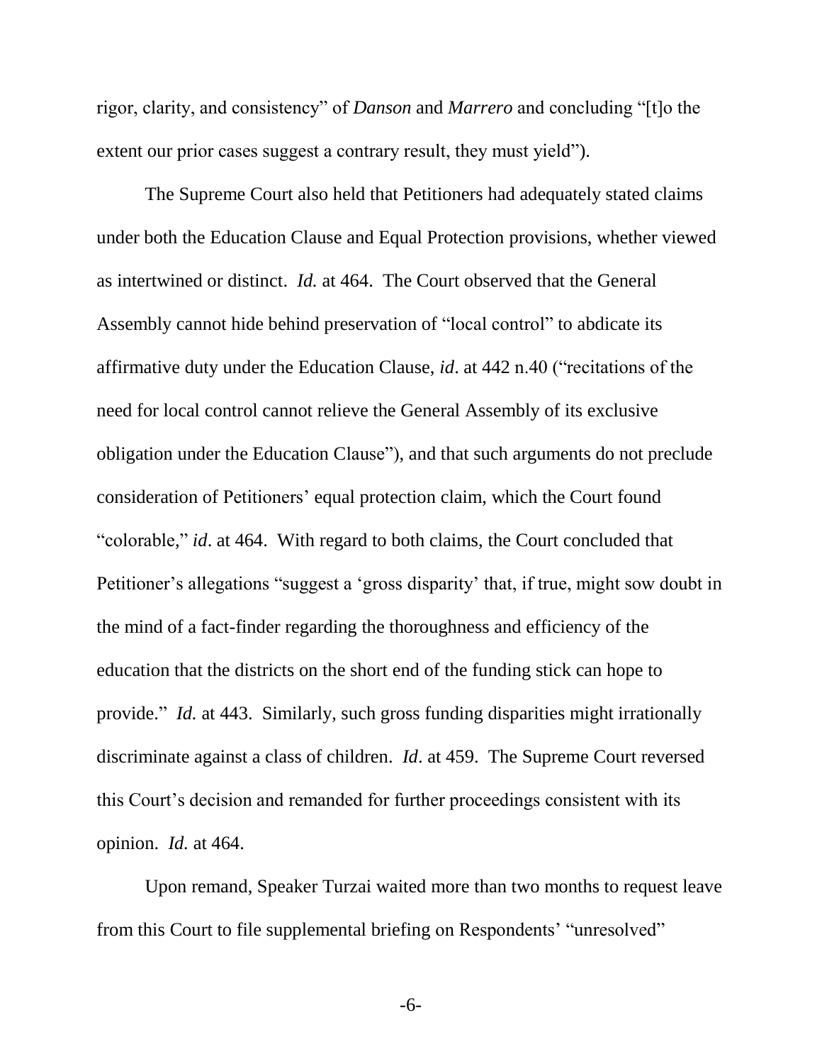rigor, clarity, and consistency" of *Danson* and *Marrero* and concluding "[t]o the extent our prior cases suggest a contrary result, they must yield").

The Supreme Court also held that Petitioners had adequately stated claims under both the Education Clause and Equal Protection provisions, whether viewed as intertwined or distinct. *Id.* at 464. The Court observed that the General Assembly cannot hide behind preservation of "local control" to abdicate its affirmative duty under the Education Clause, *id*. at 442 n.40 ("recitations of the need for local control cannot relieve the General Assembly of its exclusive obligation under the Education Clause"), and that such arguments do not preclude consideration of Petitioners' equal protection claim, which the Court found "colorable," *id*. at 464. With regard to both claims, the Court concluded that Petitioner's allegations "suggest a 'gross disparity' that, if true, might sow doubt in the mind of a fact-finder regarding the thoroughness and efficiency of the education that the districts on the short end of the funding stick can hope to provide." *Id.* at 443. Similarly, such gross funding disparities might irrationally discriminate against a class of children. *Id*. at 459. The Supreme Court reversed this Court's decision and remanded for further proceedings consistent with its opinion. *Id.* at 464.

Upon remand, Speaker Turzai waited more than two months to request leave from this Court to file supplemental briefing on Respondents' "unresolved"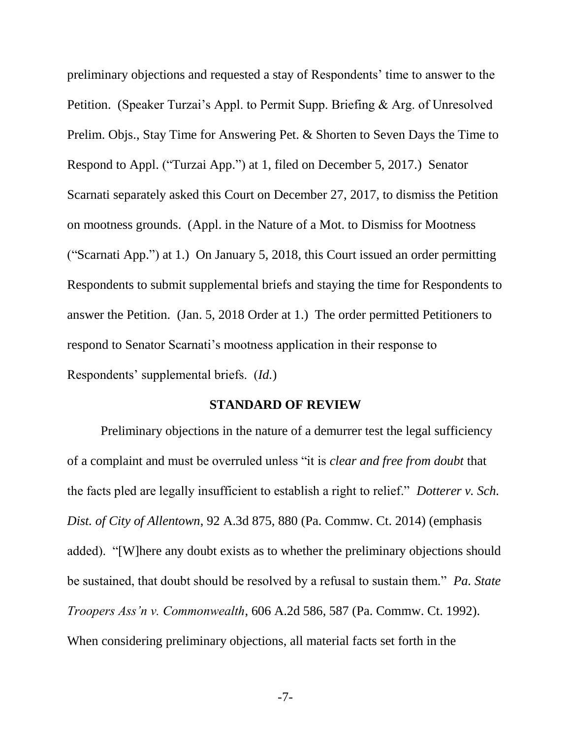preliminary objections and requested a stay of Respondents' time to answer to the Petition. (Speaker Turzai's Appl. to Permit Supp. Briefing & Arg. of Unresolved Prelim. Objs., Stay Time for Answering Pet. & Shorten to Seven Days the Time to Respond to Appl. ("Turzai App.") at 1, filed on December 5, 2017.) Senator Scarnati separately asked this Court on December 27, 2017, to dismiss the Petition on mootness grounds. (Appl. in the Nature of a Mot. to Dismiss for Mootness ("Scarnati App.") at 1.) On January 5, 2018, this Court issued an order permitting Respondents to submit supplemental briefs and staying the time for Respondents to answer the Petition. (Jan. 5, 2018 Order at 1.) The order permitted Petitioners to respond to Senator Scarnati's mootness application in their response to Respondents' supplemental briefs. (*Id.*)

## STANDARD OF REVIEW

Preliminary objections in the nature of a demurrer test the legal sufficiency of a complaint and must be overruled unless "it is *clear and free from doubt* that the facts pled are legally insufficient to establish a right to relief." *Dotterer v. Sch. Dist. of City of Allentown*, 92 A.3d 875, 880 (Pa. Commw. Ct. 2014) (emphasis added). "[W]here any doubt exists as to whether the preliminary objections should be sustained, that doubt should be resolved by a refusal to sustain them." *Pa. State Troopers Ass'n v. Commonwealth*, 606 A.2d 586, 587 (Pa. Commw. Ct. 1992). When considering preliminary objections, all material facts set forth in the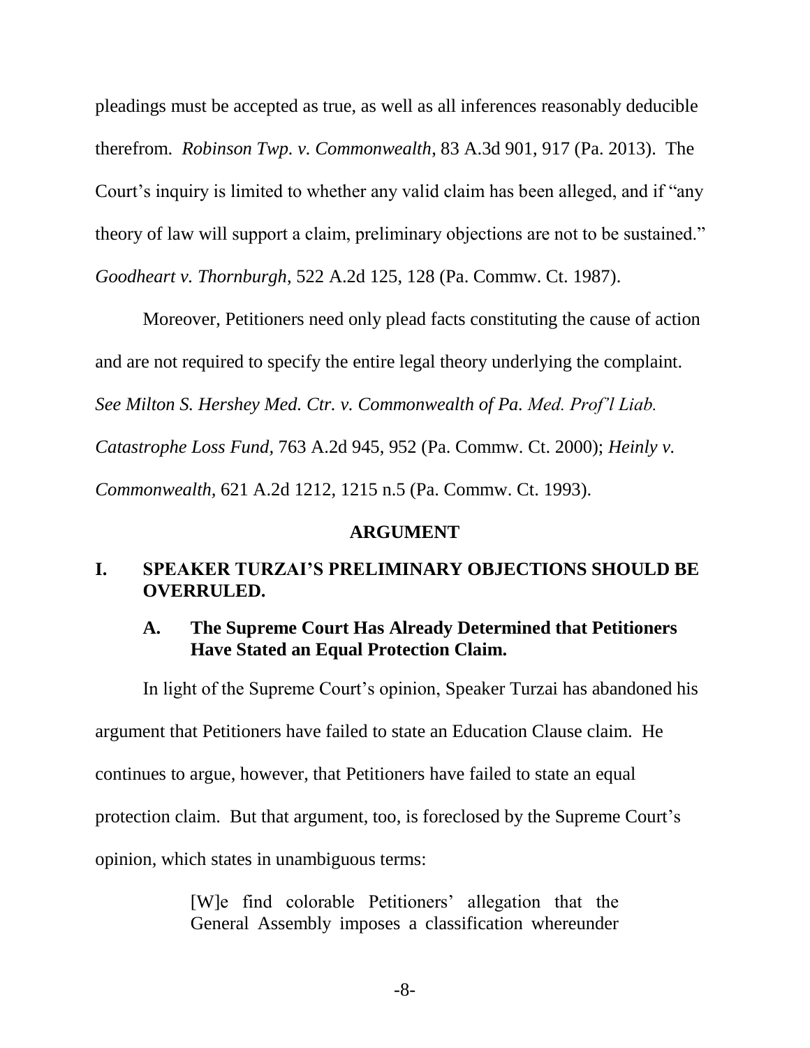pleadings must be accepted as true, as well as all inferences reasonably deducible therefrom. *Robinson Twp. v. Commonwealth*, 83 A.3d 901, 917 (Pa. 2013). The Court's inquiry is limited to whether any valid claim has been alleged, and if "any theory of law will support a claim, preliminary objections are not to be sustained." *Goodheart v. Thornburgh*, 522 A.2d 125, 128 (Pa. Commw. Ct. 1987).

Moreover, Petitioners need only plead facts constituting the cause of action and are not required to specify the entire legal theory underlying the complaint. *See Milton S. Hershey Med. Ctr. v. Commonwealth of Pa. Med. Prof'l Liab. Catastrophe Loss Fund,* 763 A.2d 945, 952 (Pa. Commw. Ct. 2000); *Heinly v. Commonwealth,* 621 A.2d 1212, 1215 n.5 (Pa. Commw. Ct. 1993).

## ARGUMENT

### I. SPEAKER TURZAI'S PRELIMINARY OBJECTIONS SHOULD BE OVERRULED.

#### A. The Supreme Court Has Already Determined that Petitioners Have Stated an Equal Protection Claim.

In light of the Supreme Court's opinion, Speaker Turzai has abandoned his argument that Petitioners have failed to state an Education Clause claim. He continues to argue, however, that Petitioners have failed to state an equal protection claim. But that argument, too, is foreclosed by the Supreme Court's opinion, which states in unambiguous terms:

> [W]e find colorable Petitioners' allegation that the General Assembly imposes a classification whereunder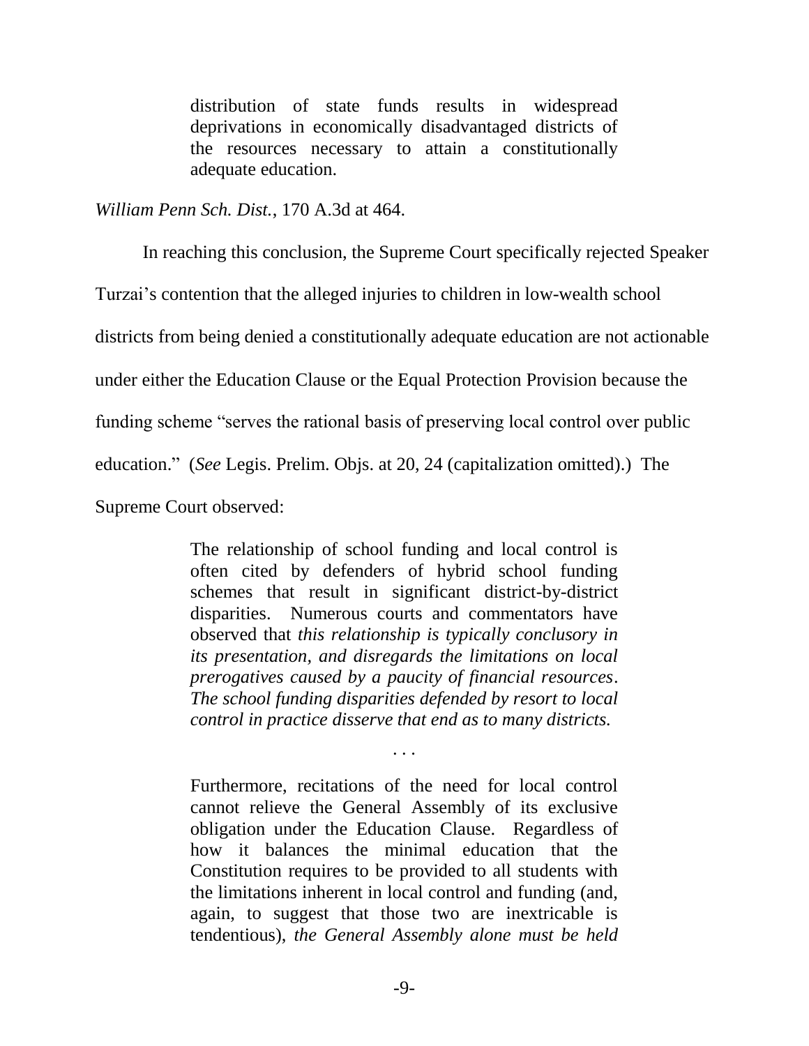> distribution of state funds results in widespread deprivations in economically disadvantaged districts of the resources necessary to attain a constitutionally adequate education.

*William Penn Sch. Dist.*, 170 A.3d at 464.

In reaching this conclusion, the Supreme Court specifically rejected Speaker Turzai's contention that the alleged injuries to children in low-wealth school districts from being denied a constitutionally adequate education are not actionable under either the Education Clause or the Equal Protection Provision because the funding scheme "serves the rational basis of preserving local control over public education." (*See* Legis. Prelim. Objs. at 20, 24 (capitalization omitted).) The Supreme Court observed:

> The relationship of school funding and local control is often cited by defenders of hybrid school funding schemes that result in significant district-by-district disparities. Numerous courts and commentators have observed that *this relationship is typically conclusory in its presentation, and disregards the limitations on local prerogatives caused by a paucity of financial resources*. *The school funding disparities defended by resort to local control in practice disserve that end as to many districts.*
>
> . . .
>
> Furthermore, recitations of the need for local control cannot relieve the General Assembly of its exclusive obligation under the Education Clause. Regardless of how it balances the minimal education that the Constitution requires to be provided to all students with the limitations inherent in local control and funding (and, again, to suggest that those two are inextricable is tendentious), *the General Assembly alone must be held*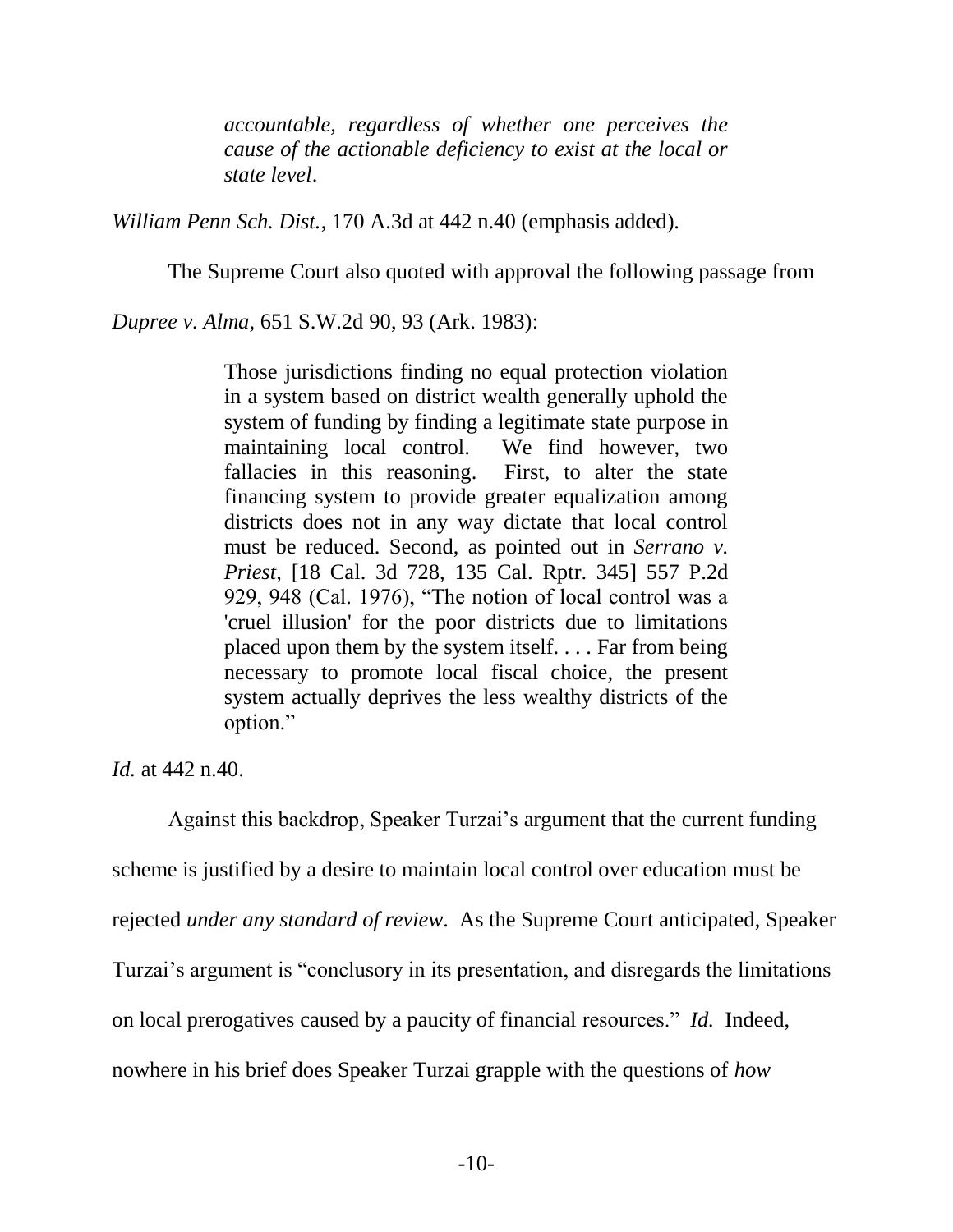> *accountable, regardless of whether one perceives the cause of the actionable deficiency to exist at the local or state level*.

*William Penn Sch. Dist.*, 170 A.3d at 442 n.40 (emphasis added).

The Supreme Court also quoted with approval the following passage from *Dupree v. Alma*, 651 S.W.2d 90, 93 (Ark. 1983):

> Those jurisdictions finding no equal protection violation in a system based on district wealth generally uphold the system of funding by finding a legitimate state purpose in maintaining local control. We find however, two fallacies in this reasoning. First, to alter the state financing system to provide greater equalization among districts does not in any way dictate that local control must be reduced. Second, as pointed out in *Serrano v. Priest*, [18 Cal. 3d 728, 135 Cal. Rptr. 345] 557 P.2d 929, 948 (Cal. 1976), "The notion of local control was a 'cruel illusion' for the poor districts due to limitations placed upon them by the system itself. . . . Far from being necessary to promote local fiscal choice, the present system actually deprives the less wealthy districts of the option."

*Id.* at 442 n.40.

Against this backdrop, Speaker Turzai's argument that the current funding scheme is justified by a desire to maintain local control over education must be rejected *under any standard of review*. As the Supreme Court anticipated, Speaker Turzai's argument is "conclusory in its presentation, and disregards the limitations on local prerogatives caused by a paucity of financial resources." *Id.* Indeed, nowhere in his brief does Speaker Turzai grapple with the questions of *how*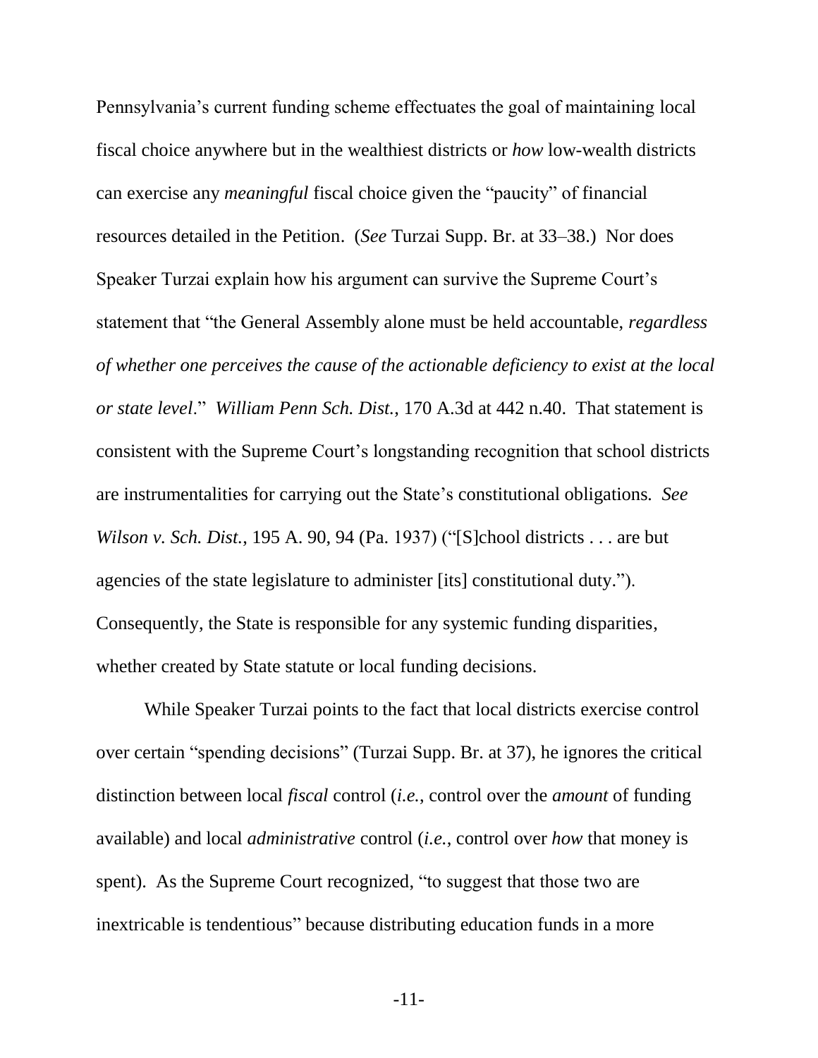Pennsylvania's current funding scheme effectuates the goal of maintaining local fiscal choice anywhere but in the wealthiest districts or *how* low-wealth districts can exercise any *meaningful* fiscal choice given the "paucity" of financial resources detailed in the Petition. (*See* Turzai Supp. Br. at 33–38.) Nor does Speaker Turzai explain how his argument can survive the Supreme Court's statement that "the General Assembly alone must be held accountable, *regardless of whether one perceives the cause of the actionable deficiency to exist at the local or state level*." *William Penn Sch. Dist.*, 170 A.3d at 442 n.40. That statement is consistent with the Supreme Court's longstanding recognition that school districts are instrumentalities for carrying out the State's constitutional obligations. *See Wilson v. Sch. Dist.*, 195 A. 90, 94 (Pa. 1937) ("[S]chool districts . . . are but agencies of the state legislature to administer [its] constitutional duty."). Consequently, the State is responsible for any systemic funding disparities, whether created by State statute or local funding decisions.

While Speaker Turzai points to the fact that local districts exercise control over certain "spending decisions" (Turzai Supp. Br. at 37), he ignores the critical distinction between local *fiscal* control (*i.e.*, control over the *amount* of funding available) and local *administrative* control (*i.e.*, control over *how* that money is spent). As the Supreme Court recognized, "to suggest that those two are inextricable is tendentious" because distributing education funds in a more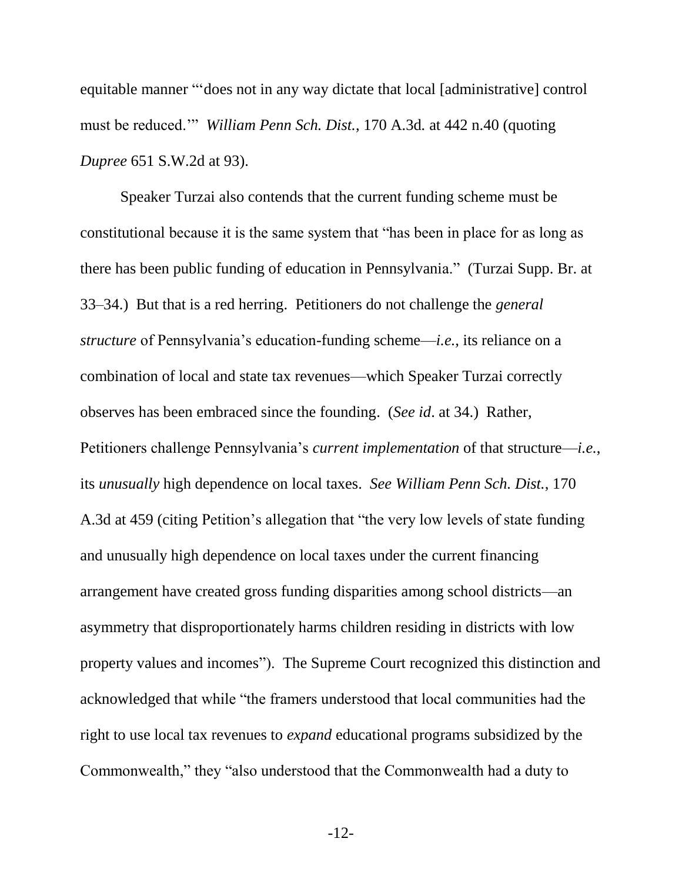equitable manner "'does not in any way dictate that local [administrative] control must be reduced.'" *William Penn Sch. Dist.*, 170 A.3d. at 442 n.40 (quoting *Dupree* 651 S.W.2d at 93).

Speaker Turzai also contends that the current funding scheme must be constitutional because it is the same system that "has been in place for as long as there has been public funding of education in Pennsylvania." (Turzai Supp. Br. at 33–34.) But that is a red herring. Petitioners do not challenge the *general structure* of Pennsylvania's education-funding scheme—*i.e.*, its reliance on a combination of local and state tax revenues—which Speaker Turzai correctly observes has been embraced since the founding. (*See id*. at 34.) Rather, Petitioners challenge Pennsylvania's *current implementation* of that structure—*i.e.*, its *unusually* high dependence on local taxes. *See William Penn Sch. Dist.*, 170 A.3d at 459 (citing Petition's allegation that "the very low levels of state funding and unusually high dependence on local taxes under the current financing arrangement have created gross funding disparities among school districts—an asymmetry that disproportionately harms children residing in districts with low property values and incomes"). The Supreme Court recognized this distinction and acknowledged that while "the framers understood that local communities had the right to use local tax revenues to *expand* educational programs subsidized by the Commonwealth," they "also understood that the Commonwealth had a duty to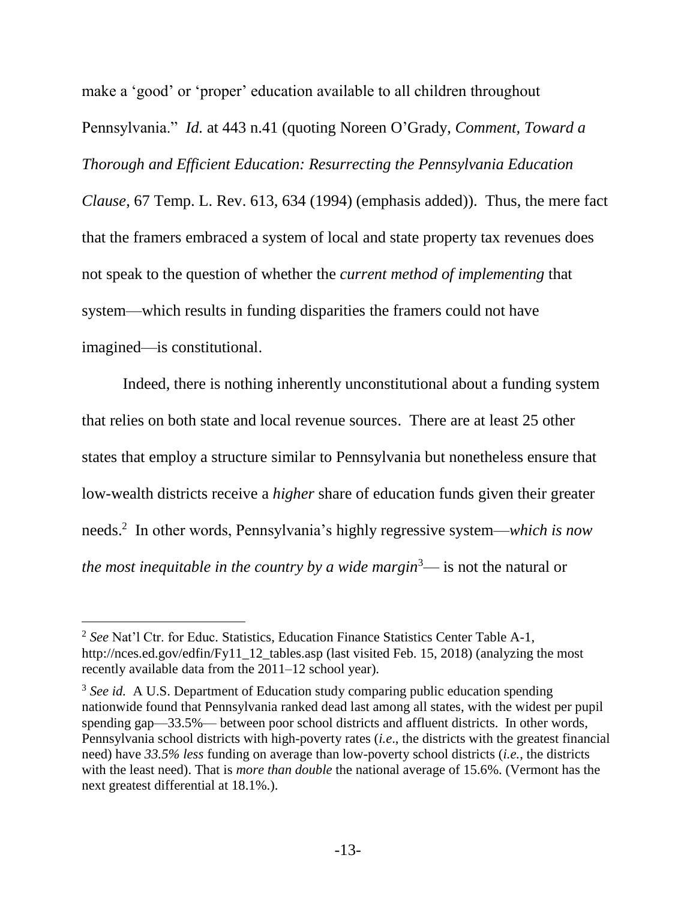make a 'good' or 'proper' education available to all children throughout Pennsylvania." *Id.* at 443 n.41 (quoting Noreen O'Grady, *Comment, Toward a Thorough and Efficient Education: Resurrecting the Pennsylvania Education Clause*, 67 Temp. L. Rev. 613, 634 (1994) (emphasis added)). Thus, the mere fact that the framers embraced a system of local and state property tax revenues does not speak to the question of whether the *current method of implementing* that system—which results in funding disparities the framers could not have imagined—is constitutional.

Indeed, there is nothing inherently unconstitutional about a funding system that relies on both state and local revenue sources. There are at least 25 other states that employ a structure similar to Pennsylvania but nonetheless ensure that low-wealth districts receive a *higher* share of education funds given their greater needs.[2] In other words, Pennsylvania's highly regressive system—*which is now the most inequitable in the country by a wide margin*[3]— is not the natural or

---

[2] *See* Nat'l Ctr. for Educ. Statistics, Education Finance Statistics Center Table A-1, http://nces.ed.gov/edfin/Fy11_12_tables.asp (last visited Feb. 15, 2018) (analyzing the most recently available data from the 2011–12 school year).

[3] *See id.* A U.S. Department of Education study comparing public education spending nationwide found that Pennsylvania ranked dead last among all states, with the widest per pupil spending gap—33.5%— between poor school districts and affluent districts. In other words, Pennsylvania school districts with high-poverty rates (*i.e*., the districts with the greatest financial need) have *33.5% less* funding on average than low-poverty school districts (*i.e.*, the districts with the least need). That is *more than double* the national average of 15.6%. (Vermont has the next greatest differential at 18.1%.).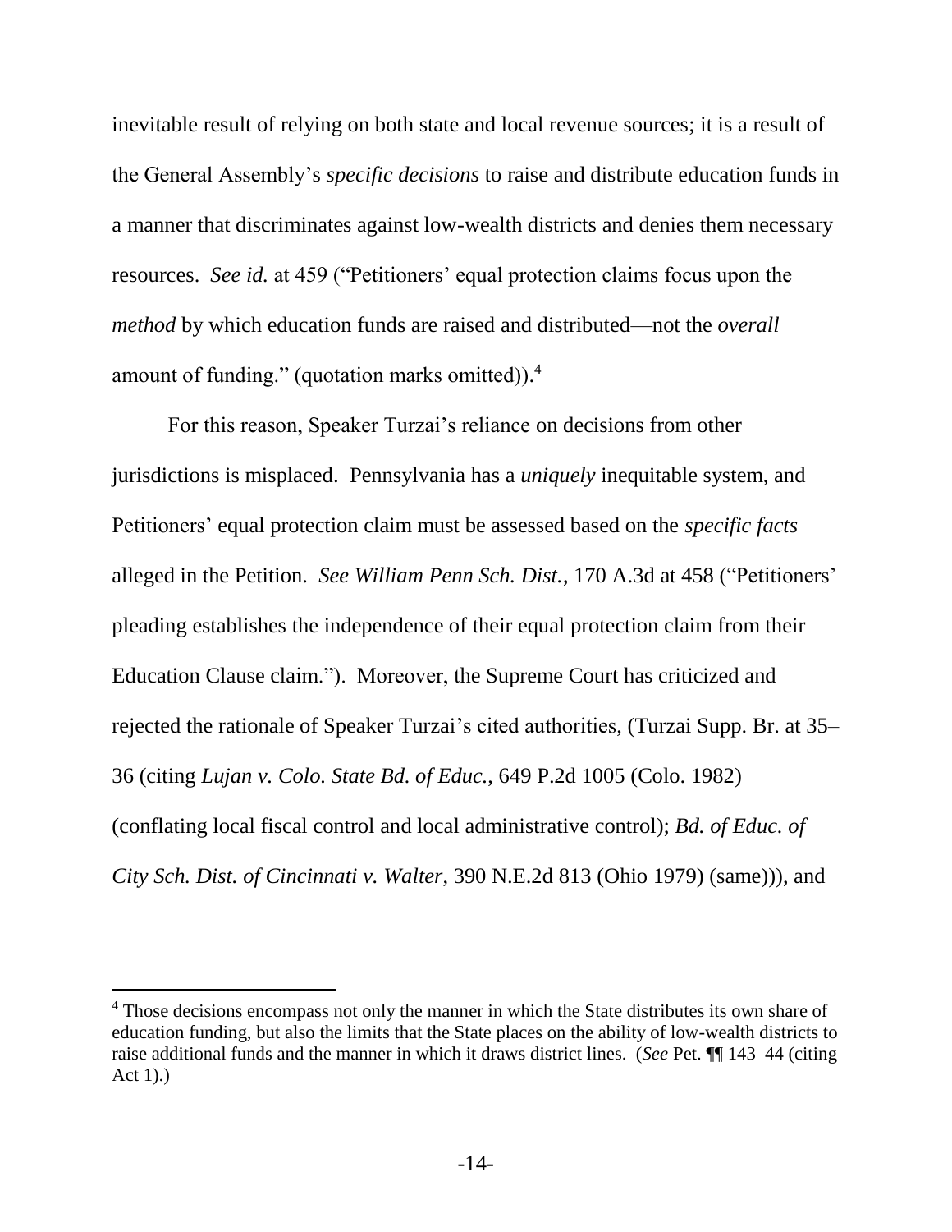inevitable result of relying on both state and local revenue sources; it is a result of the General Assembly's *specific decisions* to raise and distribute education funds in a manner that discriminates against low-wealth districts and denies them necessary resources. *See id.* at 459 ("Petitioners' equal protection claims focus upon the *method* by which education funds are raised and distributed—not the *overall* amount of funding." (quotation marks omitted)).[4]

For this reason, Speaker Turzai's reliance on decisions from other jurisdictions is misplaced. Pennsylvania has a *uniquely* inequitable system, and Petitioners' equal protection claim must be assessed based on the *specific facts* alleged in the Petition. *See William Penn Sch. Dist.*, 170 A.3d at 458 ("Petitioners' pleading establishes the independence of their equal protection claim from their Education Clause claim."). Moreover, the Supreme Court has criticized and rejected the rationale of Speaker Turzai's cited authorities, (Turzai Supp. Br. at 35–36 (citing *Lujan v. Colo. State Bd. of Educ.*, 649 P.2d 1005 (Colo. 1982) (conflating local fiscal control and local administrative control); *Bd. of Educ. of City Sch. Dist. of Cincinnati v. Walter*, 390 N.E.2d 813 (Ohio 1979) (same))), and

---

[4] Those decisions encompass not only the manner in which the State distributes its own share of education funding, but also the limits that the State places on the ability of low-wealth districts to raise additional funds and the manner in which it draws district lines. (*See* Pet. ¶¶ 143–44 (citing Act 1).)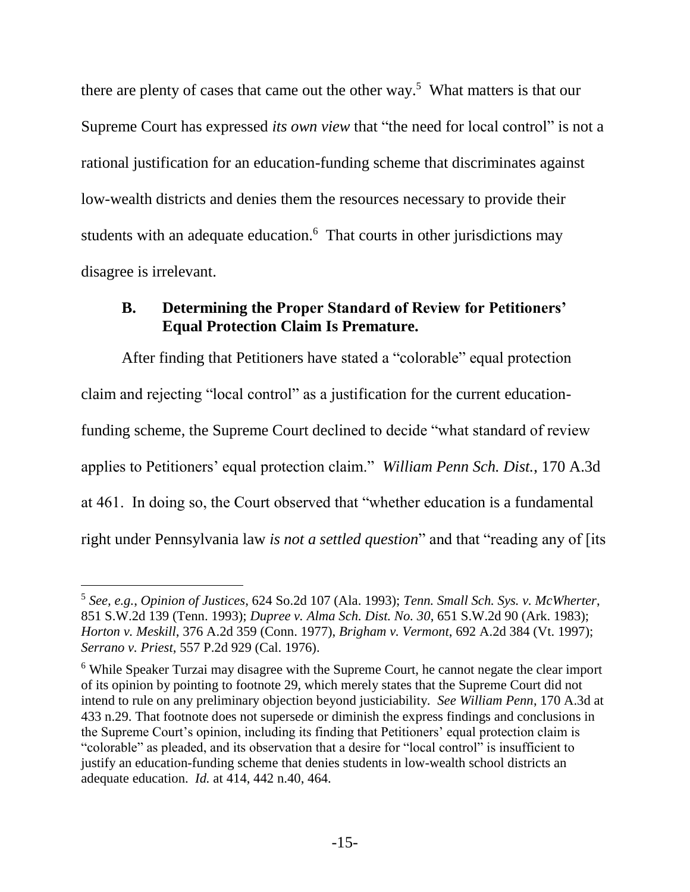there are plenty of cases that came out the other way.[5] What matters is that our Supreme Court has expressed *its own view* that "the need for local control" is not a rational justification for an education-funding scheme that discriminates against low-wealth districts and denies them the resources necessary to provide their students with an adequate education.[6] That courts in other jurisdictions may disagree is irrelevant.

### B. Determining the Proper Standard of Review for Petitioners' Equal Protection Claim Is Premature.

After finding that Petitioners have stated a "colorable" equal protection claim and rejecting "local control" as a justification for the current education-funding scheme, the Supreme Court declined to decide "what standard of review applies to Petitioners' equal protection claim." *William Penn Sch. Dist.*, 170 A.3d at 461. In doing so, the Court observed that "whether education is a fundamental right under Pennsylvania law *is not a settled question*" and that "reading any of [its

---

[5] *See, e.g.*, *Opinion of Justices*, 624 So.2d 107 (Ala. 1993); *Tenn. Small Sch. Sys. v. McWherter*, 851 S.W.2d 139 (Tenn. 1993); *Dupree v. Alma Sch. Dist. No. 30*, 651 S.W.2d 90 (Ark. 1983); *Horton v. Meskill*, 376 A.2d 359 (Conn. 1977), *Brigham v. Vermont*, 692 A.2d 384 (Vt. 1997); *Serrano v. Priest*, 557 P.2d 929 (Cal. 1976).

[6] While Speaker Turzai may disagree with the Supreme Court, he cannot negate the clear import of its opinion by pointing to footnote 29, which merely states that the Supreme Court did not intend to rule on any preliminary objection beyond justiciability. *See William Penn*, 170 A.3d at 433 n.29. That footnote does not supersede or diminish the express findings and conclusions in the Supreme Court's opinion, including its finding that Petitioners' equal protection claim is "colorable" as pleaded, and its observation that a desire for "local control" is insufficient to justify an education-funding scheme that denies students in low-wealth school districts an adequate education. *Id.* at 414, 442 n.40, 464.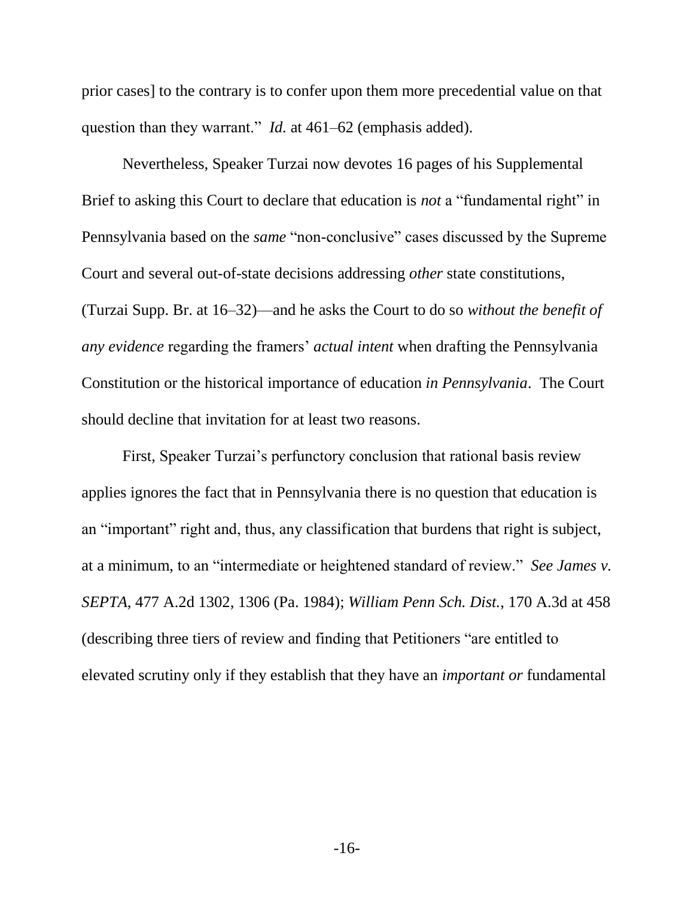prior cases] to the contrary is to confer upon them more precedential value on that question than they warrant." *Id.* at 461–62 (emphasis added).

Nevertheless, Speaker Turzai now devotes 16 pages of his Supplemental Brief to asking this Court to declare that education is *not* a "fundamental right" in Pennsylvania based on the *same* "non-conclusive" cases discussed by the Supreme Court and several out-of-state decisions addressing *other* state constitutions, (Turzai Supp. Br. at 16–32)—and he asks the Court to do so *without the benefit of any evidence* regarding the framers' *actual intent* when drafting the Pennsylvania Constitution or the historical importance of education *in Pennsylvania*. The Court should decline that invitation for at least two reasons.

First, Speaker Turzai's perfunctory conclusion that rational basis review applies ignores the fact that in Pennsylvania there is no question that education is an "important" right and, thus, any classification that burdens that right is subject, at a minimum, to an "intermediate or heightened standard of review." *See James v. SEPTA*, 477 A.2d 1302, 1306 (Pa. 1984); *William Penn Sch. Dist.*, 170 A.3d at 458 (describing three tiers of review and finding that Petitioners "are entitled to elevated scrutiny only if they establish that they have an *important or* fundamental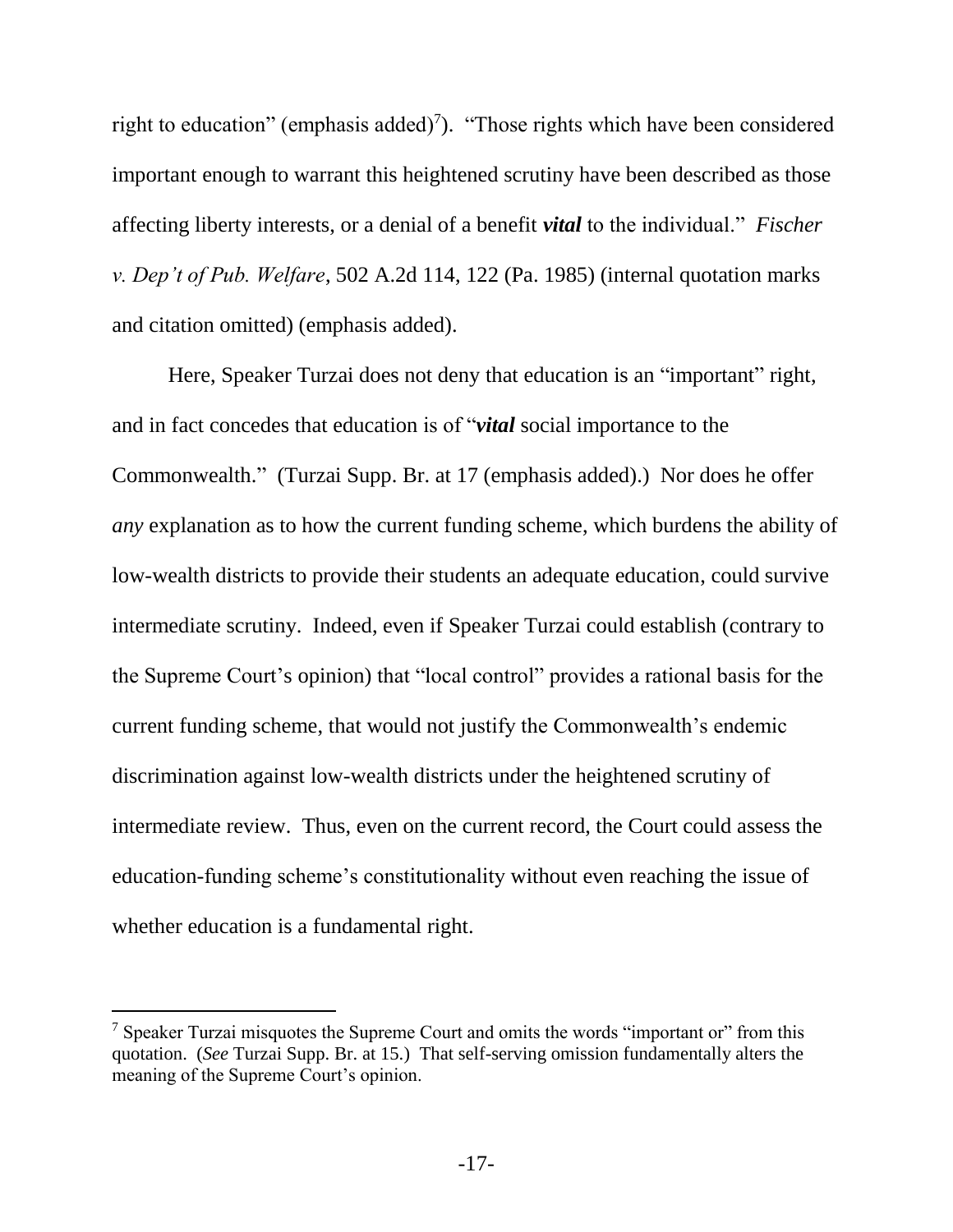right to education" (emphasis added)[7]). "Those rights which have been considered important enough to warrant this heightened scrutiny have been described as those affecting liberty interests, or a denial of a benefit ***vital*** to the individual." *Fischer v. Dep't of Pub. Welfare*, 502 A.2d 114, 122 (Pa. 1985) (internal quotation marks and citation omitted) (emphasis added).

Here, Speaker Turzai does not deny that education is an "important" right, and in fact concedes that education is of "***vital*** social importance to the Commonwealth." (Turzai Supp. Br. at 17 (emphasis added).) Nor does he offer *any* explanation as to how the current funding scheme, which burdens the ability of low-wealth districts to provide their students an adequate education, could survive intermediate scrutiny. Indeed, even if Speaker Turzai could establish (contrary to the Supreme Court's opinion) that "local control" provides a rational basis for the current funding scheme, that would not justify the Commonwealth's endemic discrimination against low-wealth districts under the heightened scrutiny of intermediate review. Thus, even on the current record, the Court could assess the education-funding scheme's constitutionality without even reaching the issue of whether education is a fundamental right.

---

[7] Speaker Turzai misquotes the Supreme Court and omits the words "important or" from this quotation. (*See* Turzai Supp. Br. at 15.) That self-serving omission fundamentally alters the meaning of the Supreme Court's opinion.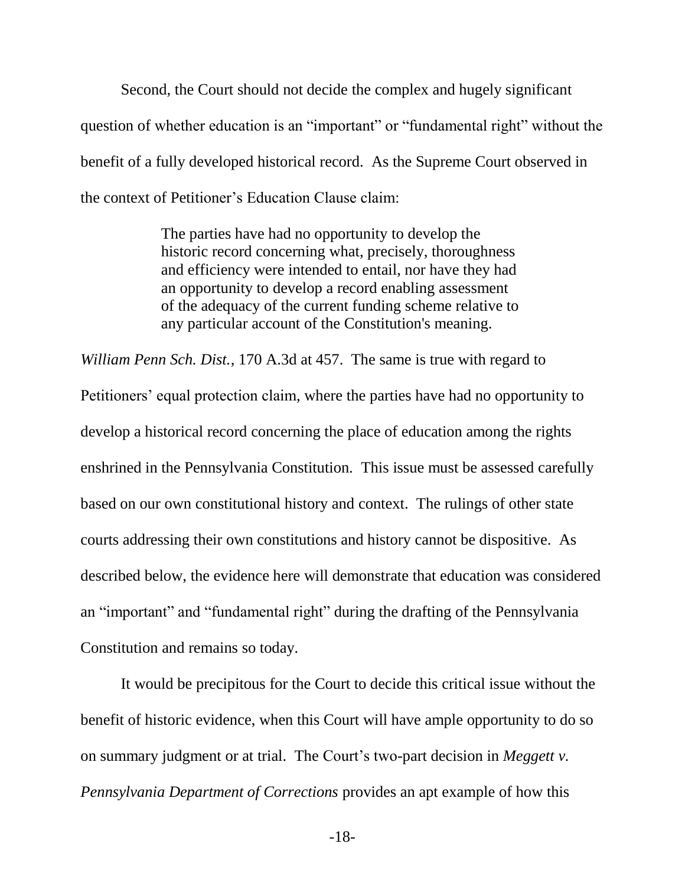Second, the Court should not decide the complex and hugely significant question of whether education is an "important" or "fundamental right" without the benefit of a fully developed historical record. As the Supreme Court observed in the context of Petitioner's Education Clause claim:

> The parties have had no opportunity to develop the historic record concerning what, precisely, thoroughness and efficiency were intended to entail, nor have they had an opportunity to develop a record enabling assessment of the adequacy of the current funding scheme relative to any particular account of the Constitution's meaning.

*William Penn Sch. Dist.*, 170 A.3d at 457. The same is true with regard to Petitioners' equal protection claim, where the parties have had no opportunity to develop a historical record concerning the place of education among the rights enshrined in the Pennsylvania Constitution. This issue must be assessed carefully based on our own constitutional history and context. The rulings of other state courts addressing their own constitutions and history cannot be dispositive. As described below, the evidence here will demonstrate that education was considered an "important" and "fundamental right" during the drafting of the Pennsylvania Constitution and remains so today.

It would be precipitous for the Court to decide this critical issue without the benefit of historic evidence, when this Court will have ample opportunity to do so on summary judgment or at trial. The Court's two-part decision in *Meggett v. Pennsylvania Department of Corrections* provides an apt example of how this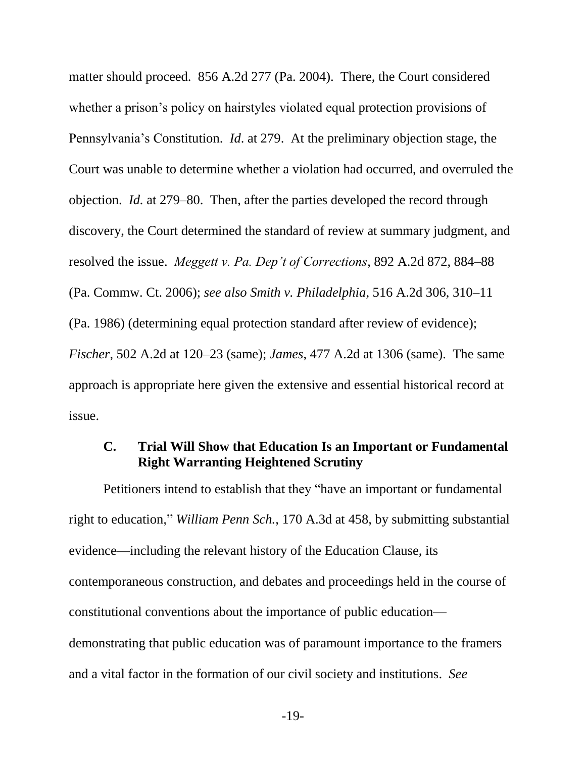matter should proceed. 856 A.2d 277 (Pa. 2004). There, the Court considered whether a prison's policy on hairstyles violated equal protection provisions of Pennsylvania's Constitution. *Id*. at 279. At the preliminary objection stage, the Court was unable to determine whether a violation had occurred, and overruled the objection. *Id.* at 279–80. Then, after the parties developed the record through discovery, the Court determined the standard of review at summary judgment, and resolved the issue. *Meggett v. Pa. Dep't of Corrections*, 892 A.2d 872, 884–88 (Pa. Commw. Ct. 2006); *see also Smith v. Philadelphia*, 516 A.2d 306, 310–11 (Pa. 1986) (determining equal protection standard after review of evidence); *Fischer*, 502 A.2d at 120–23 (same); *James*, 477 A.2d at 1306 (same). The same approach is appropriate here given the extensive and essential historical record at issue.

### C. Trial Will Show that Education Is an Important or Fundamental Right Warranting Heightened Scrutiny

Petitioners intend to establish that they "have an important or fundamental right to education," *William Penn Sch.*, 170 A.3d at 458, by submitting substantial evidence—including the relevant history of the Education Clause, its contemporaneous construction, and debates and proceedings held in the course of constitutional conventions about the importance of public education—demonstrating that public education was of paramount importance to the framers and a vital factor in the formation of our civil society and institutions. *See*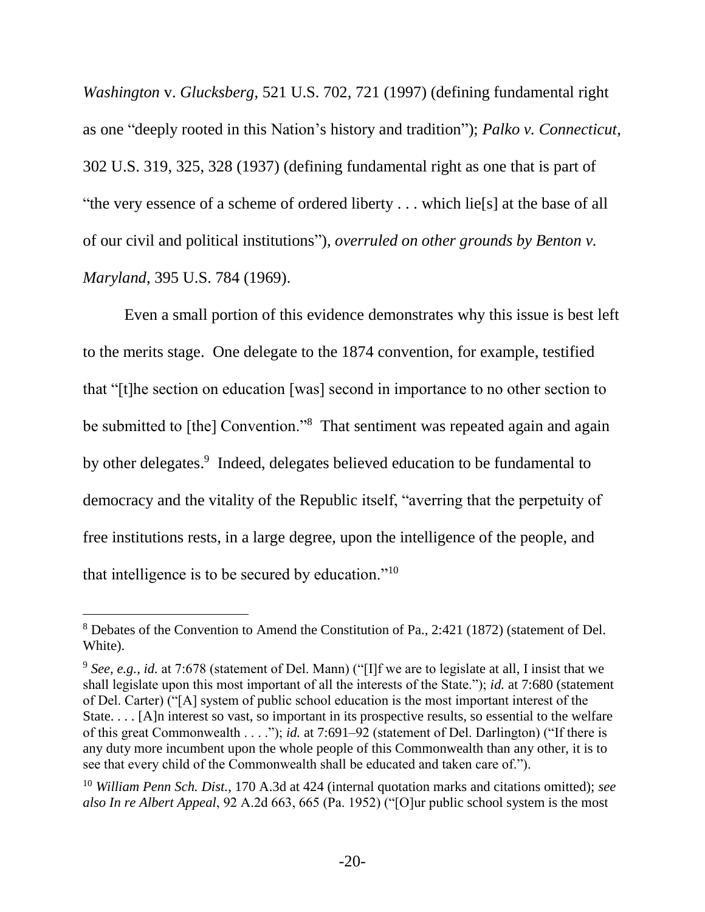*Washington* v. *Glucksberg*, 521 U.S. 702, 721 (1997) (defining fundamental right as one "deeply rooted in this Nation's history and tradition"); *Palko v. Connecticut*, 302 U.S. 319, 325, 328 (1937) (defining fundamental right as one that is part of "the very essence of a scheme of ordered liberty . . . which lie[s] at the base of all of our civil and political institutions"), *overruled on other grounds by Benton v. Maryland*, 395 U.S. 784 (1969).

Even a small portion of this evidence demonstrates why this issue is best left to the merits stage. One delegate to the 1874 convention, for example, testified that "[t]he section on education [was] second in importance to no other section to be submitted to [the] Convention."[8] That sentiment was repeated again and again by other delegates.[9] Indeed, delegates believed education to be fundamental to democracy and the vitality of the Republic itself, "averring that the perpetuity of free institutions rests, in a large degree, upon the intelligence of the people, and that intelligence is to be secured by education."[10]

---

[8] Debates of the Convention to Amend the Constitution of Pa., 2:421 (1872) (statement of Del. White).

[9] *See, e.g.*, *id.* at 7:678 (statement of Del. Mann) ("[I]f we are to legislate at all, I insist that we shall legislate upon this most important of all the interests of the State."); *id.* at 7:680 (statement of Del. Carter) ("[A] system of public school education is the most important interest of the State. . . . [A]n interest so vast, so important in its prospective results, so essential to the welfare of this great Commonwealth . . . ."); *id.* at 7:691–92 (statement of Del. Darlington) ("If there is any duty more incumbent upon the whole people of this Commonwealth than any other, it is to see that every child of the Commonwealth shall be educated and taken care of.").

[10] *William Penn Sch. Dist.*, 170 A.3d at 424 (internal quotation marks and citations omitted); *see also In re Albert Appeal*, 92 A.2d 663, 665 (Pa. 1952) ("[O]ur public school system is the most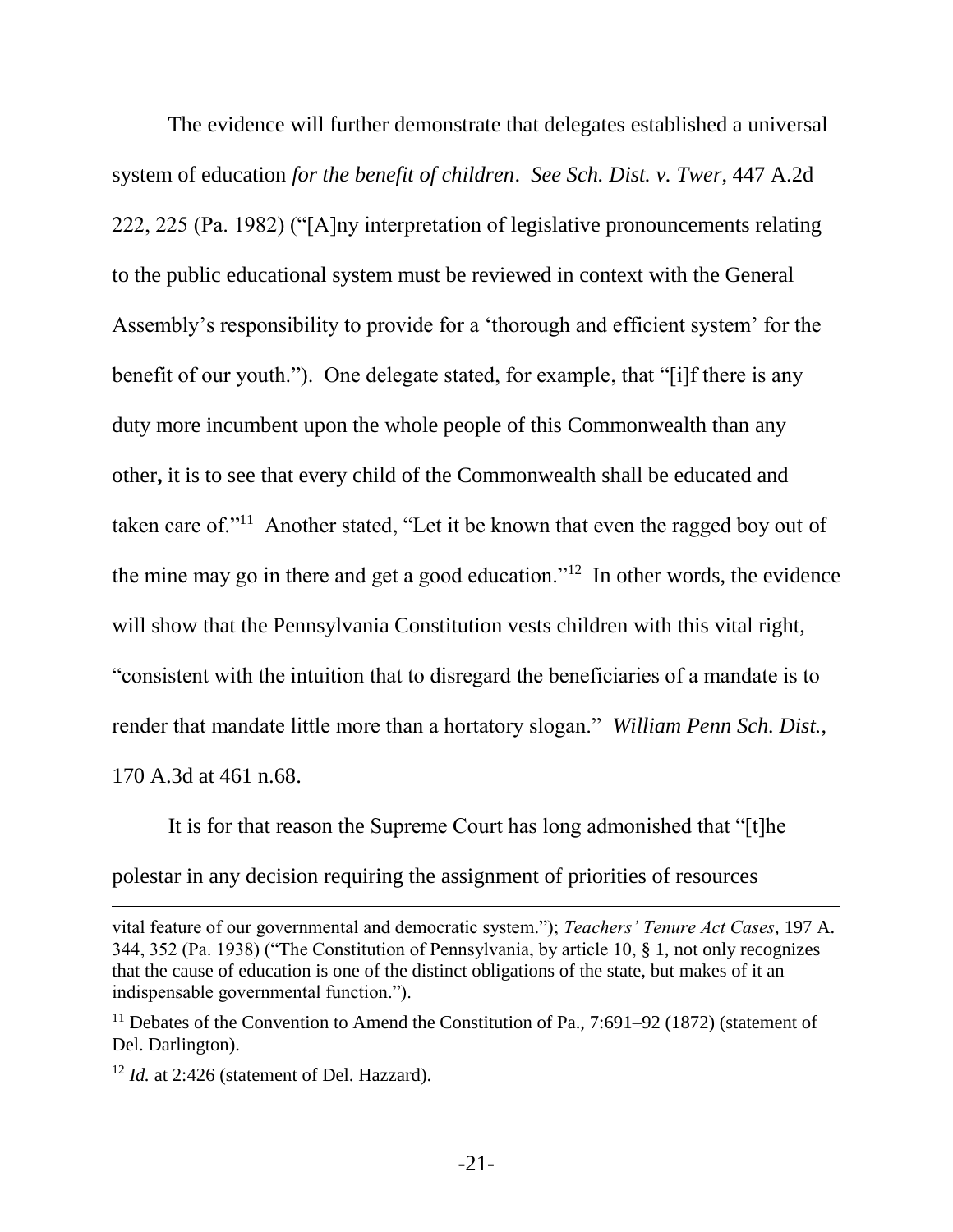The evidence will further demonstrate that delegates established a universal system of education *for the benefit of children*. *See Sch. Dist. v. Twer*, 447 A.2d 222, 225 (Pa. 1982) ("[A]ny interpretation of legislative pronouncements relating to the public educational system must be reviewed in context with the General Assembly's responsibility to provide for a 'thorough and efficient system' for the benefit of our youth."). One delegate stated, for example, that "[i]f there is any duty more incumbent upon the whole people of this Commonwealth than any other**,** it is to see that every child of the Commonwealth shall be educated and taken care of."[11] Another stated, "Let it be known that even the ragged boy out of the mine may go in there and get a good education."[12] In other words, the evidence will show that the Pennsylvania Constitution vests children with this vital right, "consistent with the intuition that to disregard the beneficiaries of a mandate is to render that mandate little more than a hortatory slogan." *William Penn Sch. Dist.*, 170 A.3d at 461 n.68.

It is for that reason the Supreme Court has long admonished that "[t]he polestar in any decision requiring the assignment of priorities of resources

---

vital feature of our governmental and democratic system."); *Teachers' Tenure Act Cases*, 197 A. 344, 352 (Pa. 1938) ("The Constitution of Pennsylvania, by article 10, § 1, not only recognizes that the cause of education is one of the distinct obligations of the state, but makes of it an indispensable governmental function.").

[11] Debates of the Convention to Amend the Constitution of Pa., 7:691–92 (1872) (statement of Del. Darlington).

[12] *Id.* at 2:426 (statement of Del. Hazzard).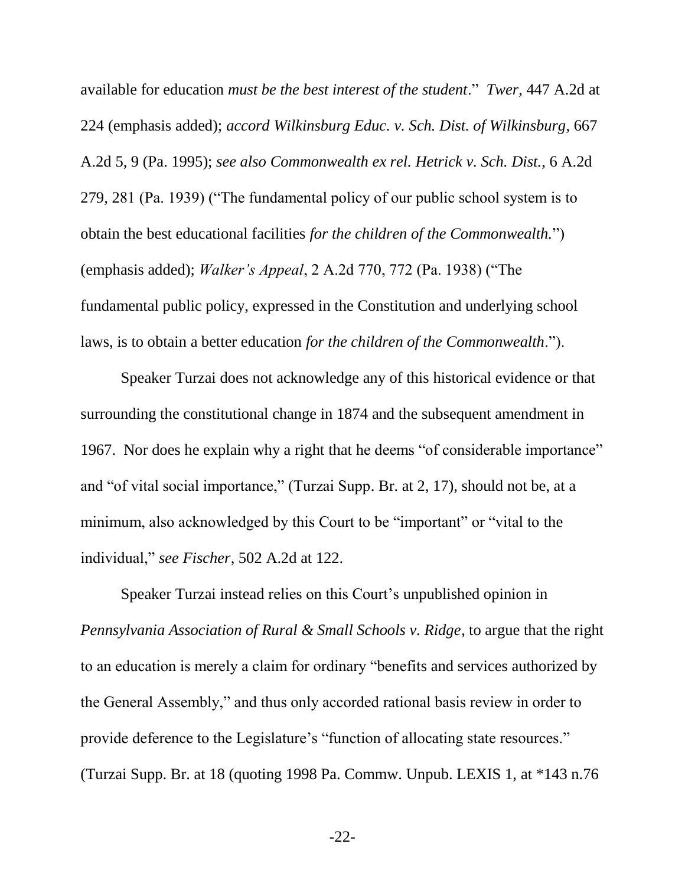available for education *must be the best interest of the student*." *Twer*, 447 A.2d at 224 (emphasis added); *accord Wilkinsburg Educ. v. Sch. Dist. of Wilkinsburg*, 667 A.2d 5, 9 (Pa. 1995); *see also Commonwealth ex rel. Hetrick v. Sch. Dist.*, 6 A.2d 279, 281 (Pa. 1939) ("The fundamental policy of our public school system is to obtain the best educational facilities *for the children of the Commonwealth.*") (emphasis added); *Walker's Appeal*, 2 A.2d 770, 772 (Pa. 1938) ("The fundamental public policy, expressed in the Constitution and underlying school laws, is to obtain a better education *for the children of the Commonwealth*.").

Speaker Turzai does not acknowledge any of this historical evidence or that surrounding the constitutional change in 1874 and the subsequent amendment in 1967. Nor does he explain why a right that he deems "of considerable importance" and "of vital social importance," (Turzai Supp. Br. at 2, 17), should not be, at a minimum, also acknowledged by this Court to be "important" or "vital to the individual," *see Fischer*, 502 A.2d at 122.

Speaker Turzai instead relies on this Court's unpublished opinion in *Pennsylvania Association of Rural & Small Schools v. Ridge*, to argue that the right to an education is merely a claim for ordinary "benefits and services authorized by the General Assembly," and thus only accorded rational basis review in order to provide deference to the Legislature's "function of allocating state resources." (Turzai Supp. Br. at 18 (quoting 1998 Pa. Commw. Unpub. LEXIS 1, at *143 n.76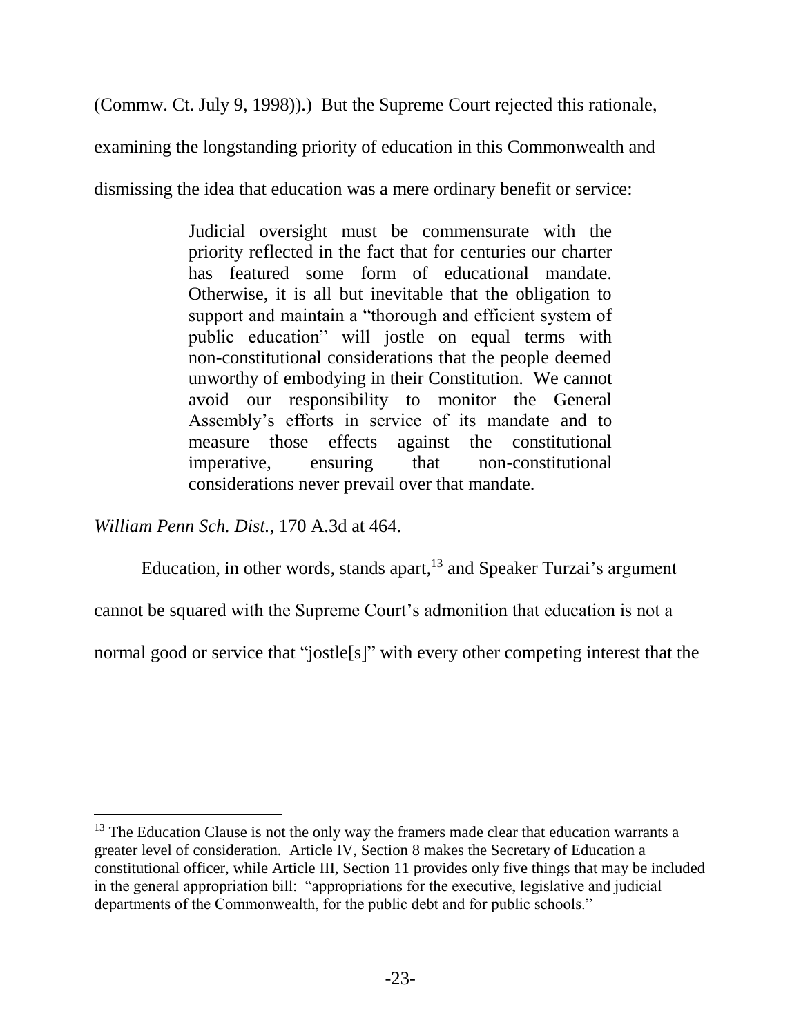(Commw. Ct. July 9, 1998)).) But the Supreme Court rejected this rationale, examining the longstanding priority of education in this Commonwealth and dismissing the idea that education was a mere ordinary benefit or service:

> Judicial oversight must be commensurate with the priority reflected in the fact that for centuries our charter has featured some form of educational mandate. Otherwise, it is all but inevitable that the obligation to support and maintain a "thorough and efficient system of public education" will jostle on equal terms with non-constitutional considerations that the people deemed unworthy of embodying in their Constitution. We cannot avoid our responsibility to monitor the General Assembly's efforts in service of its mandate and to measure those effects against the constitutional imperative, ensuring that non-constitutional considerations never prevail over that mandate.

*William Penn Sch. Dist.*, 170 A.3d at 464.

Education, in other words, stands apart,[13] and Speaker Turzai's argument cannot be squared with the Supreme Court's admonition that education is not a normal good or service that "jostle[s]" with every other competing interest that the

---

[13] The Education Clause is not the only way the framers made clear that education warrants a greater level of consideration. Article IV, Section 8 makes the Secretary of Education a constitutional officer, while Article III, Section 11 provides only five things that may be included in the general appropriation bill: "appropriations for the executive, legislative and judicial departments of the Commonwealth, for the public debt and for public schools."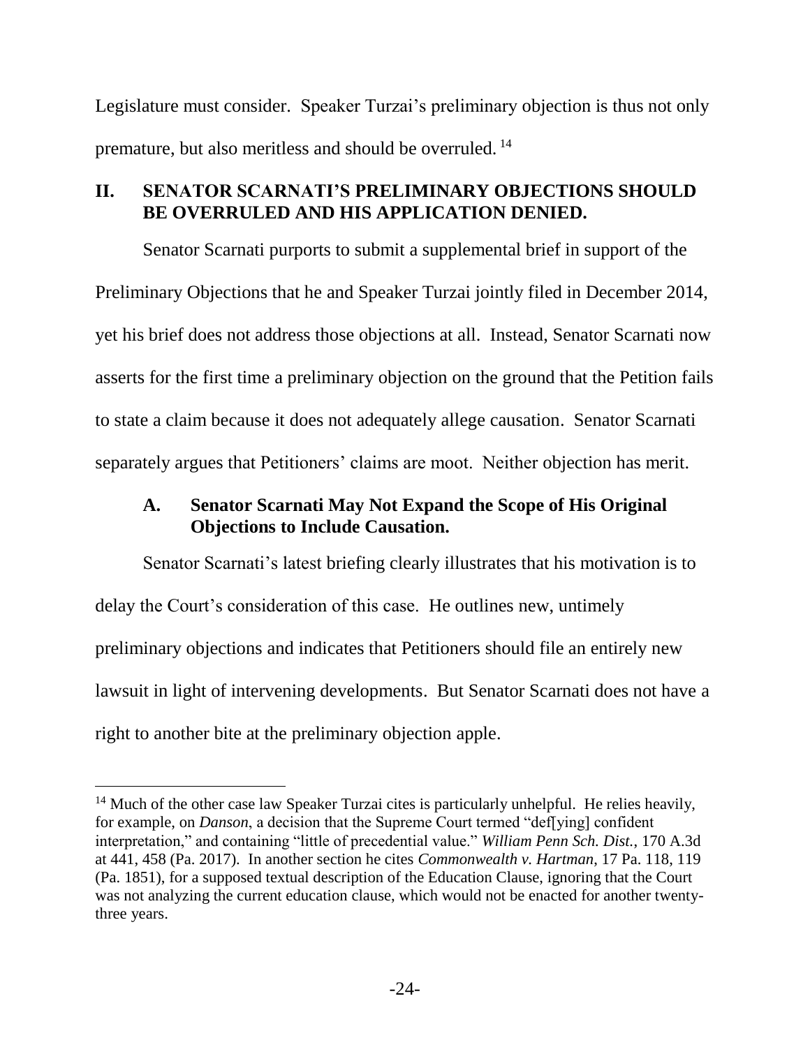Legislature must consider. Speaker Turzai's preliminary objection is thus not only premature, but also meritless and should be overruled.[14]

## II. SENATOR SCARNATI'S PRELIMINARY OBJECTIONS SHOULD BE OVERRULED AND HIS APPLICATION DENIED.

Senator Scarnati purports to submit a supplemental brief in support of the Preliminary Objections that he and Speaker Turzai jointly filed in December 2014, yet his brief does not address those objections at all. Instead, Senator Scarnati now asserts for the first time a preliminary objection on the ground that the Petition fails to state a claim because it does not adequately allege causation. Senator Scarnati separately argues that Petitioners' claims are moot. Neither objection has merit.

### A. Senator Scarnati May Not Expand the Scope of His Original Objections to Include Causation.

Senator Scarnati's latest briefing clearly illustrates that his motivation is to delay the Court's consideration of this case. He outlines new, untimely preliminary objections and indicates that Petitioners should file an entirely new lawsuit in light of intervening developments. But Senator Scarnati does not have a right to another bite at the preliminary objection apple.

[14] Much of the other case law Speaker Turzai cites is particularly unhelpful. He relies heavily, for example, on *Danson*, a decision that the Supreme Court termed "def[ying] confident interpretation," and containing "little of precedential value." *William Penn Sch. Dist.*, 170 A.3d at 441, 458 (Pa. 2017). In another section he cites *Commonwealth v. Hartman*, 17 Pa. 118, 119 (Pa. 1851), for a supposed textual description of the Education Clause, ignoring that the Court was not analyzing the current education clause, which would not be enacted for another twenty-three years.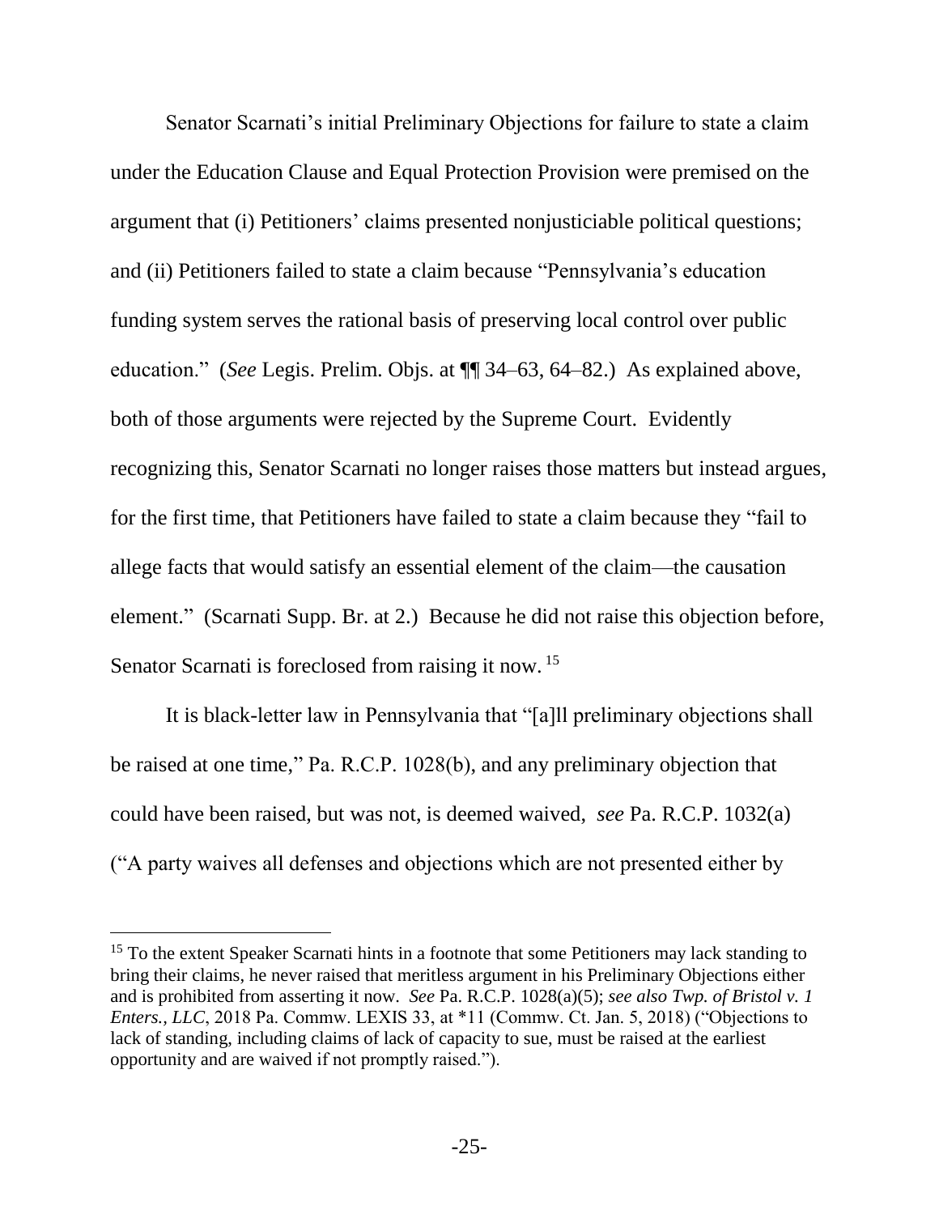Senator Scarnati's initial Preliminary Objections for failure to state a claim under the Education Clause and Equal Protection Provision were premised on the argument that (i) Petitioners' claims presented nonjusticiable political questions; and (ii) Petitioners failed to state a claim because "Pennsylvania's education funding system serves the rational basis of preserving local control over public education." (*See* Legis. Prelim. Objs. at ¶¶ 34–63, 64–82.) As explained above, both of those arguments were rejected by the Supreme Court. Evidently recognizing this, Senator Scarnati no longer raises those matters but instead argues, for the first time, that Petitioners have failed to state a claim because they "fail to allege facts that would satisfy an essential element of the claim—the causation element." (Scarnati Supp. Br. at 2.) Because he did not raise this objection before, Senator Scarnati is foreclosed from raising it now.[15]

It is black-letter law in Pennsylvania that "[a]ll preliminary objections shall be raised at one time," Pa. R.C.P. 1028(b), and any preliminary objection that could have been raised, but was not, is deemed waived, *see* Pa. R.C.P. 1032(a) ("A party waives all defenses and objections which are not presented either by

---

[15] To the extent Speaker Scarnati hints in a footnote that some Petitioners may lack standing to bring their claims, he never raised that meritless argument in his Preliminary Objections either and is prohibited from asserting it now. *See* Pa. R.C.P. 1028(a)(5); *see also Twp. of Bristol v. 1 Enters., LLC*, 2018 Pa. Commw. LEXIS 33, at *11 (Commw. Ct. Jan. 5, 2018) ("Objections to lack of standing, including claims of lack of capacity to sue, must be raised at the earliest opportunity and are waived if not promptly raised.").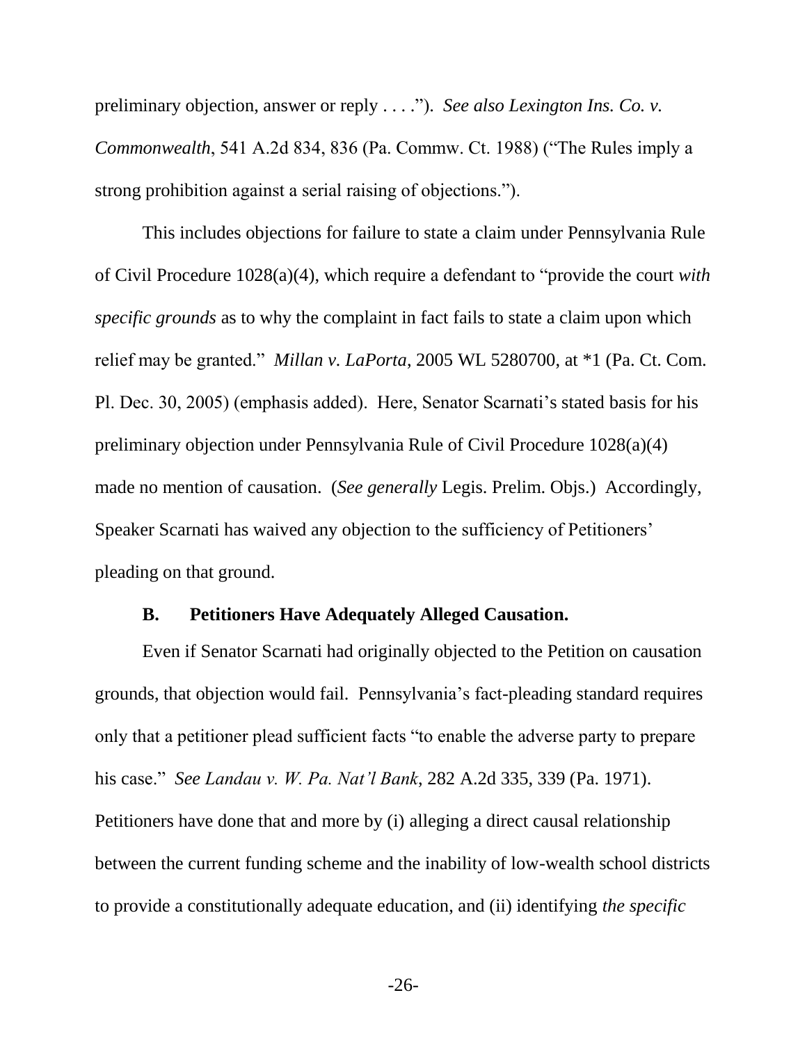preliminary objection, answer or reply . . . ."). *See also Lexington Ins. Co. v. Commonwealth*, 541 A.2d 834, 836 (Pa. Commw. Ct. 1988) ("The Rules imply a strong prohibition against a serial raising of objections.").

This includes objections for failure to state a claim under Pennsylvania Rule of Civil Procedure 1028(a)(4), which require a defendant to "provide the court *with specific grounds* as to why the complaint in fact fails to state a claim upon which relief may be granted." *Millan v. LaPorta*, 2005 WL 5280700, at *1 (Pa. Ct. Com. Pl. Dec. 30, 2005) (emphasis added). Here, Senator Scarnati's stated basis for his preliminary objection under Pennsylvania Rule of Civil Procedure 1028(a)(4) made no mention of causation. (*See generally* Legis. Prelim. Objs.) Accordingly, Speaker Scarnati has waived any objection to the sufficiency of Petitioners' pleading on that ground.

### B. Petitioners Have Adequately Alleged Causation.

Even if Senator Scarnati had originally objected to the Petition on causation grounds, that objection would fail. Pennsylvania's fact-pleading standard requires only that a petitioner plead sufficient facts "to enable the adverse party to prepare his case." *See Landau v. W. Pa. Nat'l Bank*, 282 A.2d 335, 339 (Pa. 1971). Petitioners have done that and more by (i) alleging a direct causal relationship between the current funding scheme and the inability of low-wealth school districts to provide a constitutionally adequate education, and (ii) identifying *the specific*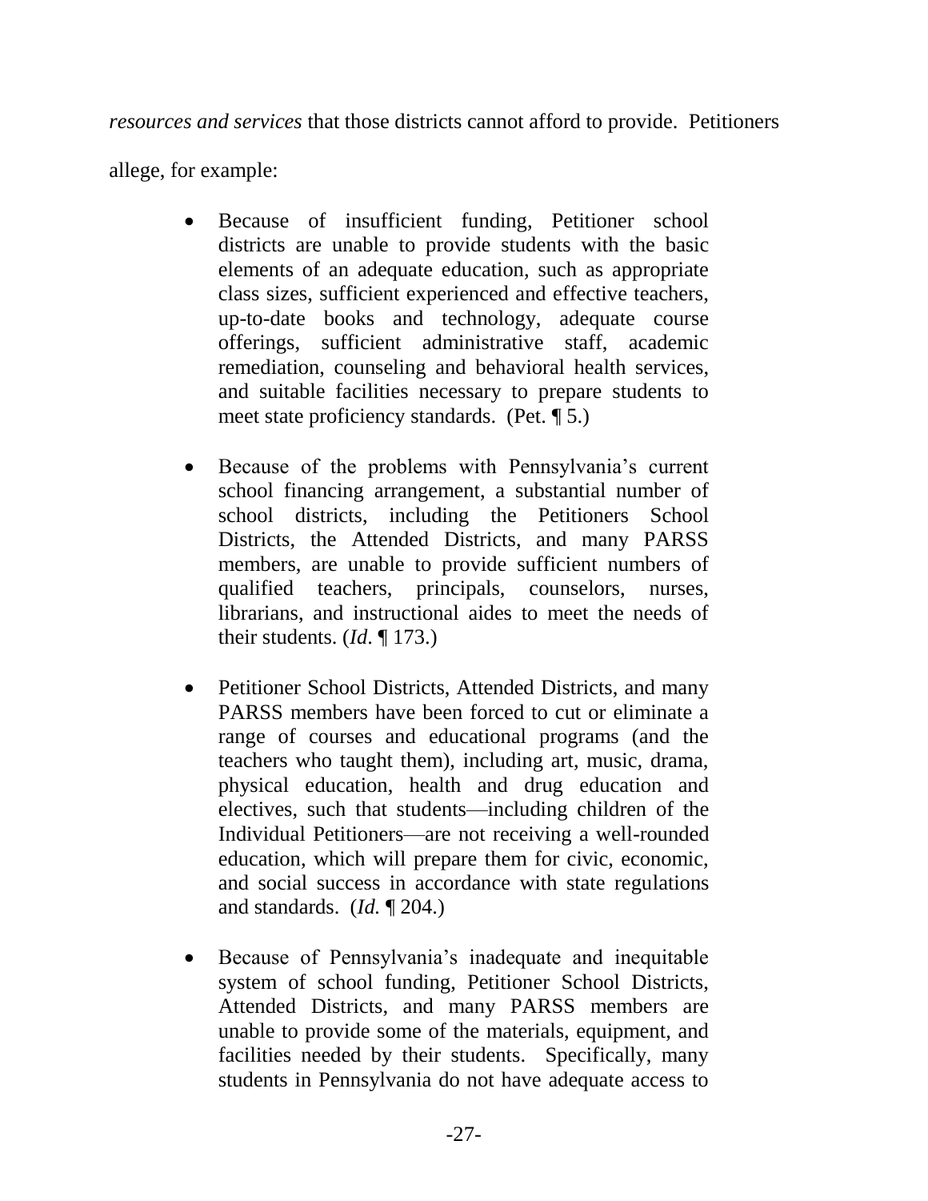*resources and services* that those districts cannot afford to provide. Petitioners allege, for example:

- Because of insufficient funding, Petitioner school districts are unable to provide students with the basic elements of an adequate education, such as appropriate class sizes, sufficient experienced and effective teachers, up-to-date books and technology, adequate course offerings, sufficient administrative staff, academic remediation, counseling and behavioral health services, and suitable facilities necessary to prepare students to meet state proficiency standards. (Pet. ¶ 5.)

- Because of the problems with Pennsylvania's current school financing arrangement, a substantial number of school districts, including the Petitioners School Districts, the Attended Districts, and many PARSS members, are unable to provide sufficient numbers of qualified teachers, principals, counselors, nurses, librarians, and instructional aides to meet the needs of their students. (*Id*. ¶ 173.)

- Petitioner School Districts, Attended Districts, and many PARSS members have been forced to cut or eliminate a range of courses and educational programs (and the teachers who taught them), including art, music, drama, physical education, health and drug education and electives, such that students—including children of the Individual Petitioners—are not receiving a well-rounded education, which will prepare them for civic, economic, and social success in accordance with state regulations and standards. (*Id.* ¶ 204.)

- Because of Pennsylvania's inadequate and inequitable system of school funding, Petitioner School Districts, Attended Districts, and many PARSS members are unable to provide some of the materials, equipment, and facilities needed by their students. Specifically, many students in Pennsylvania do not have adequate access to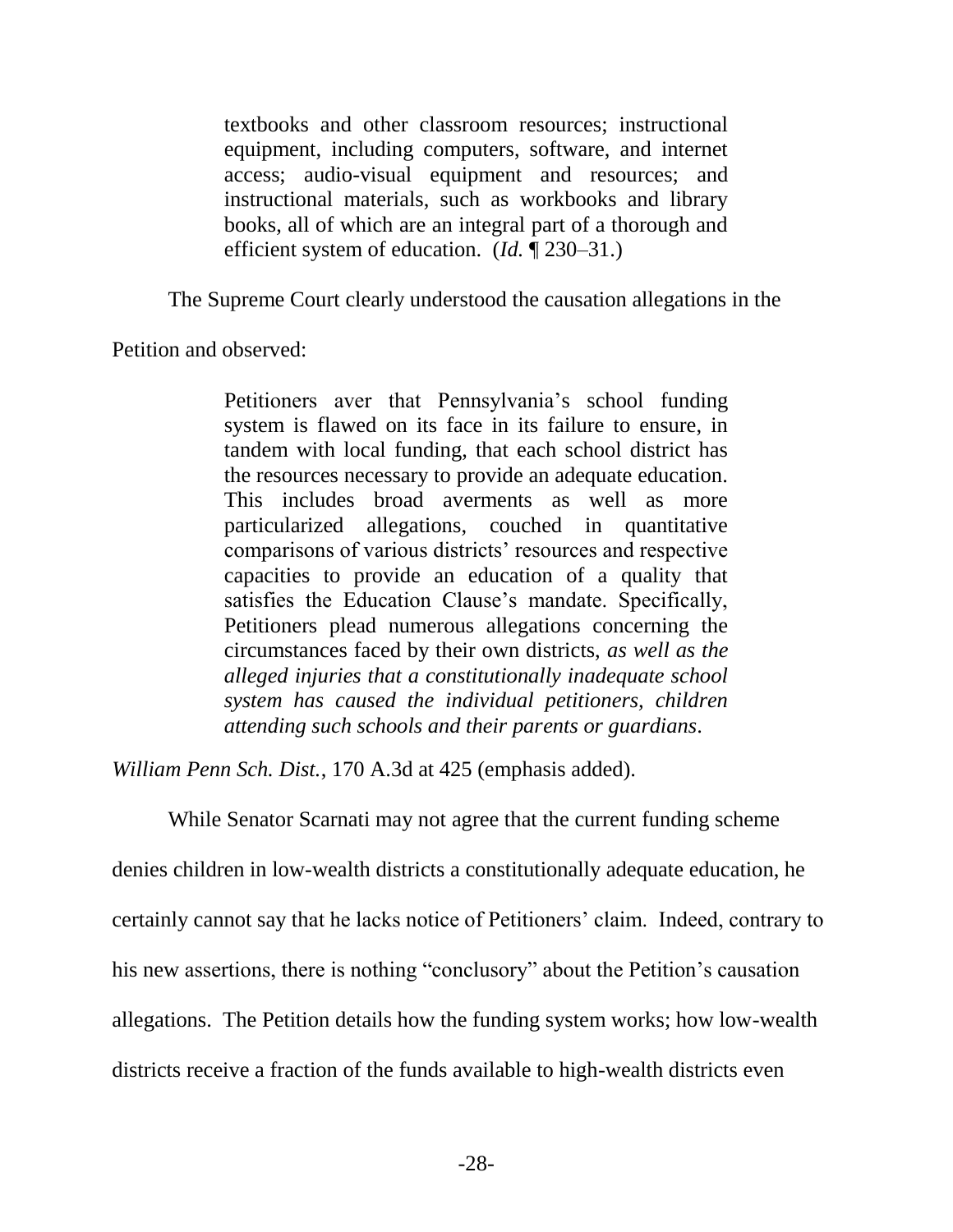> textbooks and other classroom resources; instructional equipment, including computers, software, and internet access; audio-visual equipment and resources; and instructional materials, such as workbooks and library books, all of which are an integral part of a thorough and efficient system of education. (*Id.* ¶ 230–31.)

The Supreme Court clearly understood the causation allegations in the Petition and observed:

> Petitioners aver that Pennsylvania's school funding system is flawed on its face in its failure to ensure, in tandem with local funding, that each school district has the resources necessary to provide an adequate education. This includes broad averments as well as more particularized allegations, couched in quantitative comparisons of various districts' resources and respective capacities to provide an education of a quality that satisfies the Education Clause's mandate. Specifically, Petitioners plead numerous allegations concerning the circumstances faced by their own districts, *as well as the alleged injuries that a constitutionally inadequate school system has caused the individual petitioners, children attending such schools and their parents or guardians*.

*William Penn Sch. Dist.*, 170 A.3d at 425 (emphasis added).

While Senator Scarnati may not agree that the current funding scheme denies children in low-wealth districts a constitutionally adequate education, he certainly cannot say that he lacks notice of Petitioners' claim. Indeed, contrary to his new assertions, there is nothing "conclusory" about the Petition's causation allegations. The Petition details how the funding system works; how low-wealth districts receive a fraction of the funds available to high-wealth districts even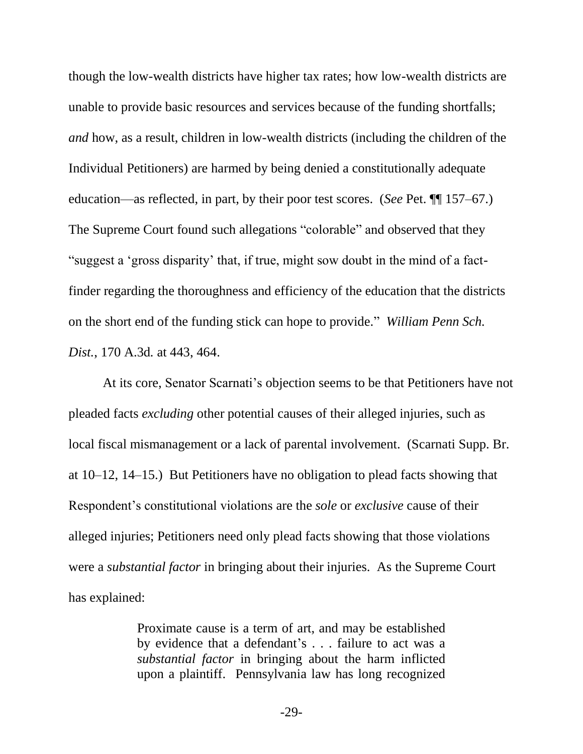though the low-wealth districts have higher tax rates; how low-wealth districts are unable to provide basic resources and services because of the funding shortfalls; *and* how, as a result, children in low-wealth districts (including the children of the Individual Petitioners) are harmed by being denied a constitutionally adequate education—as reflected, in part, by their poor test scores. (*See* Pet. ¶¶ 157–67.) The Supreme Court found such allegations "colorable" and observed that they "suggest a 'gross disparity' that, if true, might sow doubt in the mind of a fact-finder regarding the thoroughness and efficiency of the education that the districts on the short end of the funding stick can hope to provide." *William Penn Sch. Dist.*, 170 A.3d. at 443, 464.

At its core, Senator Scarnati's objection seems to be that Petitioners have not pleaded facts *excluding* other potential causes of their alleged injuries, such as local fiscal mismanagement or a lack of parental involvement. (Scarnati Supp. Br. at 10–12, 14–15.) But Petitioners have no obligation to plead facts showing that Respondent's constitutional violations are the *sole* or *exclusive* cause of their alleged injuries; Petitioners need only plead facts showing that those violations were a *substantial factor* in bringing about their injuries. As the Supreme Court has explained:

> Proximate cause is a term of art, and may be established by evidence that a defendant's . . . failure to act was a *substantial factor* in bringing about the harm inflicted upon a plaintiff. Pennsylvania law has long recognized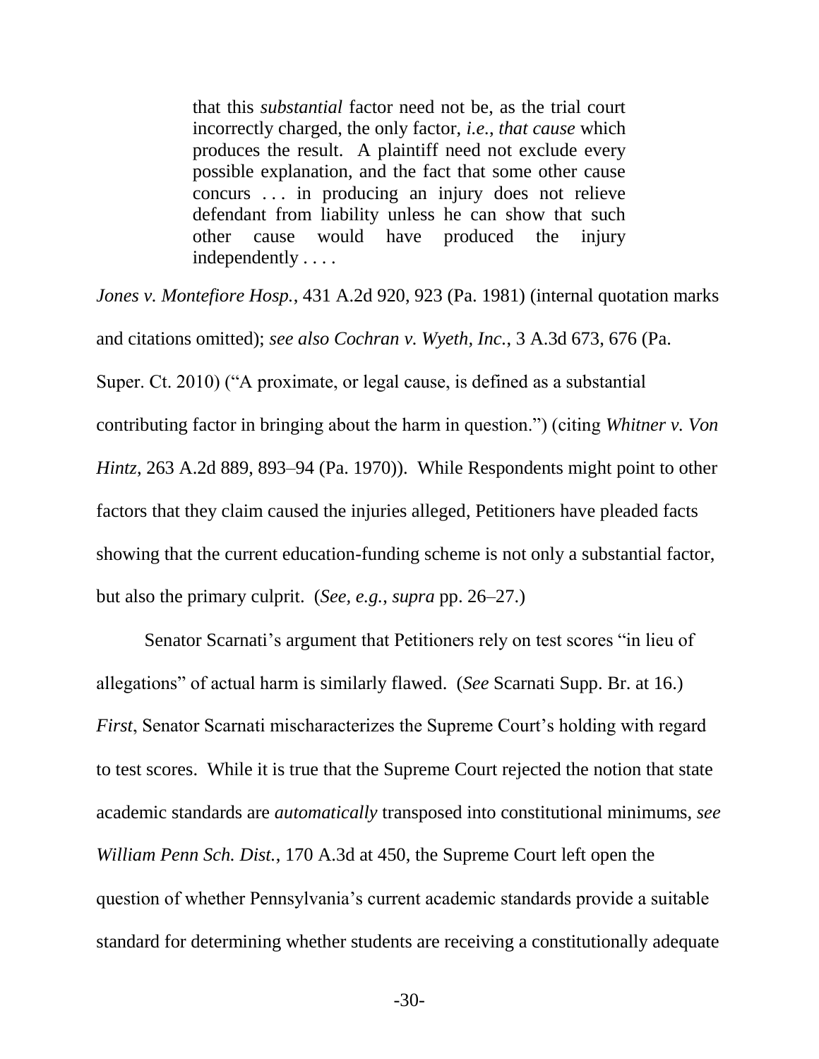> that this *substantial* factor need not be, as the trial court incorrectly charged, the only factor, *i.e.*, *that cause* which produces the result. A plaintiff need not exclude every possible explanation, and the fact that some other cause concurs . . . in producing an injury does not relieve defendant from liability unless he can show that such other cause would have produced the injury independently . . . .

*Jones v. Montefiore Hosp.*, 431 A.2d 920, 923 (Pa. 1981) (internal quotation marks and citations omitted); *see also Cochran v. Wyeth, Inc.*, 3 A.3d 673, 676 (Pa. Super. Ct. 2010) ("A proximate, or legal cause, is defined as a substantial contributing factor in bringing about the harm in question.") (citing *Whitner v. Von Hintz*, 263 A.2d 889, 893–94 (Pa. 1970)). While Respondents might point to other factors that they claim caused the injuries alleged, Petitioners have pleaded facts showing that the current education-funding scheme is not only a substantial factor, but also the primary culprit. (*See, e.g.*, *supra* pp. 26–27.)

Senator Scarnati's argument that Petitioners rely on test scores "in lieu of allegations" of actual harm is similarly flawed. (*See* Scarnati Supp. Br. at 16.) *First*, Senator Scarnati mischaracterizes the Supreme Court's holding with regard to test scores. While it is true that the Supreme Court rejected the notion that state academic standards are *automatically* transposed into constitutional minimums, *see William Penn Sch. Dist.*, 170 A.3d at 450, the Supreme Court left open the question of whether Pennsylvania's current academic standards provide a suitable standard for determining whether students are receiving a constitutionally adequate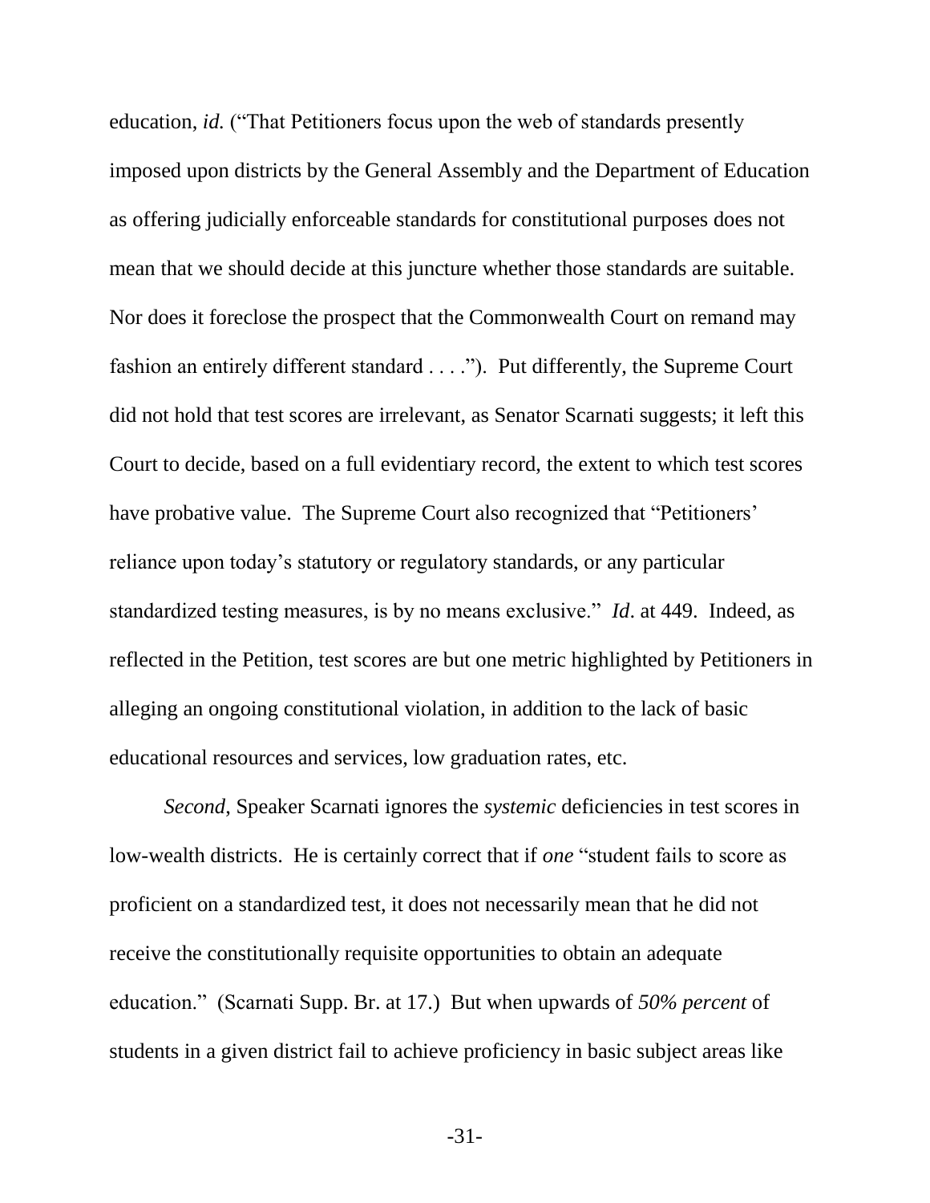education, *id.* ("That Petitioners focus upon the web of standards presently imposed upon districts by the General Assembly and the Department of Education as offering judicially enforceable standards for constitutional purposes does not mean that we should decide at this juncture whether those standards are suitable. Nor does it foreclose the prospect that the Commonwealth Court on remand may fashion an entirely different standard . . . ."). Put differently, the Supreme Court did not hold that test scores are irrelevant, as Senator Scarnati suggests; it left this Court to decide, based on a full evidentiary record, the extent to which test scores have probative value. The Supreme Court also recognized that "Petitioners' reliance upon today's statutory or regulatory standards, or any particular standardized testing measures, is by no means exclusive." *Id*. at 449. Indeed, as reflected in the Petition, test scores are but one metric highlighted by Petitioners in alleging an ongoing constitutional violation, in addition to the lack of basic educational resources and services, low graduation rates, etc.

*Second*, Speaker Scarnati ignores the *systemic* deficiencies in test scores in low-wealth districts. He is certainly correct that if *one* "student fails to score as proficient on a standardized test, it does not necessarily mean that he did not receive the constitutionally requisite opportunities to obtain an adequate education." (Scarnati Supp. Br. at 17.) But when upwards of *50% percent* of students in a given district fail to achieve proficiency in basic subject areas like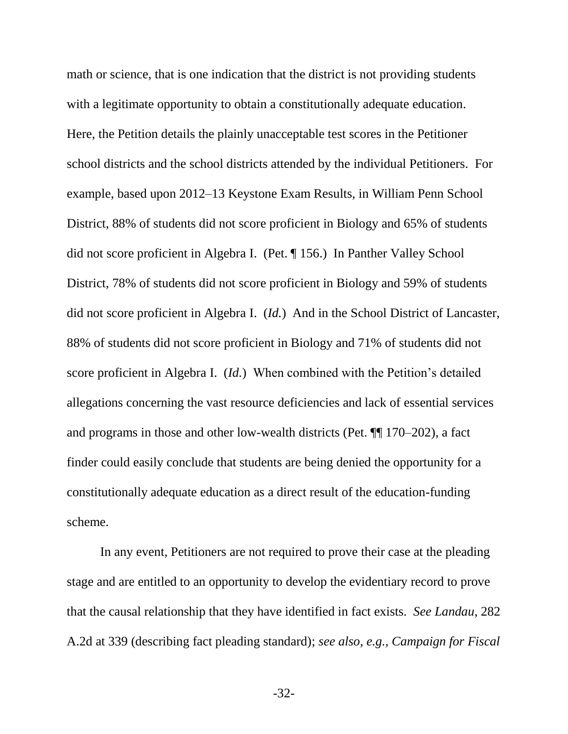math or science, that is one indication that the district is not providing students with a legitimate opportunity to obtain a constitutionally adequate education. Here, the Petition details the plainly unacceptable test scores in the Petitioner school districts and the school districts attended by the individual Petitioners. For example, based upon 2012–13 Keystone Exam Results, in William Penn School District, 88% of students did not score proficient in Biology and 65% of students did not score proficient in Algebra I. (Pet. ¶ 156.) In Panther Valley School District, 78% of students did not score proficient in Biology and 59% of students did not score proficient in Algebra I. (*Id.*) And in the School District of Lancaster, 88% of students did not score proficient in Biology and 71% of students did not score proficient in Algebra I. (*Id.*) When combined with the Petition's detailed allegations concerning the vast resource deficiencies and lack of essential services and programs in those and other low-wealth districts (Pet. ¶¶ 170–202), a fact finder could easily conclude that students are being denied the opportunity for a constitutionally adequate education as a direct result of the education-funding scheme.

In any event, Petitioners are not required to prove their case at the pleading stage and are entitled to an opportunity to develop the evidentiary record to prove that the causal relationship that they have identified in fact exists. *See Landau*, 282 A.2d at 339 (describing fact pleading standard); *see also, e.g.*, *Campaign for Fiscal*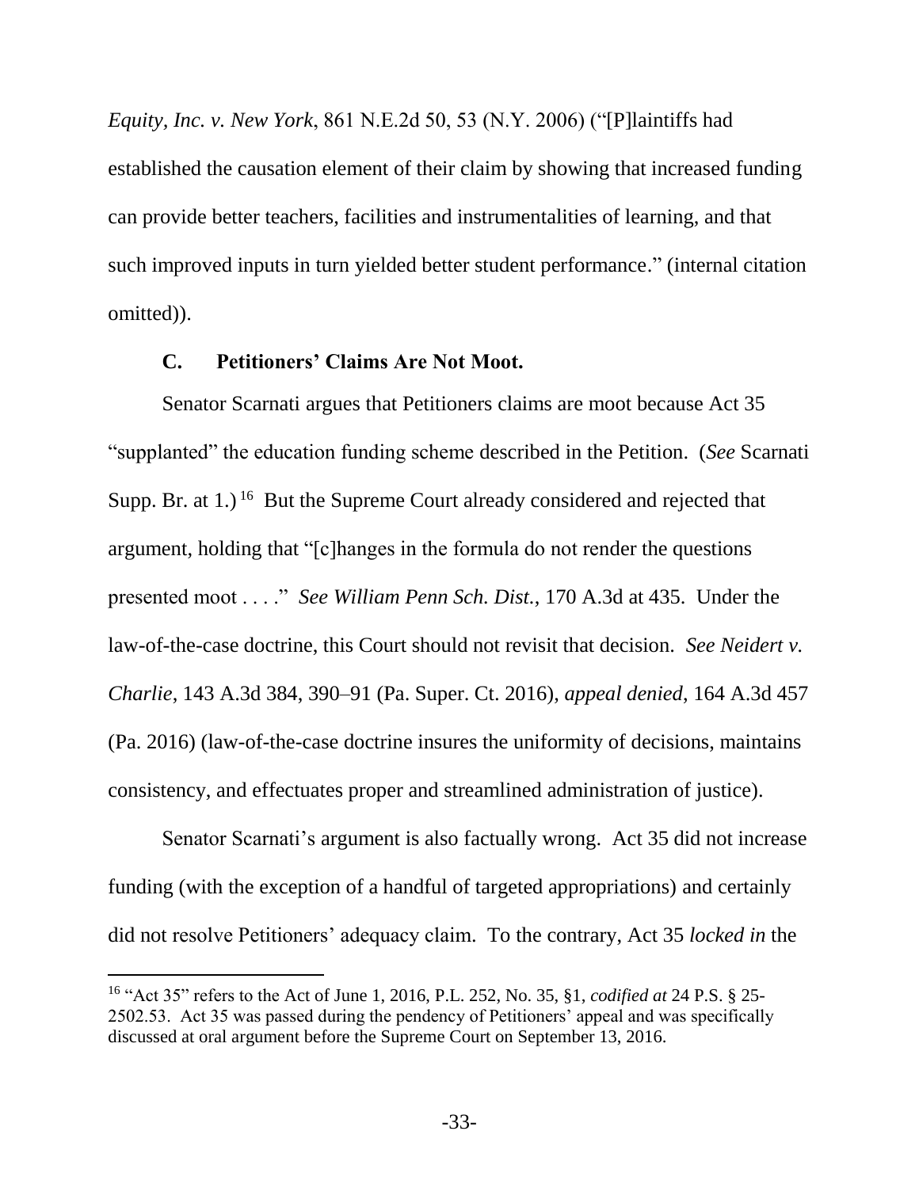*Equity, Inc. v. New York*, 861 N.E.2d 50, 53 (N.Y. 2006) ("[P]laintiffs had established the causation element of their claim by showing that increased funding can provide better teachers, facilities and instrumentalities of learning, and that such improved inputs in turn yielded better student performance." (internal citation omitted)).

### C. Petitioners' Claims Are Not Moot.

Senator Scarnati argues that Petitioners claims are moot because Act 35 "supplanted" the education funding scheme described in the Petition. (*See* Scarnati Supp. Br. at 1.)[16] But the Supreme Court already considered and rejected that argument, holding that "[c]hanges in the formula do not render the questions presented moot . . . ." *See William Penn Sch. Dist.*, 170 A.3d at 435. Under the law-of-the-case doctrine, this Court should not revisit that decision. *See Neidert v. Charlie*, 143 A.3d 384, 390–91 (Pa. Super. Ct. 2016), *appeal denied*, 164 A.3d 457 (Pa. 2016) (law-of-the-case doctrine insures the uniformity of decisions, maintains consistency, and effectuates proper and streamlined administration of justice).

Senator Scarnati's argument is also factually wrong. Act 35 did not increase funding (with the exception of a handful of targeted appropriations) and certainly did not resolve Petitioners' adequacy claim. To the contrary, Act 35 *locked in* the

[16] "Act 35" refers to the Act of June 1, 2016, P.L. 252, No. 35, §1, *codified at* 24 P.S. § 25-2502.53. Act 35 was passed during the pendency of Petitioners' appeal and was specifically discussed at oral argument before the Supreme Court on September 13, 2016.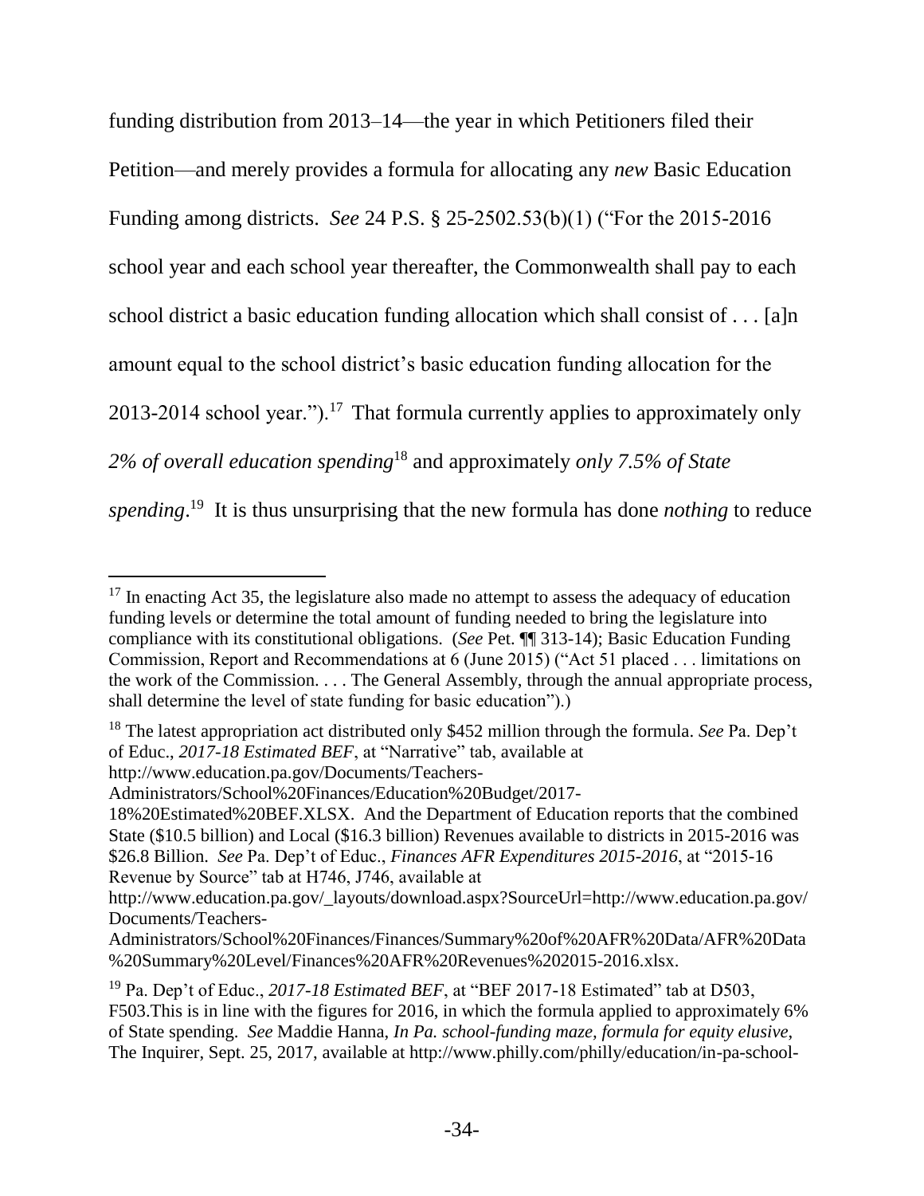funding distribution from 2013–14—the year in which Petitioners filed their Petition—and merely provides a formula for allocating any *new* Basic Education Funding among districts. *See* 24 P.S. § 25-2502.53(b)(1) ("For the 2015-2016 school year and each school year thereafter, the Commonwealth shall pay to each school district a basic education funding allocation which shall consist of . . . [a]n amount equal to the school district's basic education funding allocation for the 2013-2014 school year.").[17] That formula currently applies to approximately only *2% of overall education spending*[18] and approximately *only 7.5% of State spending*.[19] It is thus unsurprising that the new formula has done *nothing* to reduce

---

[17] In enacting Act 35, the legislature also made no attempt to assess the adequacy of education funding levels or determine the total amount of funding needed to bring the legislature into compliance with its constitutional obligations. (*See* Pet. ¶¶ 313-14); Basic Education Funding Commission, Report and Recommendations at 6 (June 2015) ("Act 51 placed . . . limitations on the work of the Commission. . . . The General Assembly, through the annual appropriate process, shall determine the level of state funding for basic education").)

[18] The latest appropriation act distributed only $452 million through the formula. *See* Pa. Dep't of Educ., *2017-18 Estimated BEF*, at "Narrative" tab, available at http://www.education.pa.gov/Documents/Teachers-Administrators/School%20Finances/Education%20Budget/2017-18%20Estimated%20BEF.XLSX. And the Department of Education reports that the combined State ($10.5 billion) and Local ($16.3 billion) Revenues available to districts in 2015-2016 was $26.8 Billion. *See* Pa. Dep't of Educ., *Finances AFR Expenditures 2015-2016*, at "2015-16 Revenue by Source" tab at H746, J746, available at http://www.education.pa.gov/_layouts/download.aspx?SourceUrl=http://www.education.pa.gov/Documents/Teachers-Administrators/School%20Finances/Finances/Summary%20of%20AFR%20Data/AFR%20Data%20Summary%20Level/Finances%20AFR%20Revenues%202015-2016.xlsx.

[19] Pa. Dep't of Educ., *2017-18 Estimated BEF*, at "BEF 2017-18 Estimated" tab at D503, F503.This is in line with the figures for 2016, in which the formula applied to approximately 6% of State spending. *See* Maddie Hanna, *In Pa. school-funding maze, formula for equity elusive*, The Inquirer, Sept. 25, 2017, available at http://www.philly.com/philly/education/in-pa-school-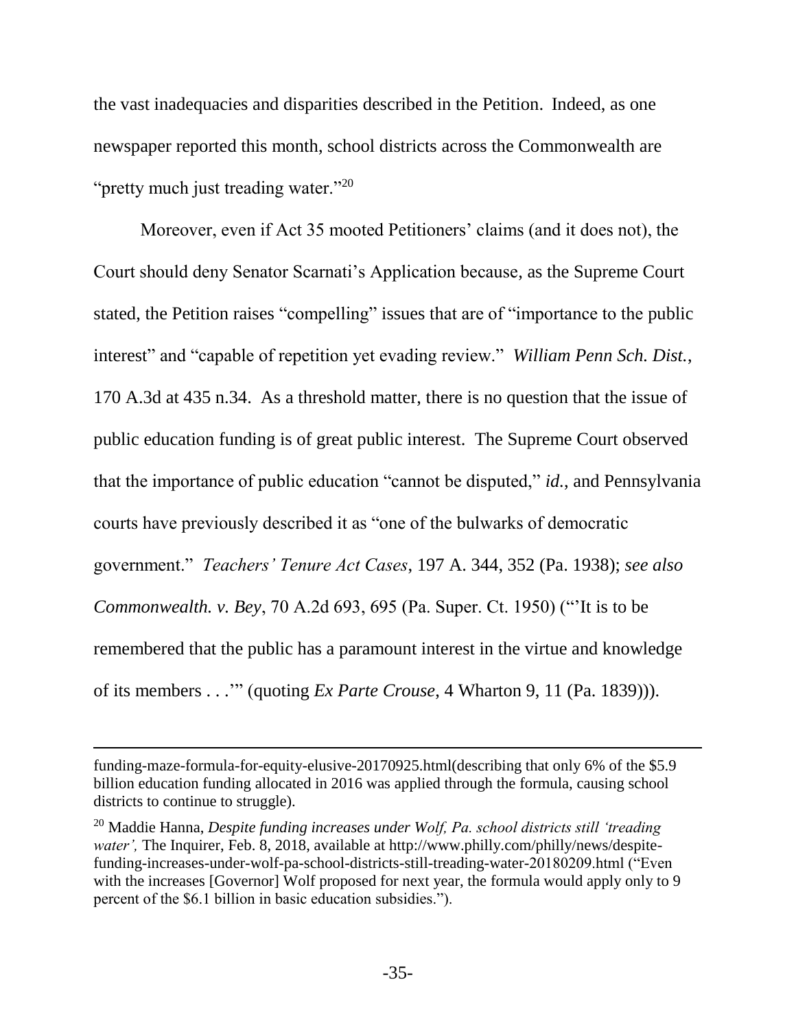the vast inadequacies and disparities described in the Petition. Indeed, as one newspaper reported this month, school districts across the Commonwealth are "pretty much just treading water."[20]

Moreover, even if Act 35 mooted Petitioners' claims (and it does not), the Court should deny Senator Scarnati's Application because, as the Supreme Court stated, the Petition raises "compelling" issues that are of "importance to the public interest" and "capable of repetition yet evading review." *William Penn Sch. Dist.*, 170 A.3d at 435 n.34. As a threshold matter, there is no question that the issue of public education funding is of great public interest. The Supreme Court observed that the importance of public education "cannot be disputed," *id.*, and Pennsylvania courts have previously described it as "one of the bulwarks of democratic government." *Teachers' Tenure Act Cases*, 197 A. 344, 352 (Pa. 1938); *see also Commonwealth. v. Bey*, 70 A.2d 693, 695 (Pa. Super. Ct. 1950) ("'It is to be remembered that the public has a paramount interest in the virtue and knowledge of its members . . .'" (quoting *Ex Parte Crouse*, 4 Wharton 9, 11 (Pa. 1839))).

---

funding-maze-formula-for-equity-elusive-20170925.html(describing that only 6% of the $5.9 billion education funding allocated in 2016 was applied through the formula, causing school districts to continue to struggle).

[20] Maddie Hanna, *Despite funding increases under Wolf, Pa. school districts still 'treading water',* The Inquirer, Feb. 8, 2018, available at http://www.philly.com/philly/news/despite-funding-increases-under-wolf-pa-school-districts-still-treading-water-20180209.html ("Even with the increases [Governor] Wolf proposed for next year, the formula would apply only to 9 percent of the $6.1 billion in basic education subsidies.").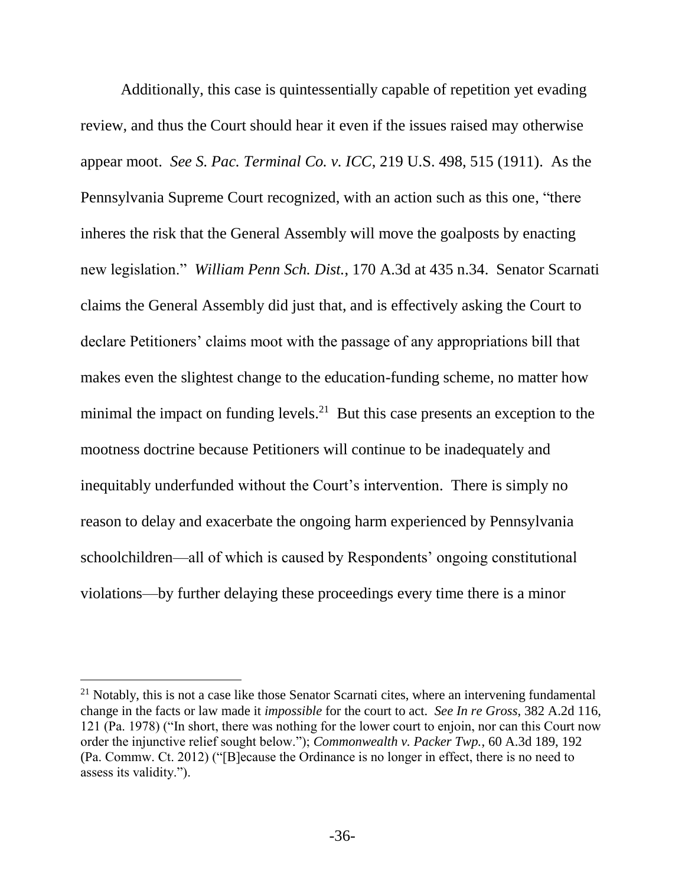Additionally, this case is quintessentially capable of repetition yet evading review, and thus the Court should hear it even if the issues raised may otherwise appear moot. *See S. Pac. Terminal Co. v. ICC*, 219 U.S. 498, 515 (1911). As the Pennsylvania Supreme Court recognized, with an action such as this one, "there inheres the risk that the General Assembly will move the goalposts by enacting new legislation." *William Penn Sch. Dist.*, 170 A.3d at 435 n.34. Senator Scarnati claims the General Assembly did just that, and is effectively asking the Court to declare Petitioners' claims moot with the passage of any appropriations bill that makes even the slightest change to the education-funding scheme, no matter how minimal the impact on funding levels.[21] But this case presents an exception to the mootness doctrine because Petitioners will continue to be inadequately and inequitably underfunded without the Court's intervention. There is simply no reason to delay and exacerbate the ongoing harm experienced by Pennsylvania schoolchildren—all of which is caused by Respondents' ongoing constitutional violations—by further delaying these proceedings every time there is a minor

---

[21] Notably, this is not a case like those Senator Scarnati cites, where an intervening fundamental change in the facts or law made it *impossible* for the court to act. *See In re Gross*, 382 A.2d 116, 121 (Pa. 1978) ("In short, there was nothing for the lower court to enjoin, nor can this Court now order the injunctive relief sought below."); *Commonwealth v. Packer Twp.*, 60 A.3d 189, 192 (Pa. Commw. Ct. 2012) ("[B]ecause the Ordinance is no longer in effect, there is no need to assess its validity.").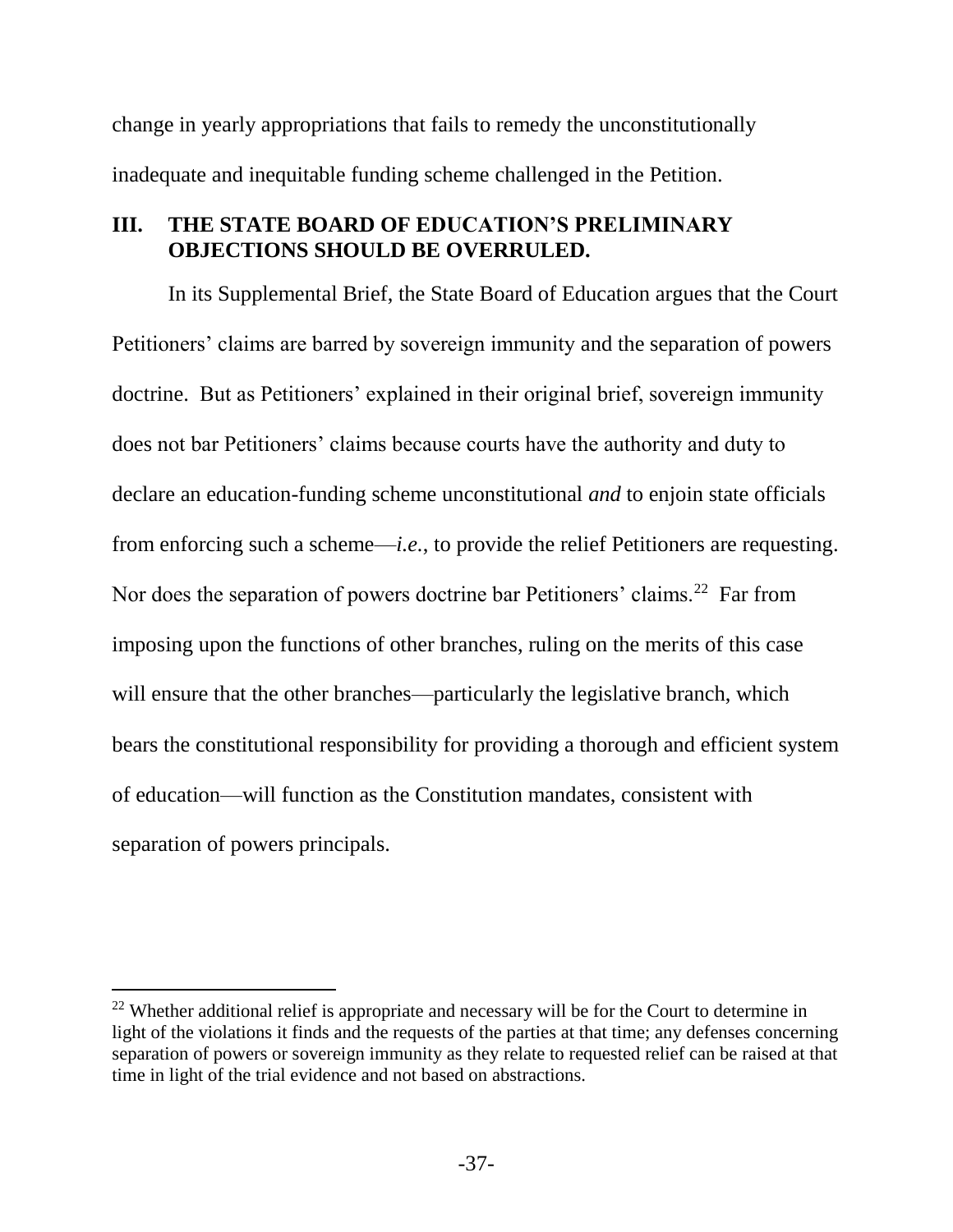change in yearly appropriations that fails to remedy the unconstitutionally inadequate and inequitable funding scheme challenged in the Petition.

## III. THE STATE BOARD OF EDUCATION'S PRELIMINARY OBJECTIONS SHOULD BE OVERRULED.

In its Supplemental Brief, the State Board of Education argues that the Court Petitioners' claims are barred by sovereign immunity and the separation of powers doctrine. But as Petitioners' explained in their original brief, sovereign immunity does not bar Petitioners' claims because courts have the authority and duty to declare an education-funding scheme unconstitutional *and* to enjoin state officials from enforcing such a scheme—*i.e.*, to provide the relief Petitioners are requesting. Nor does the separation of powers doctrine bar Petitioners' claims.[22] Far from imposing upon the functions of other branches, ruling on the merits of this case will ensure that the other branches—particularly the legislative branch, which bears the constitutional responsibility for providing a thorough and efficient system of education—will function as the Constitution mandates, consistent with separation of powers principals.

[22] Whether additional relief is appropriate and necessary will be for the Court to determine in light of the violations it finds and the requests of the parties at that time; any defenses concerning separation of powers or sovereign immunity as they relate to requested relief can be raised at that time in light of the trial evidence and not based on abstractions.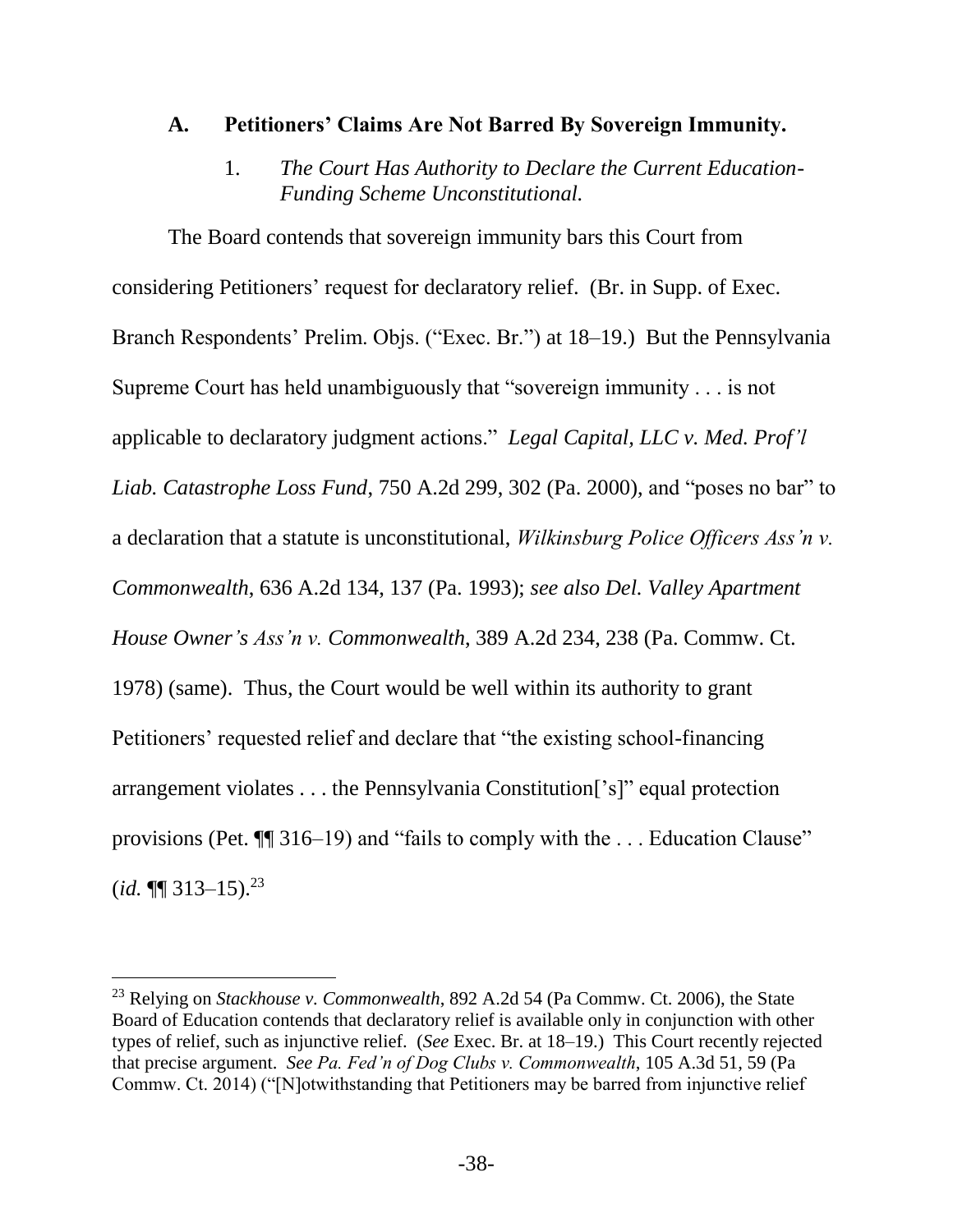### A. Petitioners' Claims Are Not Barred By Sovereign Immunity.

1. *The Court Has Authority to Declare the Current Education-Funding Scheme Unconstitutional.*

The Board contends that sovereign immunity bars this Court from considering Petitioners' request for declaratory relief. (Br. in Supp. of Exec. Branch Respondents' Prelim. Objs. ("Exec. Br.") at 18–19.) But the Pennsylvania Supreme Court has held unambiguously that "sovereign immunity . . . is not applicable to declaratory judgment actions." *Legal Capital, LLC v. Med. Prof'l Liab. Catastrophe Loss Fund*, 750 A.2d 299, 302 (Pa. 2000), and "poses no bar" to a declaration that a statute is unconstitutional, *Wilkinsburg Police Officers Ass'n v. Commonwealth*, 636 A.2d 134, 137 (Pa. 1993); *see also Del. Valley Apartment House Owner's Ass'n v. Commonwealth*, 389 A.2d 234, 238 (Pa. Commw. Ct. 1978) (same). Thus, the Court would be well within its authority to grant Petitioners' requested relief and declare that "the existing school-financing arrangement violates . . . the Pennsylvania Constitution['s]" equal protection provisions (Pet. ¶¶ 316–19) and "fails to comply with the . . . Education Clause" (*id.* ¶¶ 313–15).[23]

[23] Relying on *Stackhouse v. Commonwealth*, 892 A.2d 54 (Pa Commw. Ct. 2006), the State Board of Education contends that declaratory relief is available only in conjunction with other types of relief, such as injunctive relief. (*See* Exec. Br. at 18–19.) This Court recently rejected that precise argument. *See Pa. Fed'n of Dog Clubs v. Commonwealth*, 105 A.3d 51, 59 (Pa Commw. Ct. 2014) ("[N]otwithstanding that Petitioners may be barred from injunctive relief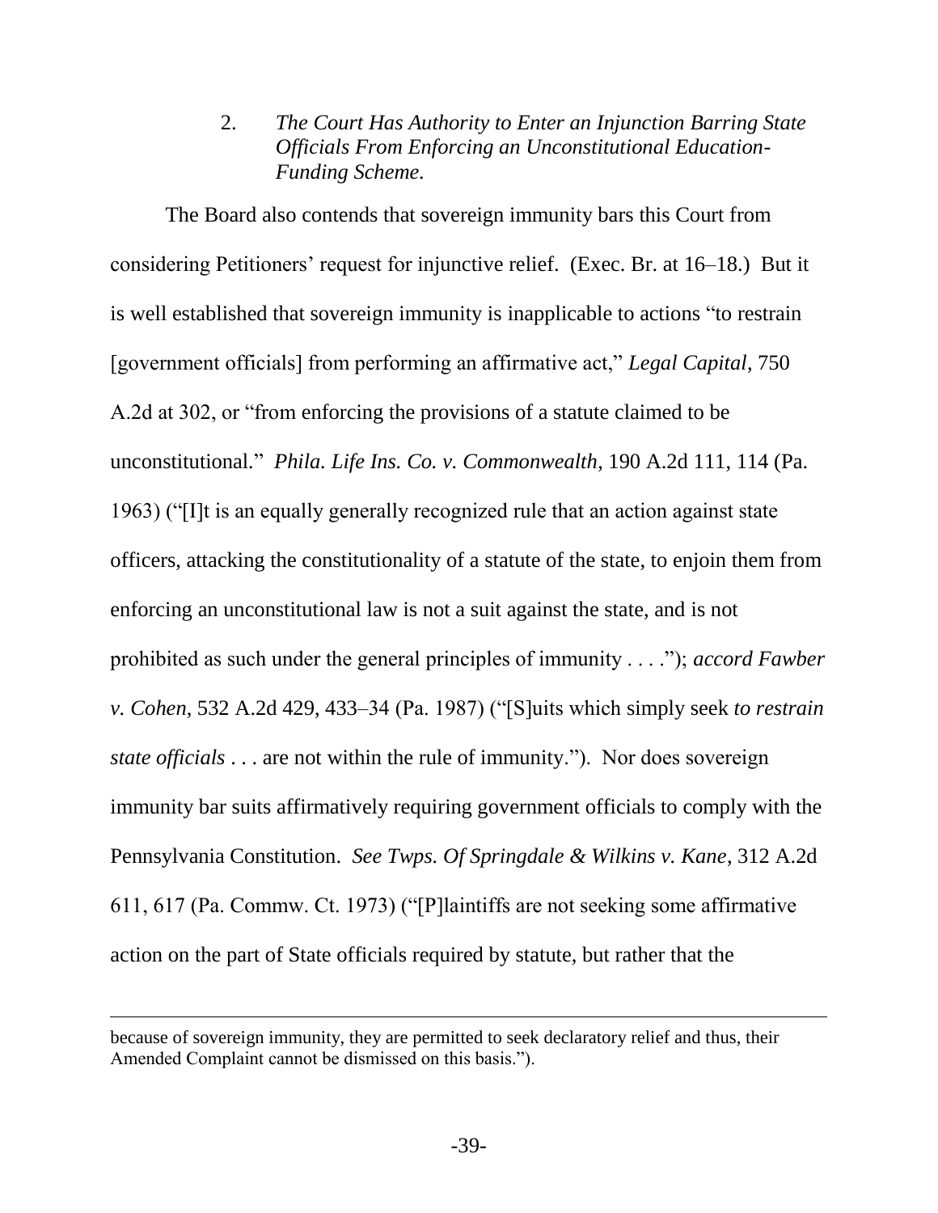2. *The Court Has Authority to Enter an Injunction Barring State Officials From Enforcing an Unconstitutional Education-Funding Scheme.*

The Board also contends that sovereign immunity bars this Court from considering Petitioners' request for injunctive relief. (Exec. Br. at 16–18.) But it is well established that sovereign immunity is inapplicable to actions "to restrain [government officials] from performing an affirmative act," *Legal Capital*, 750 A.2d at 302, or "from enforcing the provisions of a statute claimed to be unconstitutional." *Phila. Life Ins. Co. v. Commonwealth*, 190 A.2d 111, 114 (Pa. 1963) ("[I]t is an equally generally recognized rule that an action against state officers, attacking the constitutionality of a statute of the state, to enjoin them from enforcing an unconstitutional law is not a suit against the state, and is not prohibited as such under the general principles of immunity . . . ."); *accord Fawber v. Cohen*, 532 A.2d 429, 433–34 (Pa. 1987) ("[S]uits which simply seek *to restrain state officials* . . . are not within the rule of immunity."). Nor does sovereign immunity bar suits affirmatively requiring government officials to comply with the Pennsylvania Constitution. *See Twps. Of Springdale & Wilkins v. Kane*, 312 A.2d 611, 617 (Pa. Commw. Ct. 1973) ("[P]laintiffs are not seeking some affirmative action on the part of State officials required by statute, but rather that the

---

because of sovereign immunity, they are permitted to seek declaratory relief and thus, their Amended Complaint cannot be dismissed on this basis.").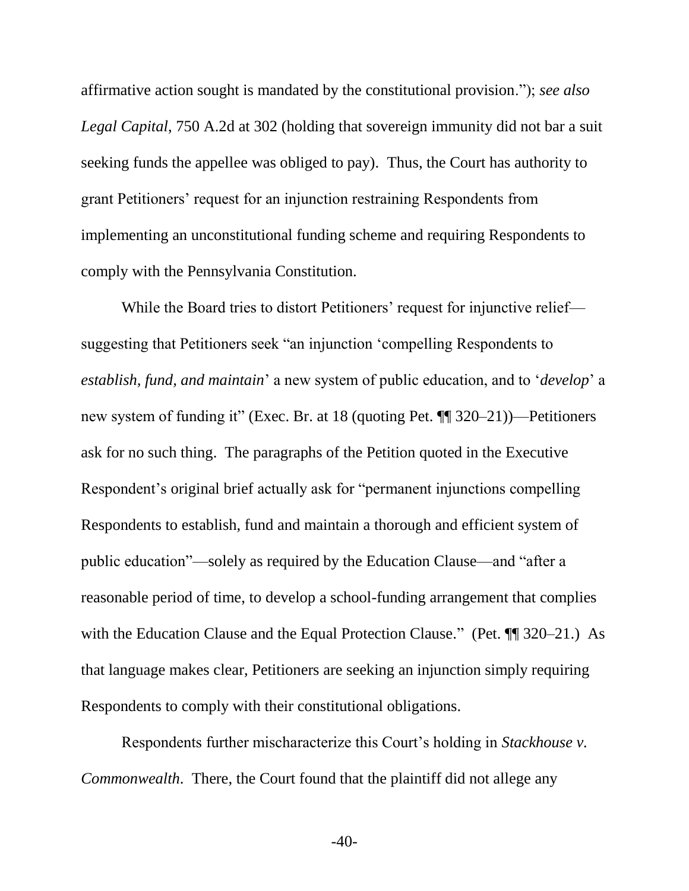affirmative action sought is mandated by the constitutional provision."); *see also Legal Capital*, 750 A.2d at 302 (holding that sovereign immunity did not bar a suit seeking funds the appellee was obliged to pay). Thus, the Court has authority to grant Petitioners' request for an injunction restraining Respondents from implementing an unconstitutional funding scheme and requiring Respondents to comply with the Pennsylvania Constitution.

While the Board tries to distort Petitioners' request for injunctive relief—suggesting that Petitioners seek "an injunction 'compelling Respondents to *establish, fund, and maintain*' a new system of public education, and to '*develop*' a new system of funding it" (Exec. Br. at 18 (quoting Pet. ¶¶ 320–21))—Petitioners ask for no such thing. The paragraphs of the Petition quoted in the Executive Respondent's original brief actually ask for "permanent injunctions compelling Respondents to establish, fund and maintain a thorough and efficient system of public education"—solely as required by the Education Clause—and "after a reasonable period of time, to develop a school-funding arrangement that complies with the Education Clause and the Equal Protection Clause." (Pet. ¶¶ 320–21.) As that language makes clear, Petitioners are seeking an injunction simply requiring Respondents to comply with their constitutional obligations.

Respondents further mischaracterize this Court's holding in *Stackhouse v. Commonwealth*. There, the Court found that the plaintiff did not allege any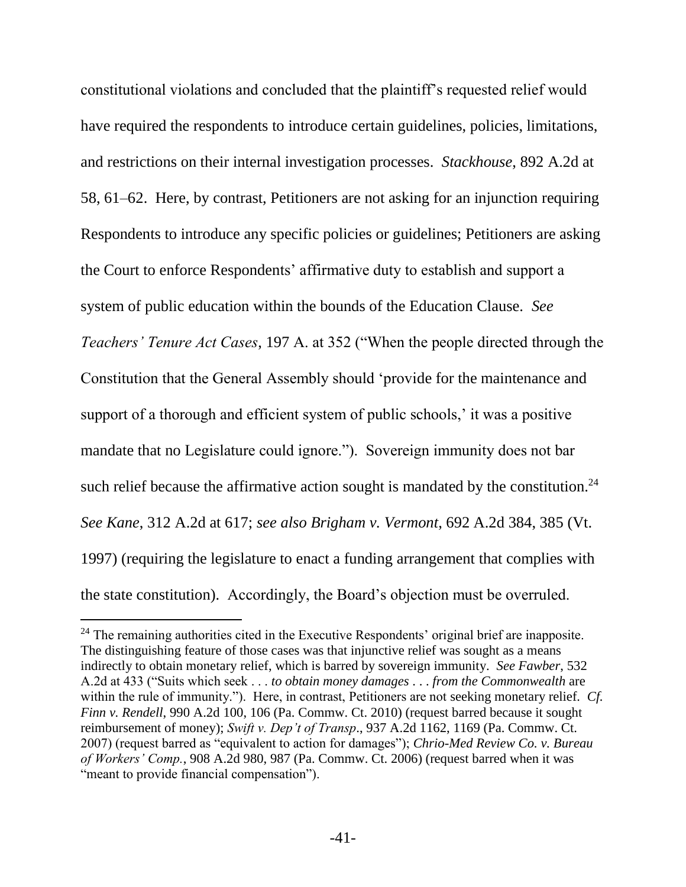constitutional violations and concluded that the plaintiff's requested relief would have required the respondents to introduce certain guidelines, policies, limitations, and restrictions on their internal investigation processes. *Stackhouse*, 892 A.2d at 58, 61–62. Here, by contrast, Petitioners are not asking for an injunction requiring Respondents to introduce any specific policies or guidelines; Petitioners are asking the Court to enforce Respondents' affirmative duty to establish and support a system of public education within the bounds of the Education Clause. *See Teachers' Tenure Act Cases*, 197 A. at 352 ("When the people directed through the Constitution that the General Assembly should 'provide for the maintenance and support of a thorough and efficient system of public schools,' it was a positive mandate that no Legislature could ignore."). Sovereign immunity does not bar such relief because the affirmative action sought is mandated by the constitution.[24] *See Kane*, 312 A.2d at 617; *see also Brigham v. Vermont*, 692 A.2d 384, 385 (Vt. 1997) (requiring the legislature to enact a funding arrangement that complies with the state constitution). Accordingly, the Board's objection must be overruled.

---

[24] The remaining authorities cited in the Executive Respondents' original brief are inapposite. The distinguishing feature of those cases was that injunctive relief was sought as a means indirectly to obtain monetary relief, which is barred by sovereign immunity. *See Fawber*, 532 A.2d at 433 ("Suits which seek . . . *to obtain money damages* . . . *from the Commonwealth* are within the rule of immunity."). Here, in contrast, Petitioners are not seeking monetary relief. *Cf. Finn v. Rendell*, 990 A.2d 100, 106 (Pa. Commw. Ct. 2010) (request barred because it sought reimbursement of money); *Swift v. Dep't of Transp*., 937 A.2d 1162, 1169 (Pa. Commw. Ct. 2007) (request barred as "equivalent to action for damages"); *Chrio-Med Review Co. v. Bureau of Workers' Comp.*, 908 A.2d 980, 987 (Pa. Commw. Ct. 2006) (request barred when it was "meant to provide financial compensation").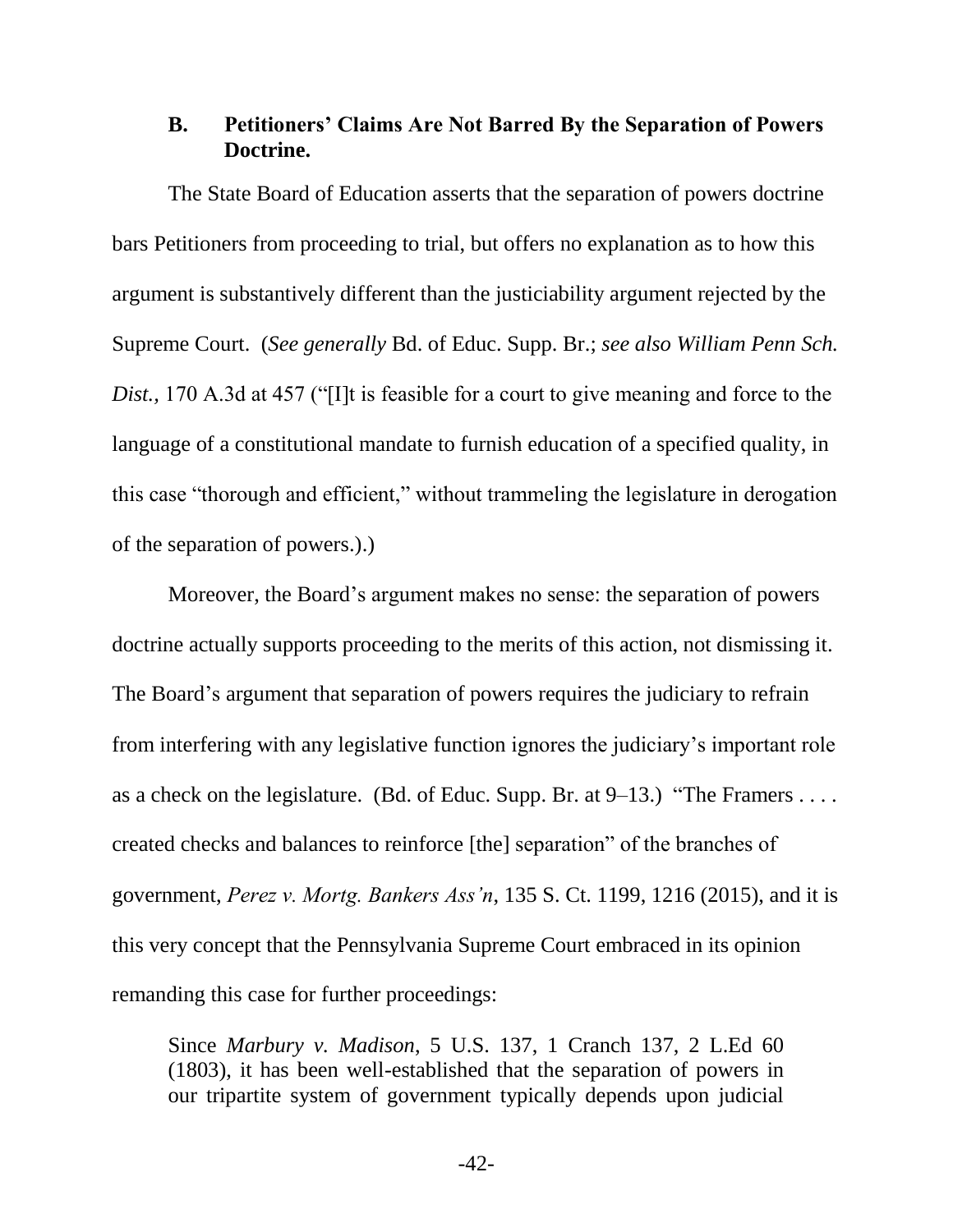### B. Petitioners' Claims Are Not Barred By the Separation of Powers Doctrine.

The State Board of Education asserts that the separation of powers doctrine bars Petitioners from proceeding to trial, but offers no explanation as to how this argument is substantively different than the justiciability argument rejected by the Supreme Court. (*See generally* Bd. of Educ. Supp. Br.; *see also William Penn Sch. Dist.,* 170 A.3d at 457 ("[I]t is feasible for a court to give meaning and force to the language of a constitutional mandate to furnish education of a specified quality, in this case "thorough and efficient," without trammeling the legislature in derogation of the separation of powers.).)

Moreover, the Board's argument makes no sense: the separation of powers doctrine actually supports proceeding to the merits of this action, not dismissing it. The Board's argument that separation of powers requires the judiciary to refrain from interfering with any legislative function ignores the judiciary's important role as a check on the legislature. (Bd. of Educ. Supp. Br. at 9–13.) "The Framers . . . . created checks and balances to reinforce [the] separation" of the branches of government, *Perez v. Mortg. Bankers Ass'n*, 135 S. Ct. 1199, 1216 (2015), and it is this very concept that the Pennsylvania Supreme Court embraced in its opinion remanding this case for further proceedings:

> Since *Marbury v. Madison*, 5 U.S. 137, 1 Cranch 137, 2 L.Ed 60 (1803), it has been well-established that the separation of powers in our tripartite system of government typically depends upon judicial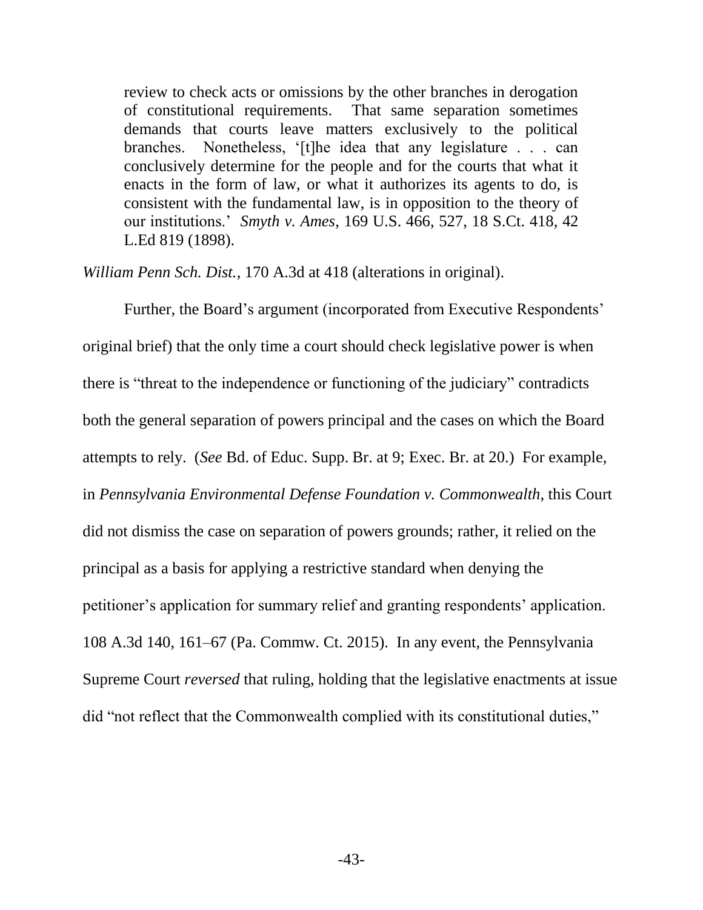> review to check acts or omissions by the other branches in derogation of constitutional requirements. That same separation sometimes demands that courts leave matters exclusively to the political branches. Nonetheless, '[t]he idea that any legislature . . . can conclusively determine for the people and for the courts that what it enacts in the form of law, or what it authorizes its agents to do, is consistent with the fundamental law, is in opposition to the theory of our institutions.' *Smyth v. Ames*, 169 U.S. 466, 527, 18 S.Ct. 418, 42 L.Ed 819 (1898).

*William Penn Sch. Dist.*, 170 A.3d at 418 (alterations in original).

Further, the Board's argument (incorporated from Executive Respondents' original brief) that the only time a court should check legislative power is when there is "threat to the independence or functioning of the judiciary" contradicts both the general separation of powers principal and the cases on which the Board attempts to rely. (*See* Bd. of Educ. Supp. Br. at 9; Exec. Br. at 20.) For example, in *Pennsylvania Environmental Defense Foundation v. Commonwealth*, this Court did not dismiss the case on separation of powers grounds; rather, it relied on the principal as a basis for applying a restrictive standard when denying the petitioner's application for summary relief and granting respondents' application. 108 A.3d 140, 161–67 (Pa. Commw. Ct. 2015). In any event, the Pennsylvania Supreme Court *reversed* that ruling, holding that the legislative enactments at issue did "not reflect that the Commonwealth complied with its constitutional duties,"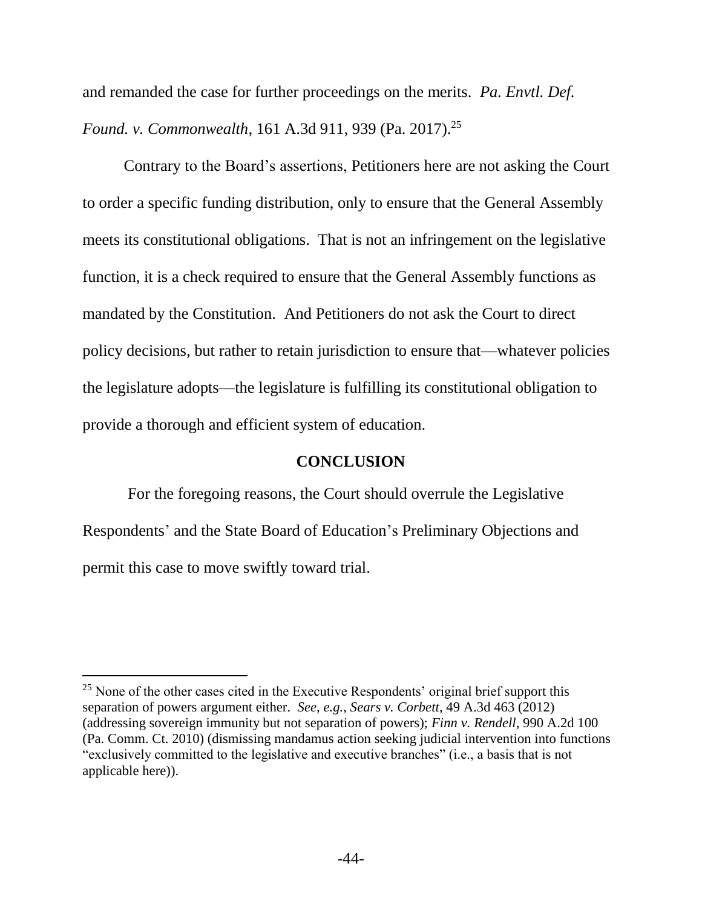and remanded the case for further proceedings on the merits. *Pa. Envtl. Def. Found. v. Commonwealth*, 161 A.3d 911, 939 (Pa. 2017).[25]

Contrary to the Board's assertions, Petitioners here are not asking the Court to order a specific funding distribution, only to ensure that the General Assembly meets its constitutional obligations. That is not an infringement on the legislative function, it is a check required to ensure that the General Assembly functions as mandated by the Constitution. And Petitioners do not ask the Court to direct policy decisions, but rather to retain jurisdiction to ensure that—whatever policies the legislature adopts—the legislature is fulfilling its constitutional obligation to provide a thorough and efficient system of education.

## CONCLUSION

For the foregoing reasons, the Court should overrule the Legislative Respondents' and the State Board of Education's Preliminary Objections and permit this case to move swiftly toward trial.

---

[25] None of the other cases cited in the Executive Respondents' original brief support this separation of powers argument either. *See, e.g.*, *Sears v. Corbett*, 49 A.3d 463 (2012) (addressing sovereign immunity but not separation of powers); *Finn v. Rendell*, 990 A.2d 100 (Pa. Comm. Ct. 2010) (dismissing mandamus action seeking judicial intervention into functions "exclusively committed to the legislative and executive branches" (i.e., a basis that is not applicable here)).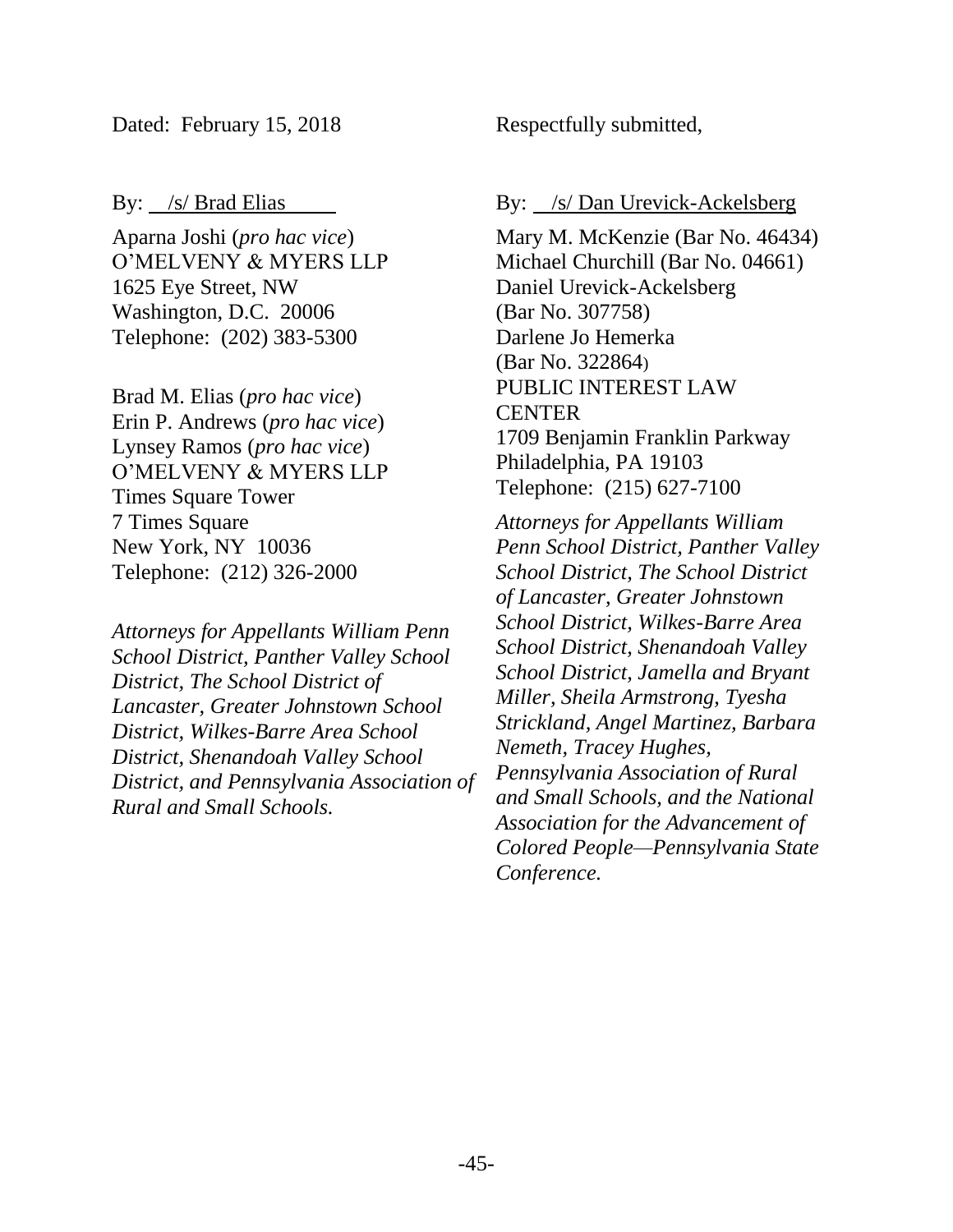Dated: February 15, 2018

Respectfully submitted,

By: /s/ Brad Elias

Aparna Joshi (*pro hac vice*)
O'MELVENY & MYERS LLP
1625 Eye Street, NW
Washington, D.C. 20006
Telephone: (202) 383-5300

Brad M. Elias (*pro hac vice*)
Erin P. Andrews (*pro hac vice*)
Lynsey Ramos (*pro hac vice*)
O'MELVENY & MYERS LLP
Times Square Tower
7 Times Square
New York, NY 10036
Telephone: (212) 326-2000

*Attorneys for Appellants William Penn School District, Panther Valley School District, The School District of Lancaster, Greater Johnstown School District, Wilkes-Barre Area School District, Shenandoah Valley School District, and Pennsylvania Association of Rural and Small Schools.*

By: /s/ Dan Urevick-Ackelsberg

Mary M. McKenzie (Bar No. 46434)
Michael Churchill (Bar No. 04661)
Daniel Urevick-Ackelsberg
(Bar No. 307758)
Darlene Jo Hemerka
(Bar No. 322864)
PUBLIC INTEREST LAW CENTER
1709 Benjamin Franklin Parkway
Philadelphia, PA 19103
Telephone: (215) 627-7100

*Attorneys for Appellants William Penn School District, Panther Valley School District, The School District of Lancaster, Greater Johnstown School District, Wilkes-Barre Area School District, Shenandoah Valley School District, Jamella and Bryant Miller, Sheila Armstrong, Tyesha Strickland, Angel Martinez, Barbara Nemeth, Tracey Hughes, Pennsylvania Association of Rural and Small Schools, and the National Association for the Advancement of Colored People—Pennsylvania State Conference.*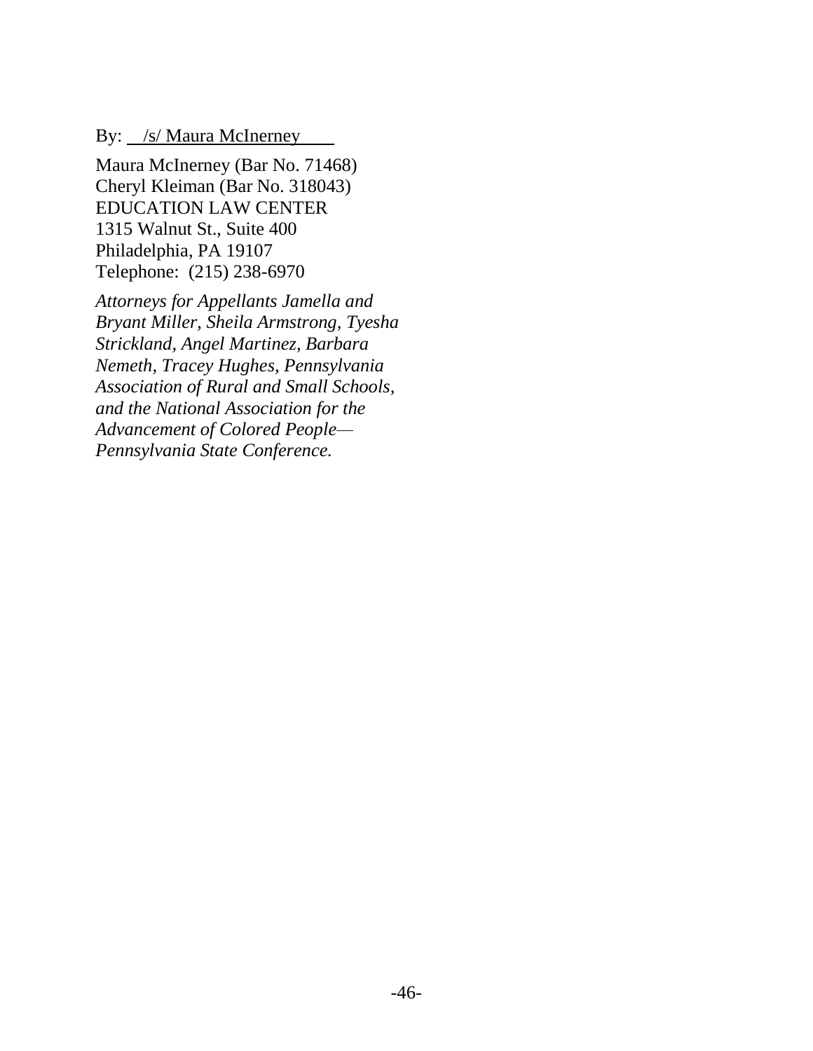By: /s/ Maura McInerney

Maura McInerney (Bar No. 71468)
Cheryl Kleiman (Bar No. 318043)
EDUCATION LAW CENTER
1315 Walnut St., Suite 400
Philadelphia, PA 19107
Telephone: (215) 238-6970

*Attorneys for Appellants Jamella and Bryant Miller, Sheila Armstrong, Tyesha Strickland, Angel Martinez, Barbara Nemeth, Tracey Hughes, Pennsylvania Association of Rural and Small Schools, and the National Association for the Advancement of Colored People—Pennsylvania State Conference.*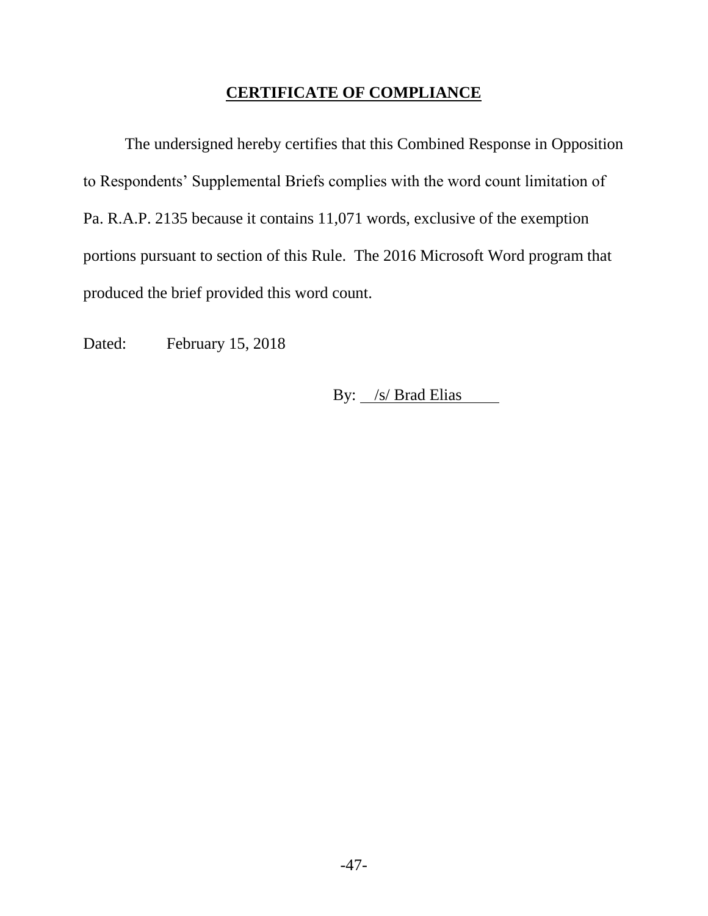## **CERTIFICATE OF COMPLIANCE**

The undersigned hereby certifies that this Combined Response in Opposition to Respondents' Supplemental Briefs complies with the word count limitation of Pa. R.A.P. 2135 because it contains 11,071 words, exclusive of the exemption portions pursuant to section of this Rule. The 2016 Microsoft Word program that produced the brief provided this word count.

Dated: February 15, 2018

By: /s/ Brad Elias